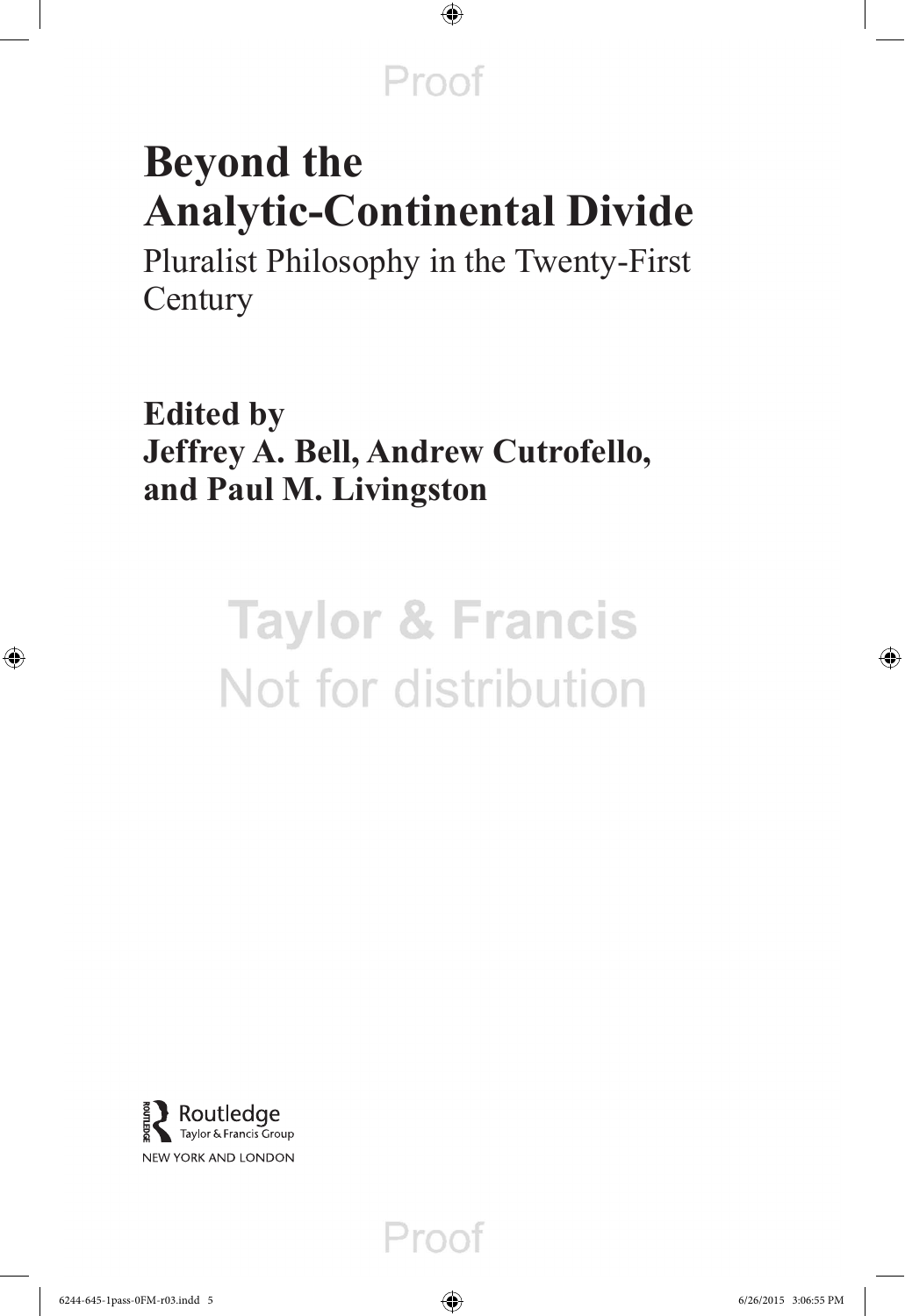# Beyond the Analytic-Continental Divide

## Pluralist Philosophy in the Twenty-First Century

**Edited by**
**Jeffrey A. Bell, Andrew Cutrofello, and Paul M. Livingston**

Routledge
Taylor & Francis Group
NEW YORK AND LONDON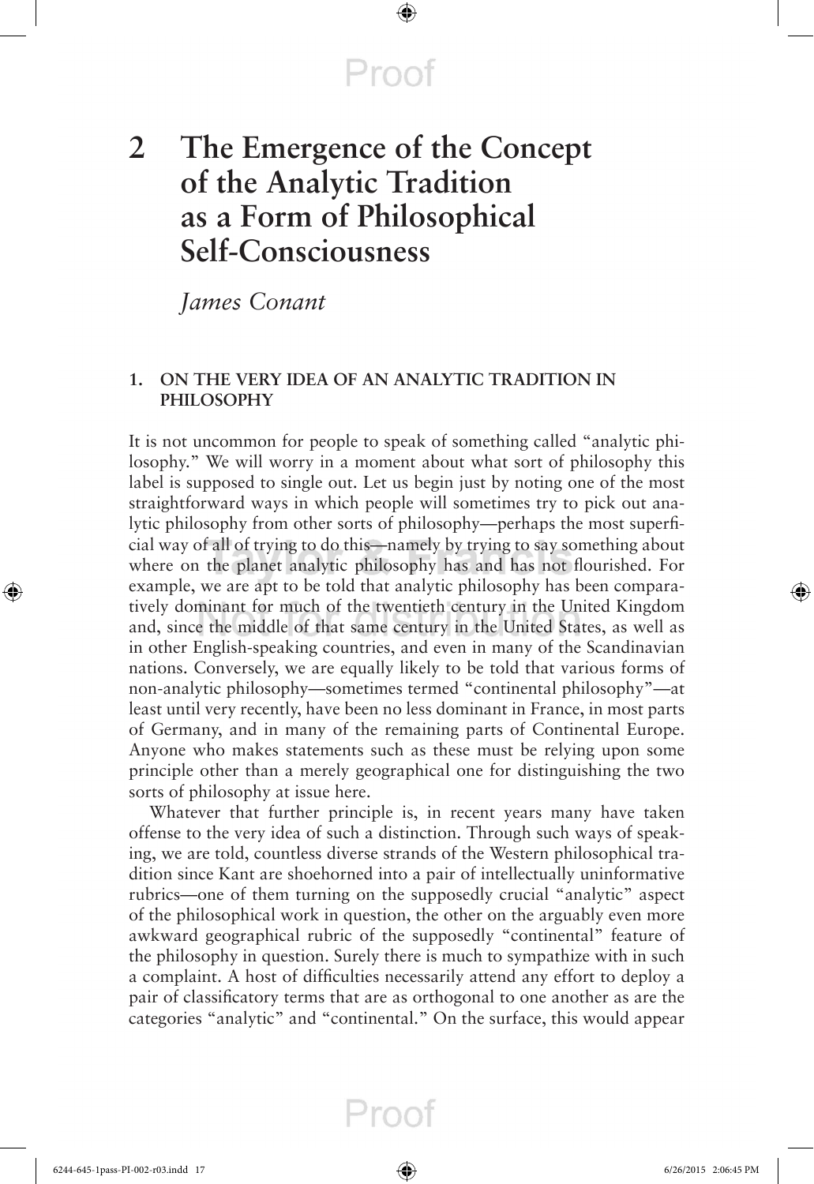# 2 The Emergence of the Concept of the Analytic Tradition as a Form of Philosophical Self-Consciousness

*James Conant*

## 1. ON THE VERY IDEA OF AN ANALYTIC TRADITION IN PHILOSOPHY

It is not uncommon for people to speak of something called "analytic philosophy." We will worry in a moment about what sort of philosophy this label is supposed to single out. Let us begin just by noting one of the most straightforward ways in which people will sometimes try to pick out analytic philosophy from other sorts of philosophy—perhaps the most superficial way of all of trying to do this—namely by trying to say something about where on the planet analytic philosophy has and has not flourished. For example, we are apt to be told that analytic philosophy has been comparatively dominant for much of the twentieth century in the United Kingdom and, since the middle of that same century in the United States, as well as in other English-speaking countries, and even in many of the Scandinavian nations. Conversely, we are equally likely to be told that various forms of non-analytic philosophy—sometimes termed "continental philosophy"—at least until very recently, have been no less dominant in France, in most parts of Germany, and in many of the remaining parts of Continental Europe. Anyone who makes statements such as these must be relying upon some principle other than a merely geographical one for distinguishing the two sorts of philosophy at issue here.

Whatever that further principle is, in recent years many have taken offense to the very idea of such a distinction. Through such ways of speaking, we are told, countless diverse strands of the Western philosophical tradition since Kant are shoehorned into a pair of intellectually uninformative rubrics—one of them turning on the supposedly crucial "analytic" aspect of the philosophical work in question, the other on the arguably even more awkward geographical rubric of the supposedly "continental" feature of the philosophy in question. Surely there is much to sympathize with in such a complaint. A host of difficulties necessarily attend any effort to deploy a pair of classificatory terms that are as orthogonal to one another as are the categories "analytic" and "continental." On the surface, this would appear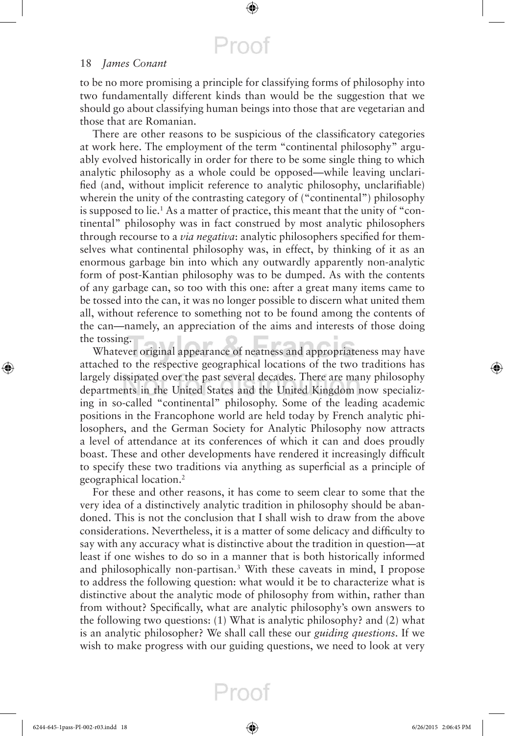to be no more promising a principle for classifying forms of philosophy into two fundamentally different kinds than would be the suggestion that we should go about classifying human beings into those that are vegetarian and those that are Romanian.

There are other reasons to be suspicious of the classificatory categories at work here. The employment of the term "continental philosophy" arguably evolved historically in order for there to be some single thing to which analytic philosophy as a whole could be opposed—while leaving unclarified (and, without implicit reference to analytic philosophy, unclarifiable) wherein the unity of the contrasting category of ("continental") philosophy is supposed to lie.[1] As a matter of practice, this meant that the unity of "continental" philosophy was in fact construed by most analytic philosophers through recourse to a *via negativa*: analytic philosophers specified for themselves what continental philosophy was, in effect, by thinking of it as an enormous garbage bin into which any outwardly apparently non-analytic form of post-Kantian philosophy was to be dumped. As with the contents of any garbage can, so too with this one: after a great many items came to be tossed into the can, it was no longer possible to discern what united them all, without reference to something not to be found among the contents of the can—namely, an appreciation of the aims and interests of those doing the tossing.

Whatever original appearance of neatness and appropriateness may have attached to the respective geographical locations of the two traditions has largely dissipated over the past several decades. There are many philosophy departments in the United States and the United Kingdom now specializing in so-called "continental" philosophy. Some of the leading academic positions in the Francophone world are held today by French analytic philosophers, and the German Society for Analytic Philosophy now attracts a level of attendance at its conferences of which it can and does proudly boast. These and other developments have rendered it increasingly difficult to specify these two traditions via anything as superficial as a principle of geographical location.[2]

For these and other reasons, it has come to seem clear to some that the very idea of a distinctively analytic tradition in philosophy should be abandoned. This is not the conclusion that I shall wish to draw from the above considerations. Nevertheless, it is a matter of some delicacy and difficulty to say with any accuracy what is distinctive about the tradition in question—at least if one wishes to do so in a manner that is both historically informed and philosophically non-partisan.[3] With these caveats in mind, I propose to address the following question: what would it be to characterize what is distinctive about the analytic mode of philosophy from within, rather than from without? Specifically, what are analytic philosophy's own answers to the following two questions: (1) What is analytic philosophy? and (2) what is an analytic philosopher? We shall call these our *guiding questions*. If we wish to make progress with our guiding questions, we need to look at very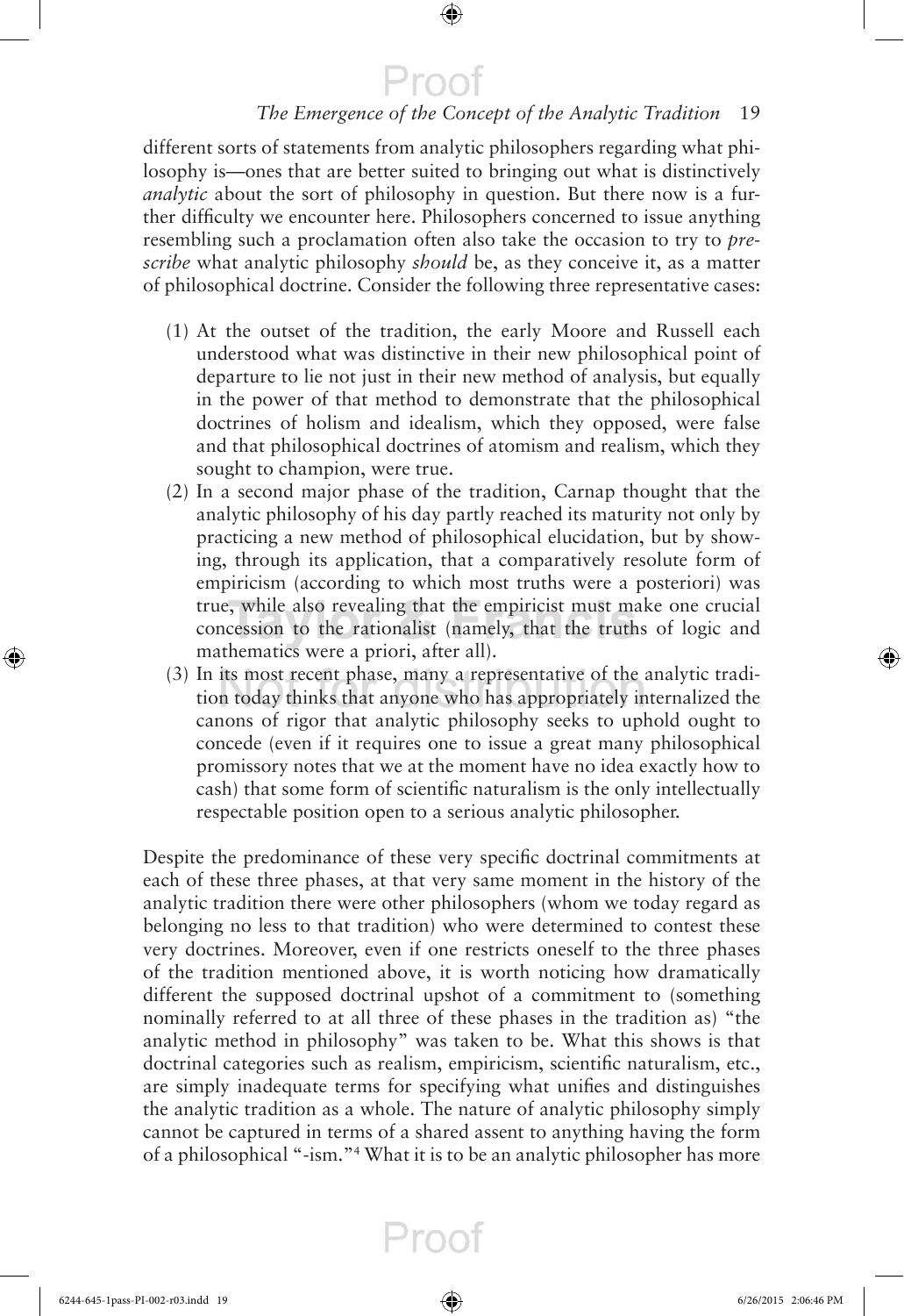different sorts of statements from analytic philosophers regarding what philosophy is—ones that are better suited to bringing out what is distinctively *analytic* about the sort of philosophy in question. But there now is a further difficulty we encounter here. Philosophers concerned to issue anything resembling such a proclamation often also take the occasion to try to *prescribe* what analytic philosophy *should* be, as they conceive it, as a matter of philosophical doctrine. Consider the following three representative cases:

(1) At the outset of the tradition, the early Moore and Russell each understood what was distinctive in their new philosophical point of departure to lie not just in their new method of analysis, but equally in the power of that method to demonstrate that the philosophical doctrines of holism and idealism, which they opposed, were false and that philosophical doctrines of atomism and realism, which they sought to champion, were true.

(2) In a second major phase of the tradition, Carnap thought that the analytic philosophy of his day partly reached its maturity not only by practicing a new method of philosophical elucidation, but by showing, through its application, that a comparatively resolute form of empiricism (according to which most truths were a posteriori) was true, while also revealing that the empiricist must make one crucial concession to the rationalist (namely, that the truths of logic and mathematics were a priori, after all).

(3) In its most recent phase, many a representative of the analytic tradition today thinks that anyone who has appropriately internalized the canons of rigor that analytic philosophy seeks to uphold ought to concede (even if it requires one to issue a great many philosophical promissory notes that we at the moment have no idea exactly how to cash) that some form of scientific naturalism is the only intellectually respectable position open to a serious analytic philosopher.

Despite the predominance of these very specific doctrinal commitments at each of these three phases, at that very same moment in the history of the analytic tradition there were other philosophers (whom we today regard as belonging no less to that tradition) who were determined to contest these very doctrines. Moreover, even if one restricts oneself to the three phases of the tradition mentioned above, it is worth noticing how dramatically different the supposed doctrinal upshot of a commitment to (something nominally referred to at all three of these phases in the tradition as) "the analytic method in philosophy" was taken to be. What this shows is that doctrinal categories such as realism, empiricism, scientific naturalism, etc., are simply inadequate terms for specifying what unifies and distinguishes the analytic tradition as a whole. The nature of analytic philosophy simply cannot be captured in terms of a shared assent to anything having the form of a philosophical "-ism."[4] What it is to be an analytic philosopher has more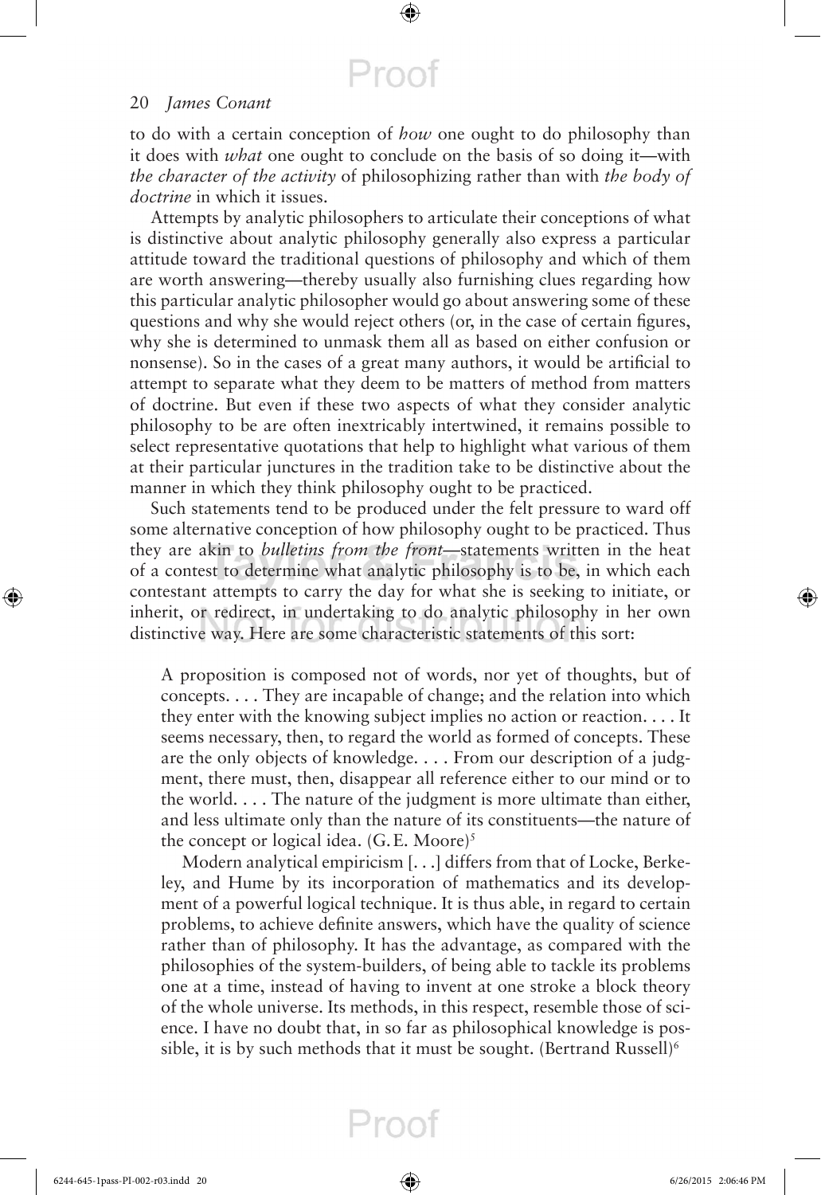to do with a certain conception of *how* one ought to do philosophy than it does with *what* one ought to conclude on the basis of so doing it—with *the character of the activity* of philosophizing rather than with *the body of doctrine* in which it issues.

Attempts by analytic philosophers to articulate their conceptions of what is distinctive about analytic philosophy generally also express a particular attitude toward the traditional questions of philosophy and which of them are worth answering—thereby usually also furnishing clues regarding how this particular analytic philosopher would go about answering some of these questions and why she would reject others (or, in the case of certain figures, why she is determined to unmask them all as based on either confusion or nonsense). So in the cases of a great many authors, it would be artificial to attempt to separate what they deem to be matters of method from matters of doctrine. But even if these two aspects of what they consider analytic philosophy to be are often inextricably intertwined, it remains possible to select representative quotations that help to highlight what various of them at their particular junctures in the tradition take to be distinctive about the manner in which they think philosophy ought to be practiced.

Such statements tend to be produced under the felt pressure to ward off some alternative conception of how philosophy ought to be practiced. Thus they are akin to *bulletins from the front*—statements written in the heat of a contest to determine what analytic philosophy is to be, in which each contestant attempts to carry the day for what she is seeking to initiate, or inherit, or redirect, in undertaking to do analytic philosophy in her own distinctive way. Here are some characteristic statements of this sort:

> A proposition is composed not of words, nor yet of thoughts, but of concepts. . . . They are incapable of change; and the relation into which they enter with the knowing subject implies no action or reaction. . . . It seems necessary, then, to regard the world as formed of concepts. These are the only objects of knowledge. . . . From our description of a judgment, there must, then, disappear all reference either to our mind or to the world. . . . The nature of the judgment is more ultimate than either, and less ultimate only than the nature of its constituents—the nature of the concept or logical idea. (G.E. Moore)[5]
>
> Modern analytical empiricism [. . .] differs from that of Locke, Berkeley, and Hume by its incorporation of mathematics and its development of a powerful logical technique. It is thus able, in regard to certain problems, to achieve definite answers, which have the quality of science rather than of philosophy. It has the advantage, as compared with the philosophies of the system-builders, of being able to tackle its problems one at a time, instead of having to invent at one stroke a block theory of the whole universe. Its methods, in this respect, resemble those of science. I have no doubt that, in so far as philosophical knowledge is possible, it is by such methods that it must be sought. (Bertrand Russell)[6]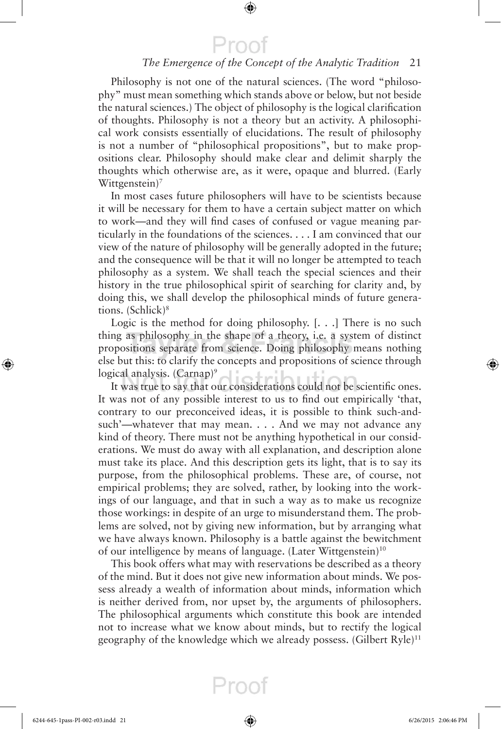Philosophy is not one of the natural sciences. (The word "philosophy" must mean something which stands above or below, but not beside the natural sciences.) The object of philosophy is the logical clarification of thoughts. Philosophy is not a theory but an activity. A philosophical work consists essentially of elucidations. The result of philosophy is not a number of "philosophical propositions", but to make propositions clear. Philosophy should make clear and delimit sharply the thoughts which otherwise are, as it were, opaque and blurred. (Early Wittgenstein)[7]

In most cases future philosophers will have to be scientists because it will be necessary for them to have a certain subject matter on which to work—and they will find cases of confused or vague meaning particularly in the foundations of the sciences. . . . I am convinced that our view of the nature of philosophy will be generally adopted in the future; and the consequence will be that it will no longer be attempted to teach philosophy as a system. We shall teach the special sciences and their history in the true philosophical spirit of searching for clarity and, by doing this, we shall develop the philosophical minds of future generations. (Schlick)[8]

Logic is the method for doing philosophy. [. . .] There is no such thing as philosophy in the shape of a theory, i.e. a system of distinct propositions separate from science. Doing philosophy means nothing else but this: to clarify the concepts and propositions of science through logical analysis. (Carnap)[9]

It was true to say that our considerations could not be scientific ones. It was not of any possible interest to us to find out empirically 'that, contrary to our preconceived ideas, it is possible to think such-and-such'—whatever that may mean. . . . And we may not advance any kind of theory. There must not be anything hypothetical in our considerations. We must do away with all explanation, and description alone must take its place. And this description gets its light, that is to say its purpose, from the philosophical problems. These are, of course, not empirical problems; they are solved, rather, by looking into the workings of our language, and that in such a way as to make us recognize those workings: in despite of an urge to misunderstand them. The problems are solved, not by giving new information, but by arranging what we have always known. Philosophy is a battle against the bewitchment of our intelligence by means of language. (Later Wittgenstein)[10]

This book offers what may with reservations be described as a theory of the mind. But it does not give new information about minds. We possess already a wealth of information about minds, information which is neither derived from, nor upset by, the arguments of philosophers. The philosophical arguments which constitute this book are intended not to increase what we know about minds, but to rectify the logical geography of the knowledge which we already possess. (Gilbert Ryle)[11]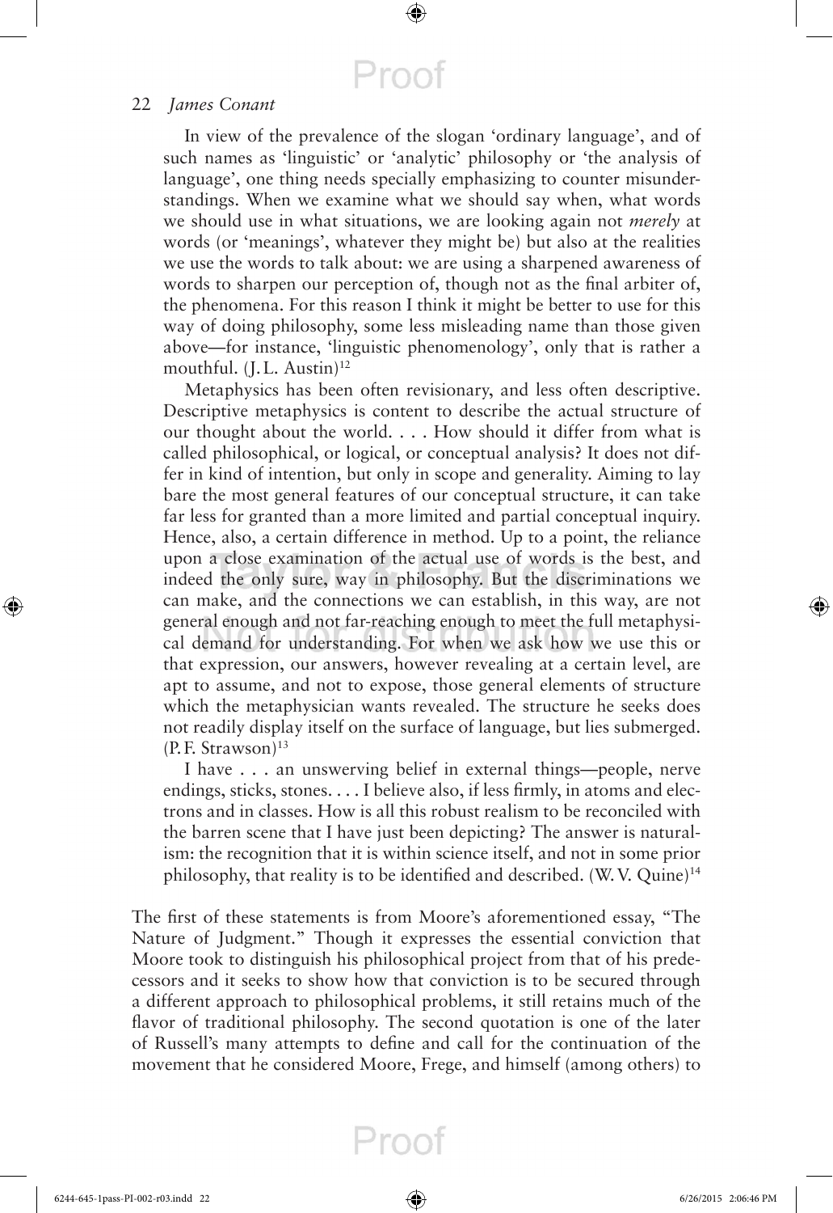In view of the prevalence of the slogan 'ordinary language', and of such names as 'linguistic' or 'analytic' philosophy or 'the analysis of language', one thing needs specially emphasizing to counter misunderstandings. When we examine what we should say when, what words we should use in what situations, we are looking again not *merely* at words (or 'meanings', whatever they might be) but also at the realities we use the words to talk about: we are using a sharpened awareness of words to sharpen our perception of, though not as the final arbiter of, the phenomena. For this reason I think it might be better to use for this way of doing philosophy, some less misleading name than those given above—for instance, 'linguistic phenomenology', only that is rather a mouthful. (J.L. Austin)[12]

Metaphysics has been often revisionary, and less often descriptive. Descriptive metaphysics is content to describe the actual structure of our thought about the world. . . . How should it differ from what is called philosophical, or logical, or conceptual analysis? It does not differ in kind of intention, but only in scope and generality. Aiming to lay bare the most general features of our conceptual structure, it can take far less for granted than a more limited and partial conceptual inquiry. Hence, also, a certain difference in method. Up to a point, the reliance upon a close examination of the actual use of words is the best, and indeed the only sure, way in philosophy. But the discriminations we can make, and the connections we can establish, in this way, are not general enough and not far-reaching enough to meet the full metaphysical demand for understanding. For when we ask how we use this or that expression, our answers, however revealing at a certain level, are apt to assume, and not to expose, those general elements of structure which the metaphysician wants revealed. The structure he seeks does not readily display itself on the surface of language, but lies submerged. (P.F. Strawson)[13]

I have . . . an unswerving belief in external things—people, nerve endings, sticks, stones. . . . I believe also, if less firmly, in atoms and electrons and in classes. How is all this robust realism to be reconciled with the barren scene that I have just been depicting? The answer is naturalism: the recognition that it is within science itself, and not in some prior philosophy, that reality is to be identified and described. (W.V. Quine)[14]

The first of these statements is from Moore's aforementioned essay, "The Nature of Judgment." Though it expresses the essential conviction that Moore took to distinguish his philosophical project from that of his predecessors and it seeks to show how that conviction is to be secured through a different approach to philosophical problems, it still retains much of the flavor of traditional philosophy. The second quotation is one of the later of Russell's many attempts to define and call for the continuation of the movement that he considered Moore, Frege, and himself (among others) to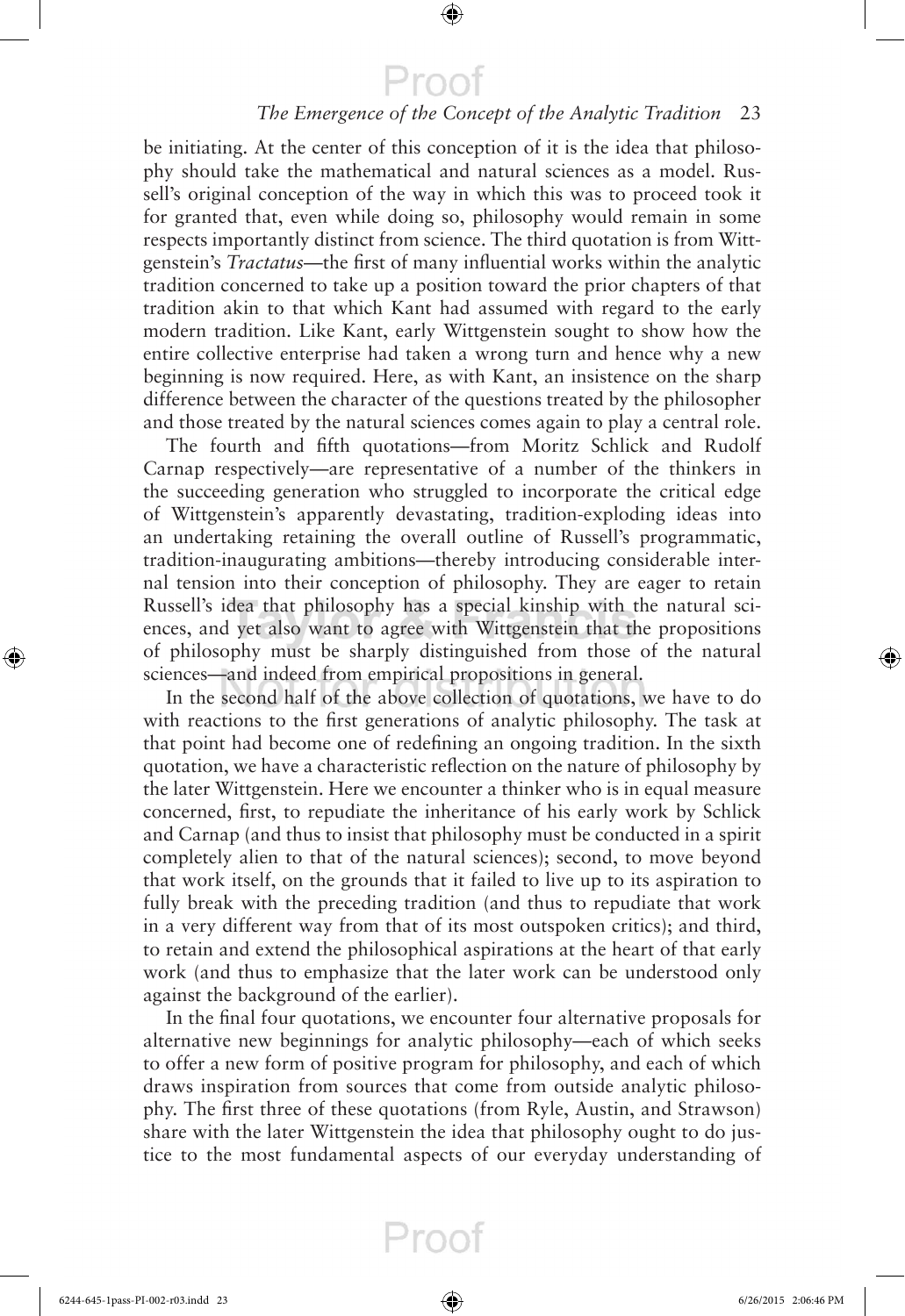be initiating. At the center of this conception of it is the idea that philosophy should take the mathematical and natural sciences as a model. Russell's original conception of the way in which this was to proceed took it for granted that, even while doing so, philosophy would remain in some respects importantly distinct from science. The third quotation is from Wittgenstein's *Tractatus*—the first of many influential works within the analytic tradition concerned to take up a position toward the prior chapters of that tradition akin to that which Kant had assumed with regard to the early modern tradition. Like Kant, early Wittgenstein sought to show how the entire collective enterprise had taken a wrong turn and hence why a new beginning is now required. Here, as with Kant, an insistence on the sharp difference between the character of the questions treated by the philosopher and those treated by the natural sciences comes again to play a central role.

The fourth and fifth quotations—from Moritz Schlick and Rudolf Carnap respectively—are representative of a number of the thinkers in the succeeding generation who struggled to incorporate the critical edge of Wittgenstein's apparently devastating, tradition-exploding ideas into an undertaking retaining the overall outline of Russell's programmatic, tradition-inaugurating ambitions—thereby introducing considerable internal tension into their conception of philosophy. They are eager to retain Russell's idea that philosophy has a special kinship with the natural sciences, and yet also want to agree with Wittgenstein that the propositions of philosophy must be sharply distinguished from those of the natural sciences—and indeed from empirical propositions in general.

In the second half of the above collection of quotations, we have to do with reactions to the first generations of analytic philosophy. The task at that point had become one of redefining an ongoing tradition. In the sixth quotation, we have a characteristic reflection on the nature of philosophy by the later Wittgenstein. Here we encounter a thinker who is in equal measure concerned, first, to repudiate the inheritance of his early work by Schlick and Carnap (and thus to insist that philosophy must be conducted in a spirit completely alien to that of the natural sciences); second, to move beyond that work itself, on the grounds that it failed to live up to its aspiration to fully break with the preceding tradition (and thus to repudiate that work in a very different way from that of its most outspoken critics); and third, to retain and extend the philosophical aspirations at the heart of that early work (and thus to emphasize that the later work can be understood only against the background of the earlier).

In the final four quotations, we encounter four alternative proposals for alternative new beginnings for analytic philosophy—each of which seeks to offer a new form of positive program for philosophy, and each of which draws inspiration from sources that come from outside analytic philosophy. The first three of these quotations (from Ryle, Austin, and Strawson) share with the later Wittgenstein the idea that philosophy ought to do justice to the most fundamental aspects of our everyday understanding of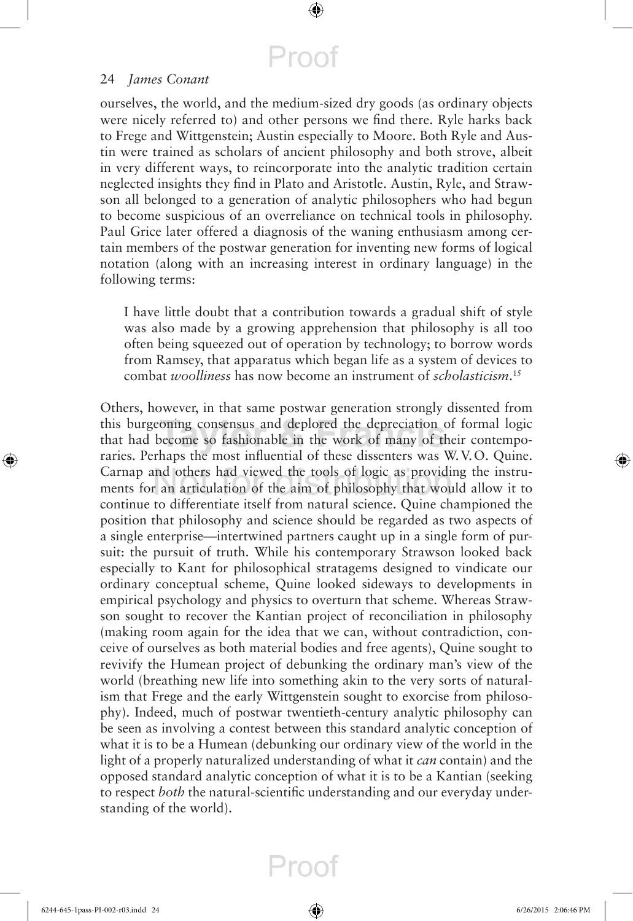ourselves, the world, and the medium-sized dry goods (as ordinary objects were nicely referred to) and other persons we find there. Ryle harks back to Frege and Wittgenstein; Austin especially to Moore. Both Ryle and Austin were trained as scholars of ancient philosophy and both strove, albeit in very different ways, to reincorporate into the analytic tradition certain neglected insights they find in Plato and Aristotle. Austin, Ryle, and Strawson all belonged to a generation of analytic philosophers who had begun to become suspicious of an overreliance on technical tools in philosophy. Paul Grice later offered a diagnosis of the waning enthusiasm among certain members of the postwar generation for inventing new forms of logical notation (along with an increasing interest in ordinary language) in the following terms:

> I have little doubt that a contribution towards a gradual shift of style was also made by a growing apprehension that philosophy is all too often being squeezed out of operation by technology; to borrow words from Ramsey, that apparatus which began life as a system of devices to combat *woolliness* has now become an instrument of *scholasticism*.[15]

Others, however, in that same postwar generation strongly dissented from this burgeoning consensus and deplored the depreciation of formal logic that had become so fashionable in the work of many of their contemporaries. Perhaps the most influential of these dissenters was W.V.O. Quine. Carnap and others had viewed the tools of logic as providing the instruments for an articulation of the aim of philosophy that would allow it to continue to differentiate itself from natural science. Quine championed the position that philosophy and science should be regarded as two aspects of a single enterprise—intertwined partners caught up in a single form of pursuit: the pursuit of truth. While his contemporary Strawson looked back especially to Kant for philosophical stratagems designed to vindicate our ordinary conceptual scheme, Quine looked sideways to developments in empirical psychology and physics to overturn that scheme. Whereas Strawson sought to recover the Kantian project of reconciliation in philosophy (making room again for the idea that we can, without contradiction, conceive of ourselves as both material bodies and free agents), Quine sought to revivify the Humean project of debunking the ordinary man's view of the world (breathing new life into something akin to the very sorts of naturalism that Frege and the early Wittgenstein sought to exorcise from philosophy). Indeed, much of postwar twentieth-century analytic philosophy can be seen as involving a contest between this standard analytic conception of what it is to be a Humean (debunking our ordinary view of the world in the light of a properly naturalized understanding of what it *can* contain) and the opposed standard analytic conception of what it is to be a Kantian (seeking to respect *both* the natural-scientific understanding and our everyday understanding of the world).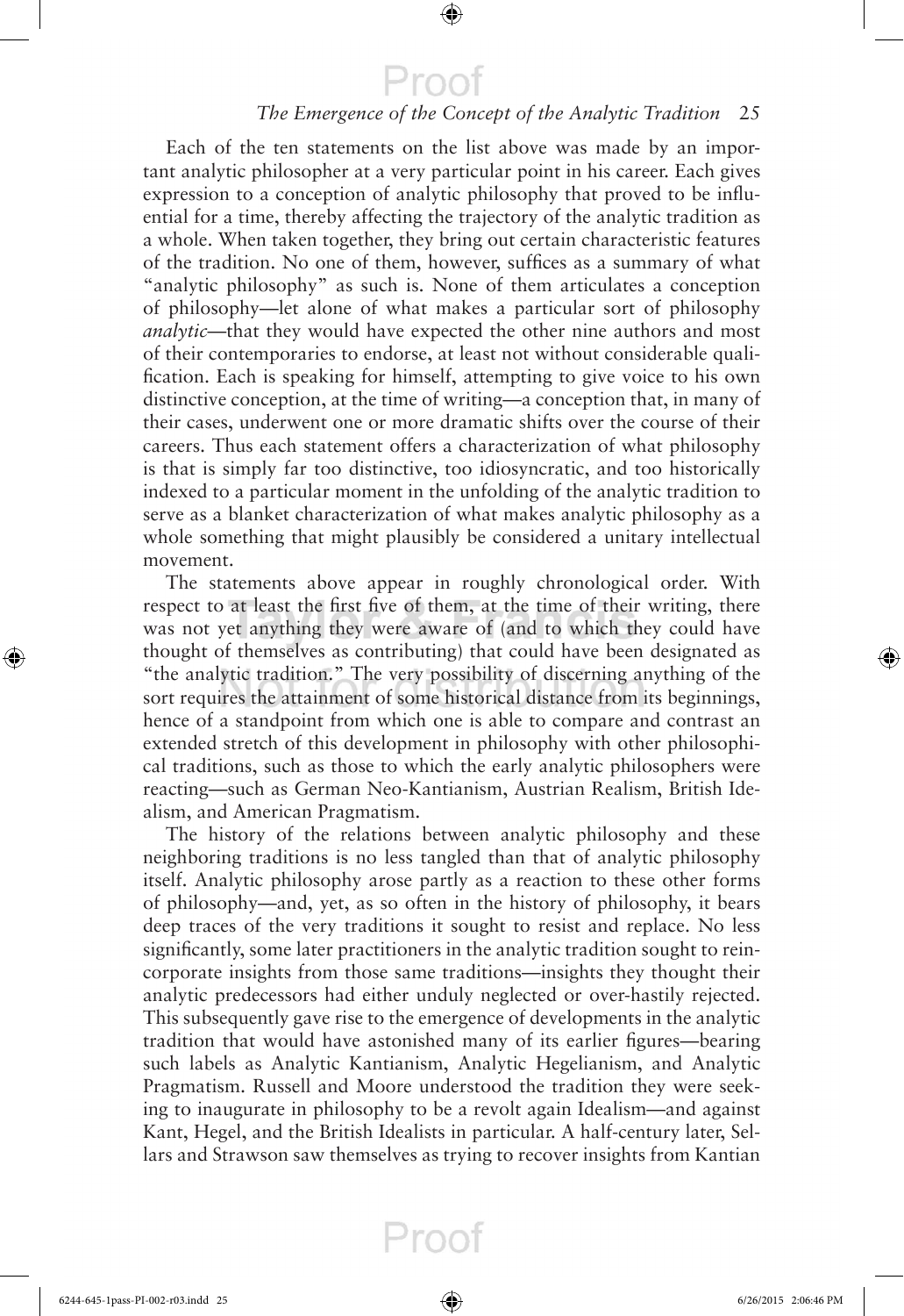Each of the ten statements on the list above was made by an important analytic philosopher at a very particular point in his career. Each gives expression to a conception of analytic philosophy that proved to be influential for a time, thereby affecting the trajectory of the analytic tradition as a whole. When taken together, they bring out certain characteristic features of the tradition. No one of them, however, suffices as a summary of what "analytic philosophy" as such is. None of them articulates a conception of philosophy—let alone of what makes a particular sort of philosophy *analytic*—that they would have expected the other nine authors and most of their contemporaries to endorse, at least not without considerable qualification. Each is speaking for himself, attempting to give voice to his own distinctive conception, at the time of writing—a conception that, in many of their cases, underwent one or more dramatic shifts over the course of their careers. Thus each statement offers a characterization of what philosophy is that is simply far too distinctive, too idiosyncratic, and too historically indexed to a particular moment in the unfolding of the analytic tradition to serve as a blanket characterization of what makes analytic philosophy as a whole something that might plausibly be considered a unitary intellectual movement.

The statements above appear in roughly chronological order. With respect to at least the first five of them, at the time of their writing, there was not yet anything they were aware of (and to which they could have thought of themselves as contributing) that could have been designated as "the analytic tradition." The very possibility of discerning anything of the sort requires the attainment of some historical distance from its beginnings, hence of a standpoint from which one is able to compare and contrast an extended stretch of this development in philosophy with other philosophical traditions, such as those to which the early analytic philosophers were reacting—such as German Neo-Kantianism, Austrian Realism, British Idealism, and American Pragmatism.

The history of the relations between analytic philosophy and these neighboring traditions is no less tangled than that of analytic philosophy itself. Analytic philosophy arose partly as a reaction to these other forms of philosophy—and, yet, as so often in the history of philosophy, it bears deep traces of the very traditions it sought to resist and replace. No less significantly, some later practitioners in the analytic tradition sought to reincorporate insights from those same traditions—insights they thought their analytic predecessors had either unduly neglected or over-hastily rejected. This subsequently gave rise to the emergence of developments in the analytic tradition that would have astonished many of its earlier figures—bearing such labels as Analytic Kantianism, Analytic Hegelianism, and Analytic Pragmatism. Russell and Moore understood the tradition they were seeking to inaugurate in philosophy to be a revolt again Idealism—and against Kant, Hegel, and the British Idealists in particular. A half-century later, Sellars and Strawson saw themselves as trying to recover insights from Kantian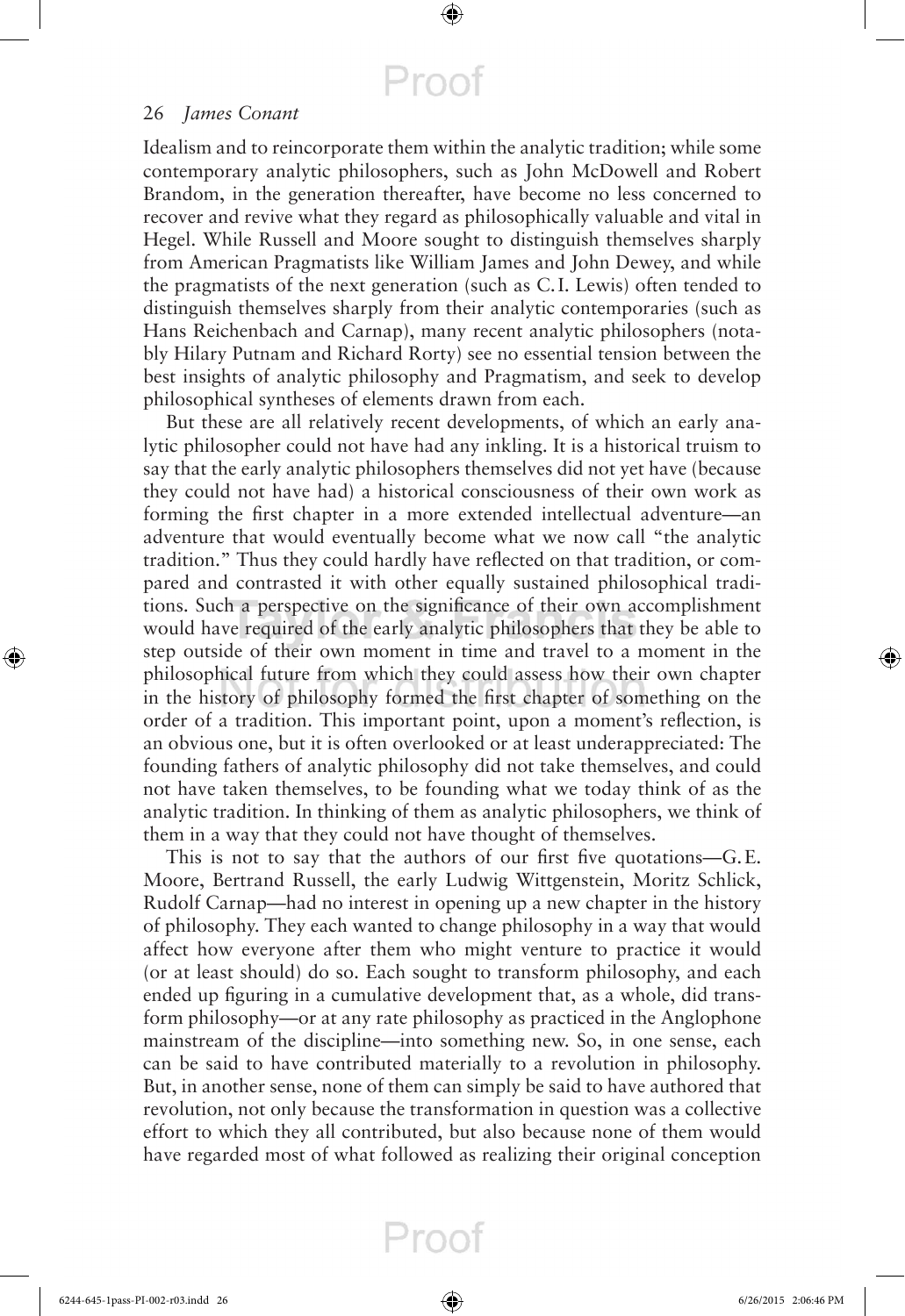Idealism and to reincorporate them within the analytic tradition; while some contemporary analytic philosophers, such as John McDowell and Robert Brandom, in the generation thereafter, have become no less concerned to recover and revive what they regard as philosophically valuable and vital in Hegel. While Russell and Moore sought to distinguish themselves sharply from American Pragmatists like William James and John Dewey, and while the pragmatists of the next generation (such as C.I. Lewis) often tended to distinguish themselves sharply from their analytic contemporaries (such as Hans Reichenbach and Carnap), many recent analytic philosophers (notably Hilary Putnam and Richard Rorty) see no essential tension between the best insights of analytic philosophy and Pragmatism, and seek to develop philosophical syntheses of elements drawn from each.

But these are all relatively recent developments, of which an early analytic philosopher could not have had any inkling. It is a historical truism to say that the early analytic philosophers themselves did not yet have (because they could not have had) a historical consciousness of their own work as forming the first chapter in a more extended intellectual adventure—an adventure that would eventually become what we now call "the analytic tradition." Thus they could hardly have reflected on that tradition, or compared and contrasted it with other equally sustained philosophical traditions. Such a perspective on the significance of their own accomplishment would have required of the early analytic philosophers that they be able to step outside of their own moment in time and travel to a moment in the philosophical future from which they could assess how their own chapter in the history of philosophy formed the first chapter of something on the order of a tradition. This important point, upon a moment's reflection, is an obvious one, but it is often overlooked or at least underappreciated: The founding fathers of analytic philosophy did not take themselves, and could not have taken themselves, to be founding what we today think of as the analytic tradition. In thinking of them as analytic philosophers, we think of them in a way that they could not have thought of themselves.

This is not to say that the authors of our first five quotations—G.E. Moore, Bertrand Russell, the early Ludwig Wittgenstein, Moritz Schlick, Rudolf Carnap—had no interest in opening up a new chapter in the history of philosophy. They each wanted to change philosophy in a way that would affect how everyone after them who might venture to practice it would (or at least should) do so. Each sought to transform philosophy, and each ended up figuring in a cumulative development that, as a whole, did transform philosophy—or at any rate philosophy as practiced in the Anglophone mainstream of the discipline—into something new. So, in one sense, each can be said to have contributed materially to a revolution in philosophy. But, in another sense, none of them can simply be said to have authored that revolution, not only because the transformation in question was a collective effort to which they all contributed, but also because none of them would have regarded most of what followed as realizing their original conception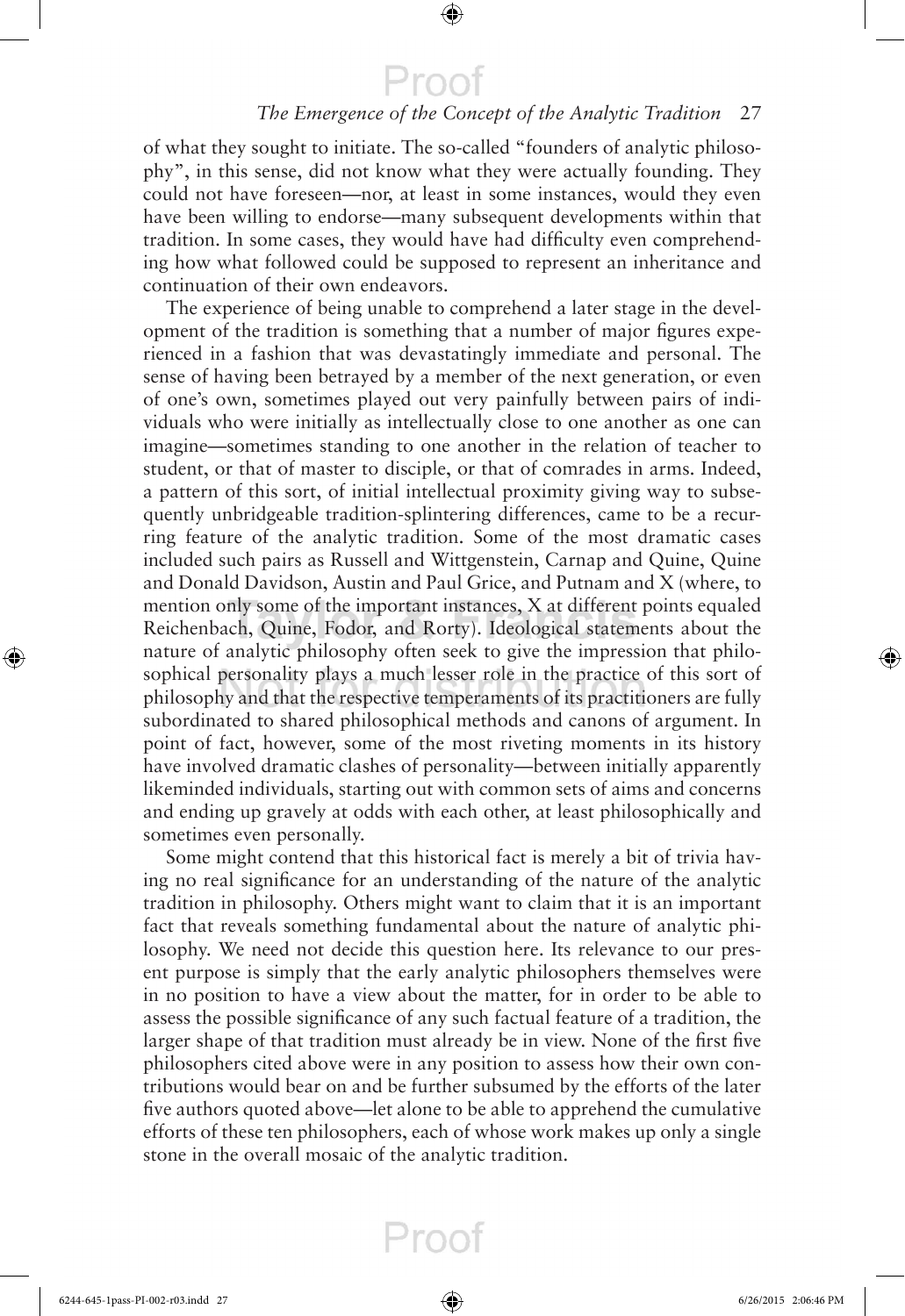of what they sought to initiate. The so-called "founders of analytic philosophy", in this sense, did not know what they were actually founding. They could not have foreseen—nor, at least in some instances, would they even have been willing to endorse—many subsequent developments within that tradition. In some cases, they would have had difficulty even comprehending how what followed could be supposed to represent an inheritance and continuation of their own endeavors.

The experience of being unable to comprehend a later stage in the development of the tradition is something that a number of major figures experienced in a fashion that was devastatingly immediate and personal. The sense of having been betrayed by a member of the next generation, or even of one's own, sometimes played out very painfully between pairs of individuals who were initially as intellectually close to one another as one can imagine—sometimes standing to one another in the relation of teacher to student, or that of master to disciple, or that of comrades in arms. Indeed, a pattern of this sort, of initial intellectual proximity giving way to subsequently unbridgeable tradition-splintering differences, came to be a recurring feature of the analytic tradition. Some of the most dramatic cases included such pairs as Russell and Wittgenstein, Carnap and Quine, Quine and Donald Davidson, Austin and Paul Grice, and Putnam and X (where, to mention only some of the important instances, X at different points equaled Reichenbach, Quine, Fodor, and Rorty). Ideological statements about the nature of analytic philosophy often seek to give the impression that philosophical personality plays a much lesser role in the practice of this sort of philosophy and that the respective temperaments of its practitioners are fully subordinated to shared philosophical methods and canons of argument. In point of fact, however, some of the most riveting moments in its history have involved dramatic clashes of personality—between initially apparently likeminded individuals, starting out with common sets of aims and concerns and ending up gravely at odds with each other, at least philosophically and sometimes even personally.

Some might contend that this historical fact is merely a bit of trivia having no real significance for an understanding of the nature of the analytic tradition in philosophy. Others might want to claim that it is an important fact that reveals something fundamental about the nature of analytic philosophy. We need not decide this question here. Its relevance to our present purpose is simply that the early analytic philosophers themselves were in no position to have a view about the matter, for in order to be able to assess the possible significance of any such factual feature of a tradition, the larger shape of that tradition must already be in view. None of the first five philosophers cited above were in any position to assess how their own contributions would bear on and be further subsumed by the efforts of the later five authors quoted above—let alone to be able to apprehend the cumulative efforts of these ten philosophers, each of whose work makes up only a single stone in the overall mosaic of the analytic tradition.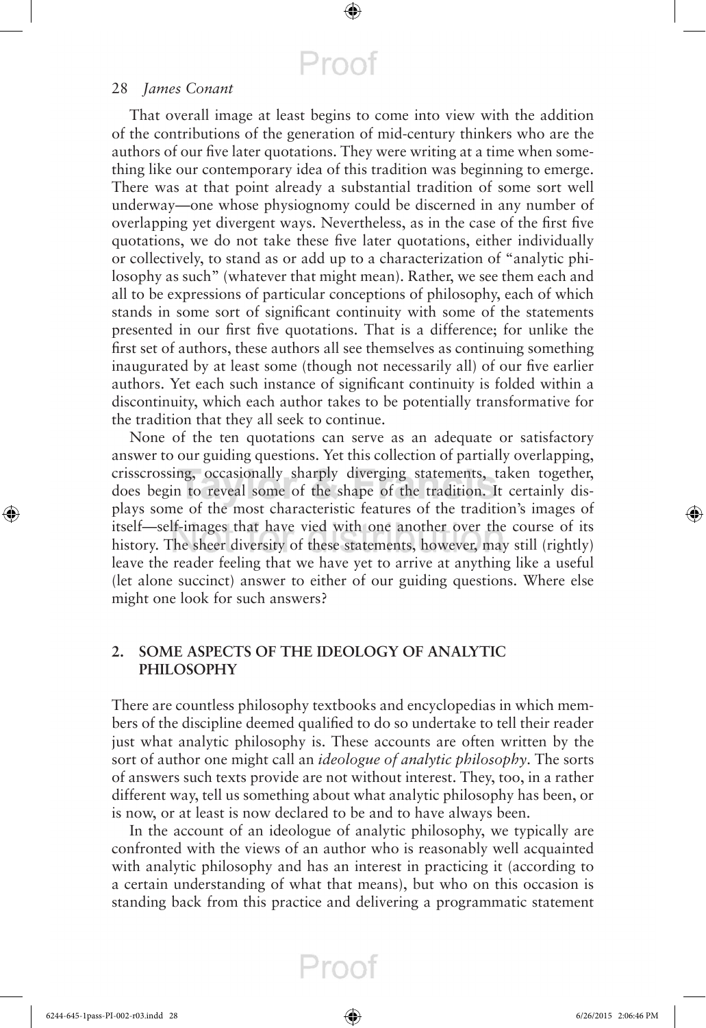That overall image at least begins to come into view with the addition of the contributions of the generation of mid-century thinkers who are the authors of our five later quotations. They were writing at a time when something like our contemporary idea of this tradition was beginning to emerge. There was at that point already a substantial tradition of some sort well underway—one whose physiognomy could be discerned in any number of overlapping yet divergent ways. Nevertheless, as in the case of the first five quotations, we do not take these five later quotations, either individually or collectively, to stand as or add up to a characterization of "analytic philosophy as such" (whatever that might mean). Rather, we see them each and all to be expressions of particular conceptions of philosophy, each of which stands in some sort of significant continuity with some of the statements presented in our first five quotations. That is a difference; for unlike the first set of authors, these authors all see themselves as continuing something inaugurated by at least some (though not necessarily all) of our five earlier authors. Yet each such instance of significant continuity is folded within a discontinuity, which each author takes to be potentially transformative for the tradition that they all seek to continue.

None of the ten quotations can serve as an adequate or satisfactory answer to our guiding questions. Yet this collection of partially overlapping, crisscrossing, occasionally sharply diverging statements, taken together, does begin to reveal some of the shape of the tradition. It certainly displays some of the most characteristic features of the tradition's images of itself—self-images that have vied with one another over the course of its history. The sheer diversity of these statements, however, may still (rightly) leave the reader feeling that we have yet to arrive at anything like a useful (let alone succinct) answer to either of our guiding questions. Where else might one look for such answers?

## 2. SOME ASPECTS OF THE IDEOLOGY OF ANALYTIC PHILOSOPHY

There are countless philosophy textbooks and encyclopedias in which members of the discipline deemed qualified to do so undertake to tell their reader just what analytic philosophy is. These accounts are often written by the sort of author one might call an *ideologue of analytic philosophy*. The sorts of answers such texts provide are not without interest. They, too, in a rather different way, tell us something about what analytic philosophy has been, or is now, or at least is now declared to be and to have always been.

In the account of an ideologue of analytic philosophy, we typically are confronted with the views of an author who is reasonably well acquainted with analytic philosophy and has an interest in practicing it (according to a certain understanding of what that means), but who on this occasion is standing back from this practice and delivering a programmatic statement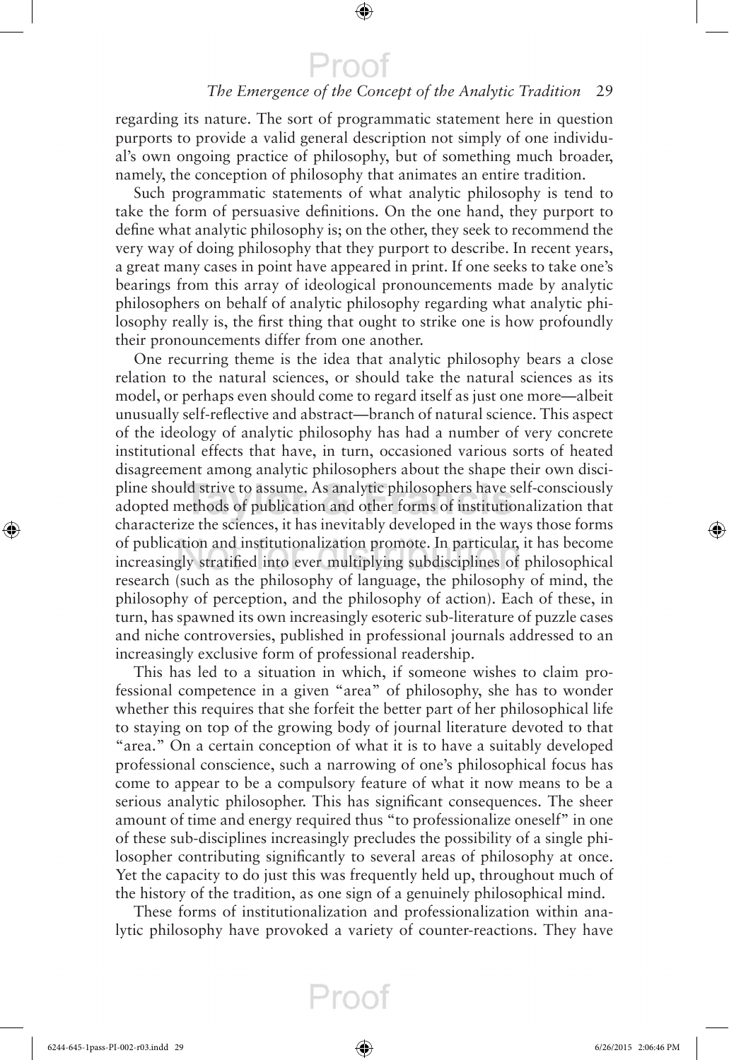regarding its nature. The sort of programmatic statement here in question purports to provide a valid general description not simply of one individual's own ongoing practice of philosophy, but of something much broader, namely, the conception of philosophy that animates an entire tradition.

Such programmatic statements of what analytic philosophy is tend to take the form of persuasive definitions. On the one hand, they purport to define what analytic philosophy is; on the other, they seek to recommend the very way of doing philosophy that they purport to describe. In recent years, a great many cases in point have appeared in print. If one seeks to take one's bearings from this array of ideological pronouncements made by analytic philosophers on behalf of analytic philosophy regarding what analytic philosophy really is, the first thing that ought to strike one is how profoundly their pronouncements differ from one another.

One recurring theme is the idea that analytic philosophy bears a close relation to the natural sciences, or should take the natural sciences as its model, or perhaps even should come to regard itself as just one more—albeit unusually self-reflective and abstract—branch of natural science. This aspect of the ideology of analytic philosophy has had a number of very concrete institutional effects that have, in turn, occasioned various sorts of heated disagreement among analytic philosophers about the shape their own discipline should strive to assume. As analytic philosophers have self-consciously adopted methods of publication and other forms of institutionalization that characterize the sciences, it has inevitably developed in the ways those forms of publication and institutionalization promote. In particular, it has become increasingly stratified into ever multiplying subdisciplines of philosophical research (such as the philosophy of language, the philosophy of mind, the philosophy of perception, and the philosophy of action). Each of these, in turn, has spawned its own increasingly esoteric sub-literature of puzzle cases and niche controversies, published in professional journals addressed to an increasingly exclusive form of professional readership.

This has led to a situation in which, if someone wishes to claim professional competence in a given "area" of philosophy, she has to wonder whether this requires that she forfeit the better part of her philosophical life to staying on top of the growing body of journal literature devoted to that "area." On a certain conception of what it is to have a suitably developed professional conscience, such a narrowing of one's philosophical focus has come to appear to be a compulsory feature of what it now means to be a serious analytic philosopher. This has significant consequences. The sheer amount of time and energy required thus "to professionalize oneself" in one of these sub-disciplines increasingly precludes the possibility of a single philosopher contributing significantly to several areas of philosophy at once. Yet the capacity to do just this was frequently held up, throughout much of the history of the tradition, as one sign of a genuinely philosophical mind.

These forms of institutionalization and professionalization within analytic philosophy have provoked a variety of counter-reactions. They have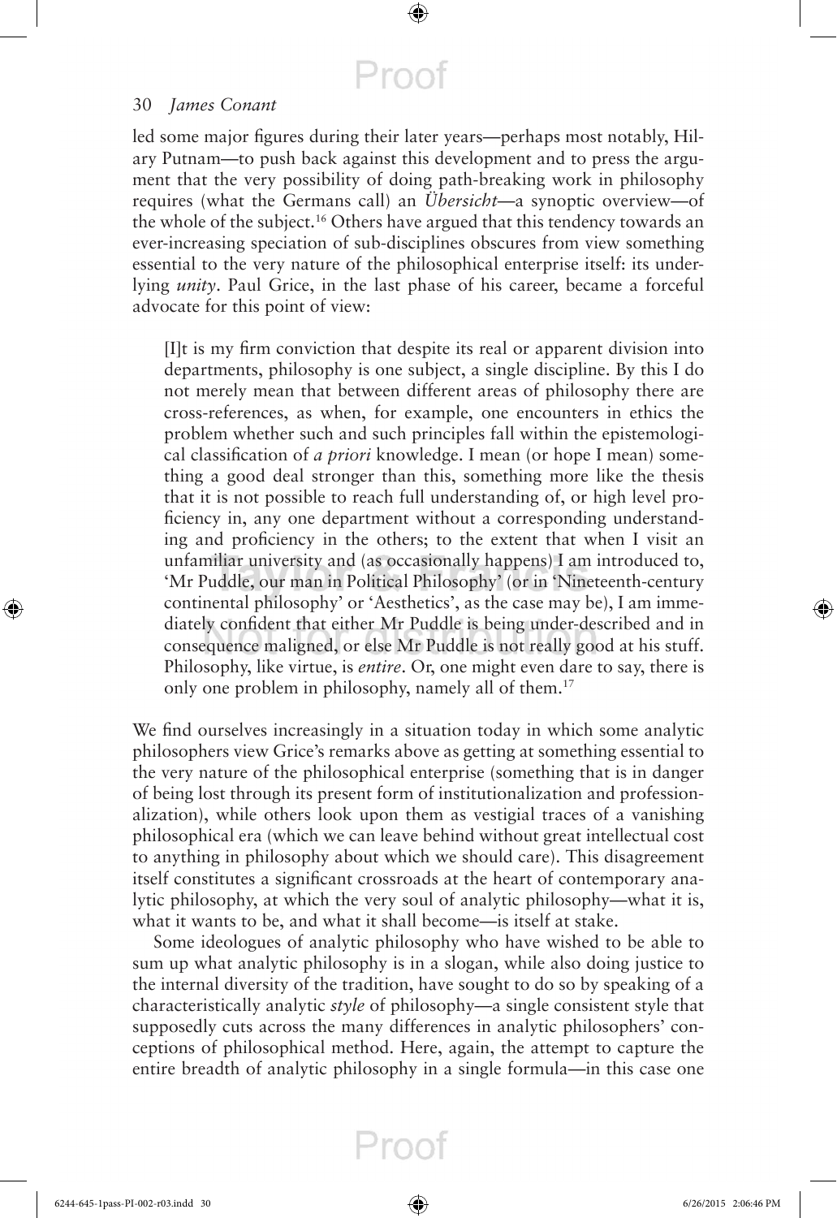led some major figures during their later years—perhaps most notably, Hilary Putnam—to push back against this development and to press the argument that the very possibility of doing path-breaking work in philosophy requires (what the Germans call) an *Übersicht*—a synoptic overview—of the whole of the subject.[16] Others have argued that this tendency towards an ever-increasing speciation of sub-disciplines obscures from view something essential to the very nature of the philosophical enterprise itself: its underlying *unity*. Paul Grice, in the last phase of his career, became a forceful advocate for this point of view:

> [I]t is my firm conviction that despite its real or apparent division into departments, philosophy is one subject, a single discipline. By this I do not merely mean that between different areas of philosophy there are cross-references, as when, for example, one encounters in ethics the problem whether such and such principles fall within the epistemological classification of *a priori* knowledge. I mean (or hope I mean) something a good deal stronger than this, something more like the thesis that it is not possible to reach full understanding of, or high level proficiency in, any one department without a corresponding understanding and proficiency in the others; to the extent that when I visit an unfamiliar university and (as occasionally happens) I am introduced to, 'Mr Puddle, our man in Political Philosophy' (or in 'Nineteenth-century continental philosophy' or 'Aesthetics', as the case may be), I am immediately confident that either Mr Puddle is being under-described and in consequence maligned, or else Mr Puddle is not really good at his stuff. Philosophy, like virtue, is *entire*. Or, one might even dare to say, there is only one problem in philosophy, namely all of them.[17]

We find ourselves increasingly in a situation today in which some analytic philosophers view Grice's remarks above as getting at something essential to the very nature of the philosophical enterprise (something that is in danger of being lost through its present form of institutionalization and professionalization), while others look upon them as vestigial traces of a vanishing philosophical era (which we can leave behind without great intellectual cost to anything in philosophy about which we should care). This disagreement itself constitutes a significant crossroads at the heart of contemporary analytic philosophy, at which the very soul of analytic philosophy—what it is, what it wants to be, and what it shall become—is itself at stake.

Some ideologues of analytic philosophy who have wished to be able to sum up what analytic philosophy is in a slogan, while also doing justice to the internal diversity of the tradition, have sought to do so by speaking of a characteristically analytic *style* of philosophy—a single consistent style that supposedly cuts across the many differences in analytic philosophers' conceptions of philosophical method. Here, again, the attempt to capture the entire breadth of analytic philosophy in a single formula—in this case one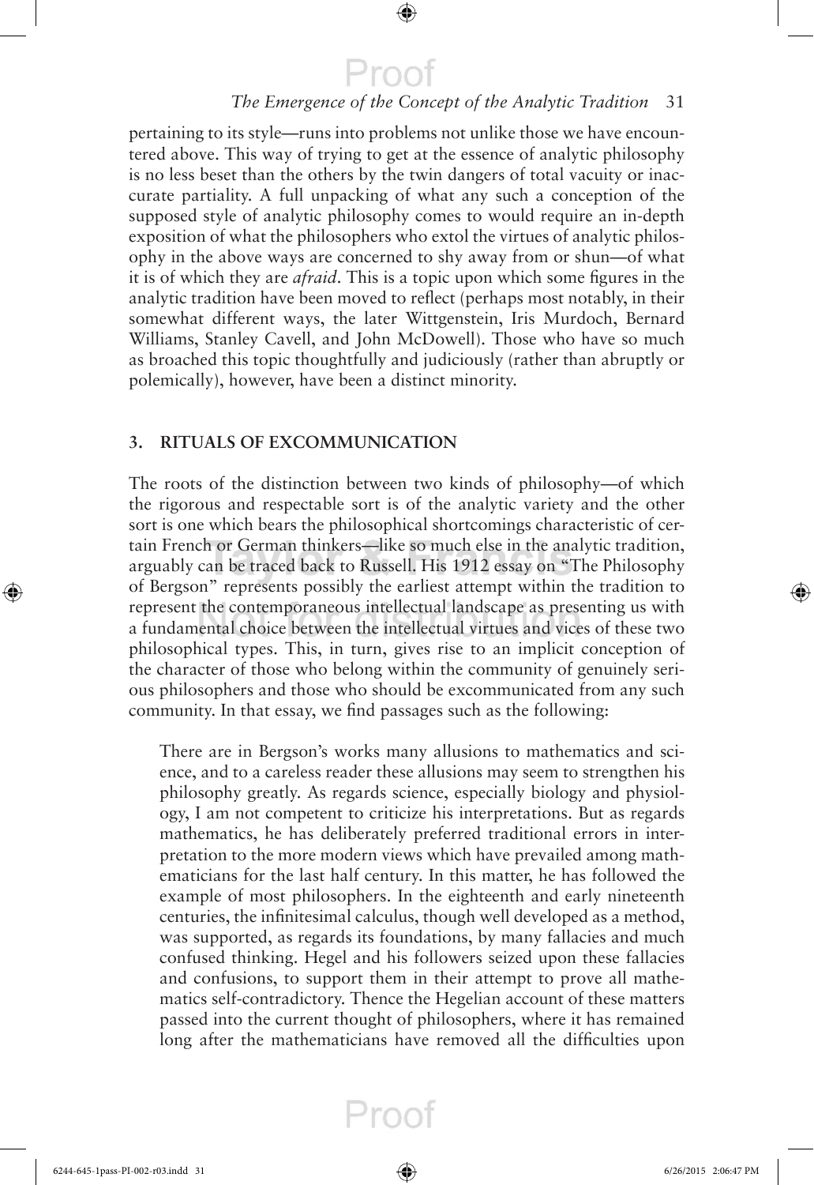pertaining to its style—runs into problems not unlike those we have encountered above. This way of trying to get at the essence of analytic philosophy is no less beset than the others by the twin dangers of total vacuity or inaccurate partiality. A full unpacking of what any such a conception of the supposed style of analytic philosophy comes to would require an in-depth exposition of what the philosophers who extol the virtues of analytic philosophy in the above ways are concerned to shy away from or shun—of what it is of which they are *afraid*. This is a topic upon which some figures in the analytic tradition have been moved to reflect (perhaps most notably, in their somewhat different ways, the later Wittgenstein, Iris Murdoch, Bernard Williams, Stanley Cavell, and John McDowell). Those who have so much as broached this topic thoughtfully and judiciously (rather than abruptly or polemically), however, have been a distinct minority.

## 3. RITUALS OF EXCOMMUNICATION

The roots of the distinction between two kinds of philosophy—of which the rigorous and respectable sort is of the analytic variety and the other sort is one which bears the philosophical shortcomings characteristic of certain French or German thinkers—like so much else in the analytic tradition, arguably can be traced back to Russell. His 1912 essay on "The Philosophy of Bergson" represents possibly the earliest attempt within the tradition to represent the contemporaneous intellectual landscape as presenting us with a fundamental choice between the intellectual virtues and vices of these two philosophical types. This, in turn, gives rise to an implicit conception of the character of those who belong within the community of genuinely serious philosophers and those who should be excommunicated from any such community. In that essay, we find passages such as the following:

> There are in Bergson's works many allusions to mathematics and science, and to a careless reader these allusions may seem to strengthen his philosophy greatly. As regards science, especially biology and physiology, I am not competent to criticize his interpretations. But as regards mathematics, he has deliberately preferred traditional errors in interpretation to the more modern views which have prevailed among mathematicians for the last half century. In this matter, he has followed the example of most philosophers. In the eighteenth and early nineteenth centuries, the infinitesimal calculus, though well developed as a method, was supported, as regards its foundations, by many fallacies and much confused thinking. Hegel and his followers seized upon these fallacies and confusions, to support them in their attempt to prove all mathematics self-contradictory. Thence the Hegelian account of these matters passed into the current thought of philosophers, where it has remained long after the mathematicians have removed all the difficulties upon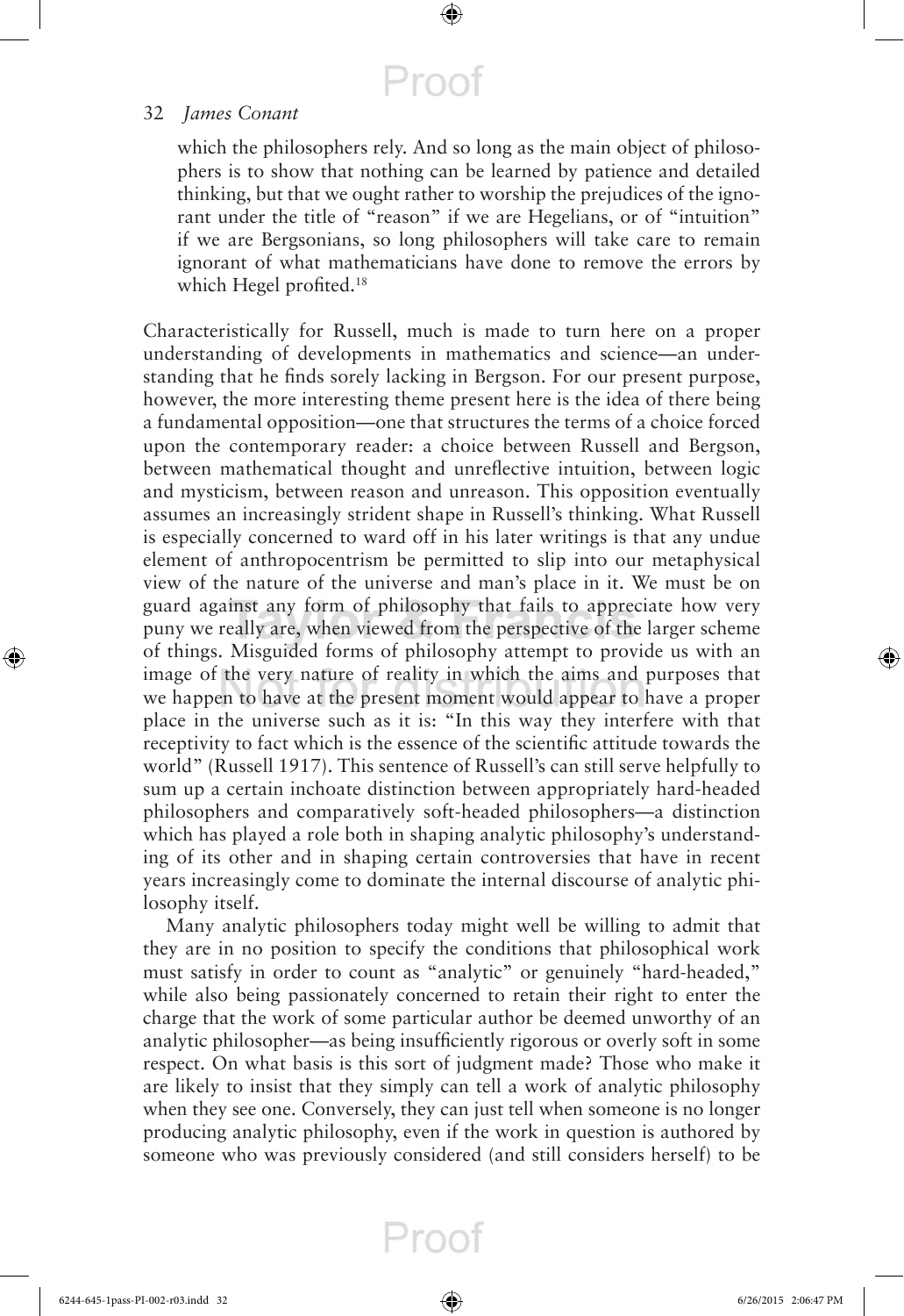> which the philosophers rely. And so long as the main object of philosophers is to show that nothing can be learned by patience and detailed thinking, but that we ought rather to worship the prejudices of the ignorant under the title of "reason" if we are Hegelians, or of "intuition" if we are Bergsonians, so long philosophers will take care to remain ignorant of what mathematicians have done to remove the errors by which Hegel profited.[18]

Characteristically for Russell, much is made to turn here on a proper understanding of developments in mathematics and science—an understanding that he finds sorely lacking in Bergson. For our present purpose, however, the more interesting theme present here is the idea of there being a fundamental opposition—one that structures the terms of a choice forced upon the contemporary reader: a choice between Russell and Bergson, between mathematical thought and unreflective intuition, between logic and mysticism, between reason and unreason. This opposition eventually assumes an increasingly strident shape in Russell's thinking. What Russell is especially concerned to ward off in his later writings is that any undue element of anthropocentrism be permitted to slip into our metaphysical view of the nature of the universe and man's place in it. We must be on guard against any form of philosophy that fails to appreciate how very puny we really are, when viewed from the perspective of the larger scheme of things. Misguided forms of philosophy attempt to provide us with an image of the very nature of reality in which the aims and purposes that we happen to have at the present moment would appear to have a proper place in the universe such as it is: "In this way they interfere with that receptivity to fact which is the essence of the scientific attitude towards the world" (Russell 1917). This sentence of Russell's can still serve helpfully to sum up a certain inchoate distinction between appropriately hard-headed philosophers and comparatively soft-headed philosophers—a distinction which has played a role both in shaping analytic philosophy's understanding of its other and in shaping certain controversies that have in recent years increasingly come to dominate the internal discourse of analytic philosophy itself.

Many analytic philosophers today might well be willing to admit that they are in no position to specify the conditions that philosophical work must satisfy in order to count as "analytic" or genuinely "hard-headed," while also being passionately concerned to retain their right to enter the charge that the work of some particular author be deemed unworthy of an analytic philosopher—as being insufficiently rigorous or overly soft in some respect. On what basis is this sort of judgment made? Those who make it are likely to insist that they simply can tell a work of analytic philosophy when they see one. Conversely, they can just tell when someone is no longer producing analytic philosophy, even if the work in question is authored by someone who was previously considered (and still considers herself) to be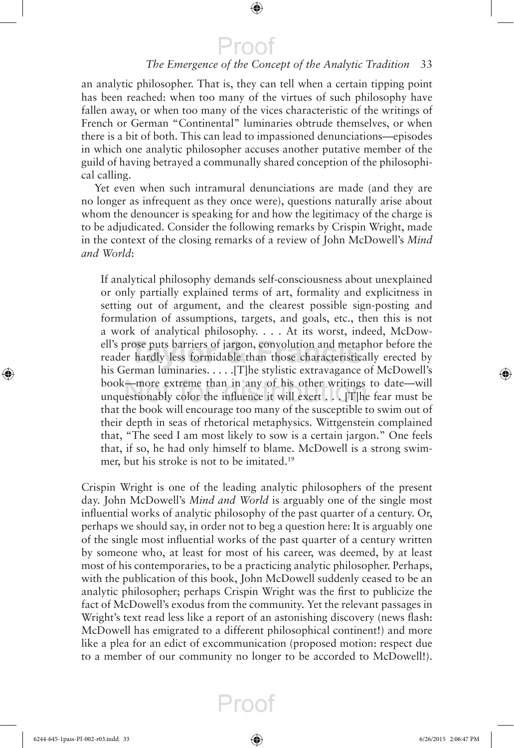an analytic philosopher. That is, they can tell when a certain tipping point has been reached: when too many of the virtues of such philosophy have fallen away, or when too many of the vices characteristic of the writings of French or German "Continental" luminaries obtrude themselves, or when there is a bit of both. This can lead to impassioned denunciations—episodes in which one analytic philosopher accuses another putative member of the guild of having betrayed a communally shared conception of the philosophical calling.

Yet even when such intramural denunciations are made (and they are no longer as infrequent as they once were), questions naturally arise about whom the denouncer is speaking for and how the legitimacy of the charge is to be adjudicated. Consider the following remarks by Crispin Wright, made in the context of the closing remarks of a review of John McDowell's *Mind and World*:

> If analytical philosophy demands self-consciousness about unexplained or only partially explained terms of art, formality and explicitness in setting out of argument, and the clearest possible sign-posting and formulation of assumptions, targets, and goals, etc., then this is not a work of analytical philosophy. . . . At its worst, indeed, McDowell's prose puts barriers of jargon, convolution and metaphor before the reader hardly less formidable than those characteristically erected by his German luminaries. . . . .[T]he stylistic extravagance of McDowell's book—more extreme than in any of his other writings to date—will unquestionably color the influence it will exert . . . [T]he fear must be that the book will encourage too many of the susceptible to swim out of their depth in seas of rhetorical metaphysics. Wittgenstein complained that, "The seed I am most likely to sow is a certain jargon." One feels that, if so, he had only himself to blame. McDowell is a strong swimmer, but his stroke is not to be imitated.[19]

Crispin Wright is one of the leading analytic philosophers of the present day. John McDowell's *Mind and World* is arguably one of the single most influential works of analytic philosophy of the past quarter of a century. Or, perhaps we should say, in order not to beg a question here: It is arguably one of the single most influential works of the past quarter of a century written by someone who, at least for most of his career, was deemed, by at least most of his contemporaries, to be a practicing analytic philosopher. Perhaps, with the publication of this book, John McDowell suddenly ceased to be an analytic philosopher; perhaps Crispin Wright was the first to publicize the fact of McDowell's exodus from the community. Yet the relevant passages in Wright's text read less like a report of an astonishing discovery (news flash: McDowell has emigrated to a different philosophical continent!) and more like a plea for an edict of excommunication (proposed motion: respect due to a member of our community no longer to be accorded to McDowell!).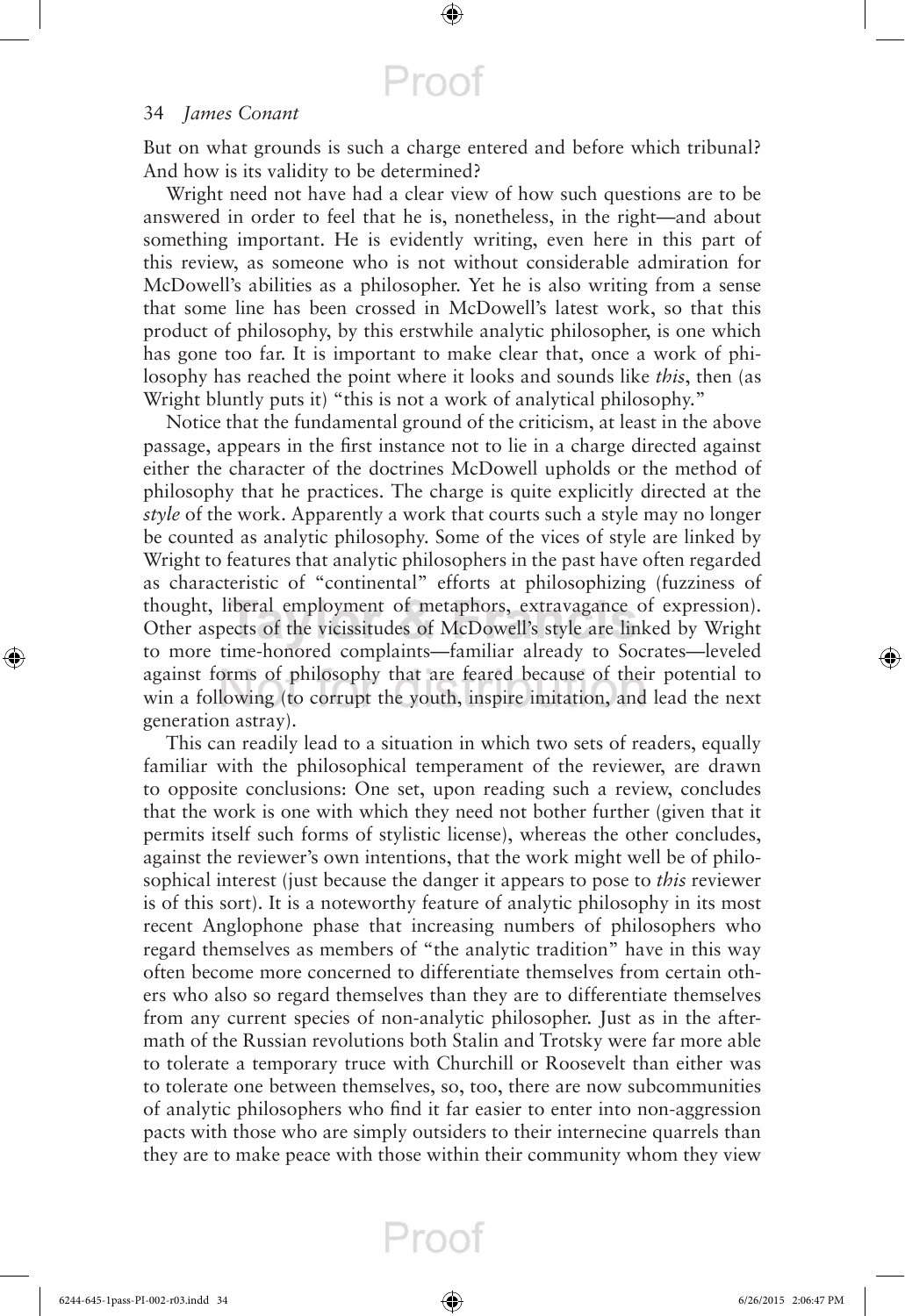But on what grounds is such a charge entered and before which tribunal? And how is its validity to be determined?

Wright need not have had a clear view of how such questions are to be answered in order to feel that he is, nonetheless, in the right—and about something important. He is evidently writing, even here in this part of this review, as someone who is not without considerable admiration for McDowell's abilities as a philosopher. Yet he is also writing from a sense that some line has been crossed in McDowell's latest work, so that this product of philosophy, by this erstwhile analytic philosopher, is one which has gone too far. It is important to make clear that, once a work of philosophy has reached the point where it looks and sounds like *this*, then (as Wright bluntly puts it) "this is not a work of analytical philosophy."

Notice that the fundamental ground of the criticism, at least in the above passage, appears in the first instance not to lie in a charge directed against either the character of the doctrines McDowell upholds or the method of philosophy that he practices. The charge is quite explicitly directed at the *style* of the work. Apparently a work that courts such a style may no longer be counted as analytic philosophy. Some of the vices of style are linked by Wright to features that analytic philosophers in the past have often regarded as characteristic of "continental" efforts at philosophizing (fuzziness of thought, liberal employment of metaphors, extravagance of expression). Other aspects of the vicissitudes of McDowell's style are linked by Wright to more time-honored complaints—familiar already to Socrates—leveled against forms of philosophy that are feared because of their potential to win a following (to corrupt the youth, inspire imitation, and lead the next generation astray).

This can readily lead to a situation in which two sets of readers, equally familiar with the philosophical temperament of the reviewer, are drawn to opposite conclusions: One set, upon reading such a review, concludes that the work is one with which they need not bother further (given that it permits itself such forms of stylistic license), whereas the other concludes, against the reviewer's own intentions, that the work might well be of philosophical interest (just because the danger it appears to pose to *this* reviewer is of this sort). It is a noteworthy feature of analytic philosophy in its most recent Anglophone phase that increasing numbers of philosophers who regard themselves as members of "the analytic tradition" have in this way often become more concerned to differentiate themselves from certain others who also so regard themselves than they are to differentiate themselves from any current species of non-analytic philosopher. Just as in the aftermath of the Russian revolutions both Stalin and Trotsky were far more able to tolerate a temporary truce with Churchill or Roosevelt than either was to tolerate one between themselves, so, too, there are now subcommunities of analytic philosophers who find it far easier to enter into non-aggression pacts with those who are simply outsiders to their internecine quarrels than they are to make peace with those within their community whom they view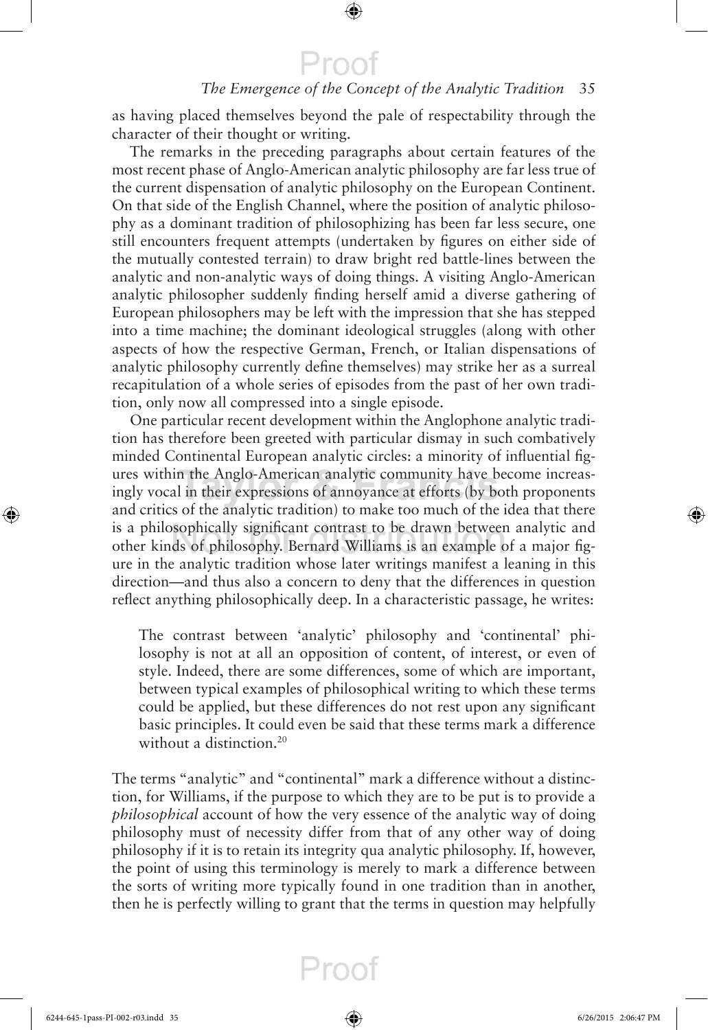as having placed themselves beyond the pale of respectability through the character of their thought or writing.

The remarks in the preceding paragraphs about certain features of the most recent phase of Anglo-American analytic philosophy are far less true of the current dispensation of analytic philosophy on the European Continent. On that side of the English Channel, where the position of analytic philosophy as a dominant tradition of philosophizing has been far less secure, one still encounters frequent attempts (undertaken by figures on either side of the mutually contested terrain) to draw bright red battle-lines between the analytic and non-analytic ways of doing things. A visiting Anglo-American analytic philosopher suddenly finding herself amid a diverse gathering of European philosophers may be left with the impression that she has stepped into a time machine; the dominant ideological struggles (along with other aspects of how the respective German, French, or Italian dispensations of analytic philosophy currently define themselves) may strike her as a surreal recapitulation of a whole series of episodes from the past of her own tradition, only now all compressed into a single episode.

One particular recent development within the Anglophone analytic tradition has therefore been greeted with particular dismay in such combatively minded Continental European analytic circles: a minority of influential figures within the Anglo-American analytic community have become increasingly vocal in their expressions of annoyance at efforts (by both proponents and critics of the analytic tradition) to make too much of the idea that there is a philosophically significant contrast to be drawn between analytic and other kinds of philosophy. Bernard Williams is an example of a major figure in the analytic tradition whose later writings manifest a leaning in this direction—and thus also a concern to deny that the differences in question reflect anything philosophically deep. In a characteristic passage, he writes:

> The contrast between 'analytic' philosophy and 'continental' philosophy is not at all an opposition of content, of interest, or even of style. Indeed, there are some differences, some of which are important, between typical examples of philosophical writing to which these terms could be applied, but these differences do not rest upon any significant basic principles. It could even be said that these terms mark a difference without a distinction.[20]

The terms "analytic" and "continental" mark a difference without a distinction, for Williams, if the purpose to which they are to be put is to provide a *philosophical* account of how the very essence of the analytic way of doing philosophy must of necessity differ from that of any other way of doing philosophy if it is to retain its integrity qua analytic philosophy. If, however, the point of using this terminology is merely to mark a difference between the sorts of writing more typically found in one tradition than in another, then he is perfectly willing to grant that the terms in question may helpfully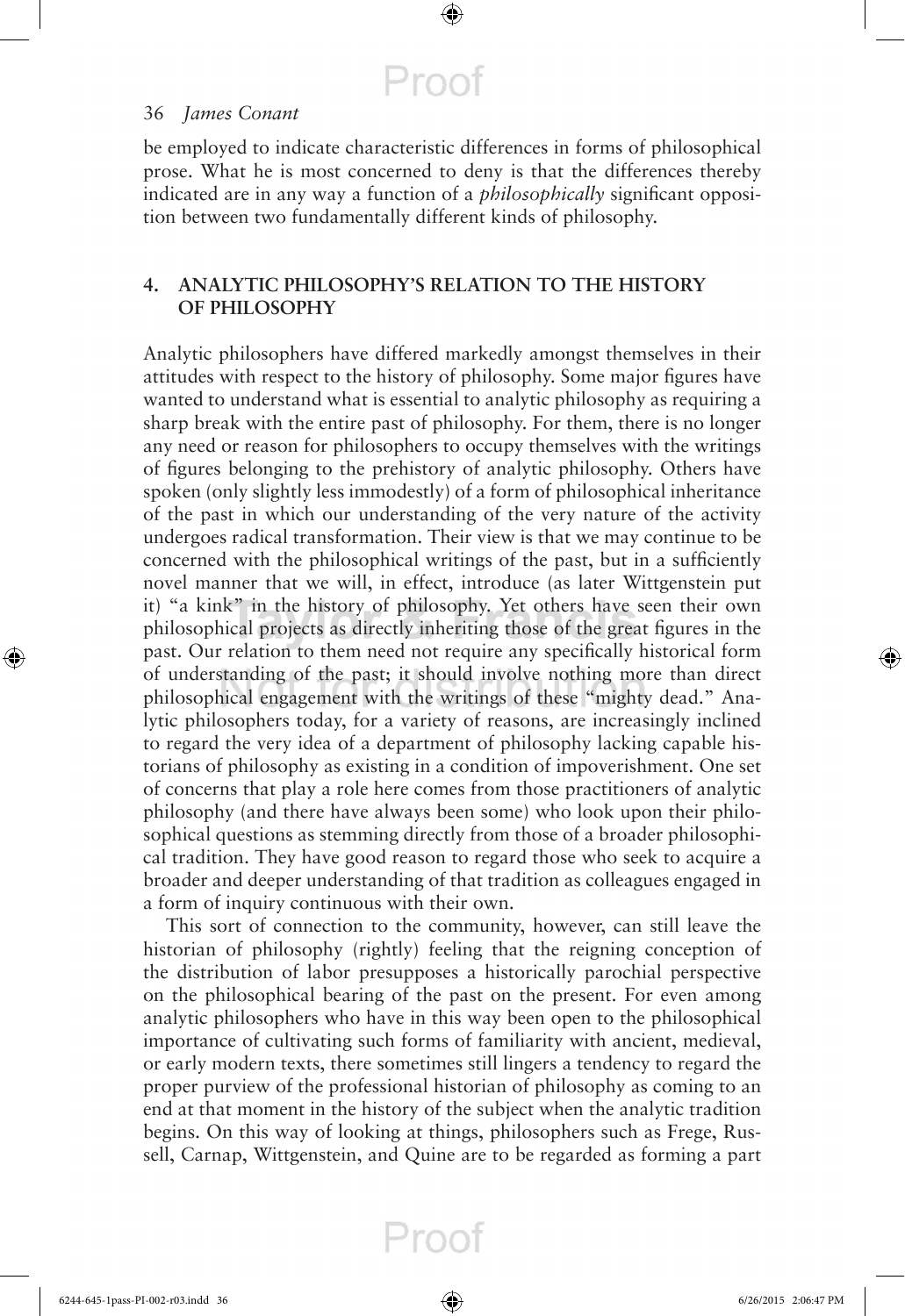be employed to indicate characteristic differences in forms of philosophical prose. What he is most concerned to deny is that the differences thereby indicated are in any way a function of a *philosophically* significant opposition between two fundamentally different kinds of philosophy.

## 4. ANALYTIC PHILOSOPHY'S RELATION TO THE HISTORY OF PHILOSOPHY

Analytic philosophers have differed markedly amongst themselves in their attitudes with respect to the history of philosophy. Some major figures have wanted to understand what is essential to analytic philosophy as requiring a sharp break with the entire past of philosophy. For them, there is no longer any need or reason for philosophers to occupy themselves with the writings of figures belonging to the prehistory of analytic philosophy. Others have spoken (only slightly less immodestly) of a form of philosophical inheritance of the past in which our understanding of the very nature of the activity undergoes radical transformation. Their view is that we may continue to be concerned with the philosophical writings of the past, but in a sufficiently novel manner that we will, in effect, introduce (as later Wittgenstein put it) "a kink" in the history of philosophy. Yet others have seen their own philosophical projects as directly inheriting those of the great figures in the past. Our relation to them need not require any specifically historical form of understanding of the past; it should involve nothing more than direct philosophical engagement with the writings of these "mighty dead." Analytic philosophers today, for a variety of reasons, are increasingly inclined to regard the very idea of a department of philosophy lacking capable historians of philosophy as existing in a condition of impoverishment. One set of concerns that play a role here comes from those practitioners of analytic philosophy (and there have always been some) who look upon their philosophical questions as stemming directly from those of a broader philosophical tradition. They have good reason to regard those who seek to acquire a broader and deeper understanding of that tradition as colleagues engaged in a form of inquiry continuous with their own.

This sort of connection to the community, however, can still leave the historian of philosophy (rightly) feeling that the reigning conception of the distribution of labor presupposes a historically parochial perspective on the philosophical bearing of the past on the present. For even among analytic philosophers who have in this way been open to the philosophical importance of cultivating such forms of familiarity with ancient, medieval, or early modern texts, there sometimes still lingers a tendency to regard the proper purview of the professional historian of philosophy as coming to an end at that moment in the history of the subject when the analytic tradition begins. On this way of looking at things, philosophers such as Frege, Russell, Carnap, Wittgenstein, and Quine are to be regarded as forming a part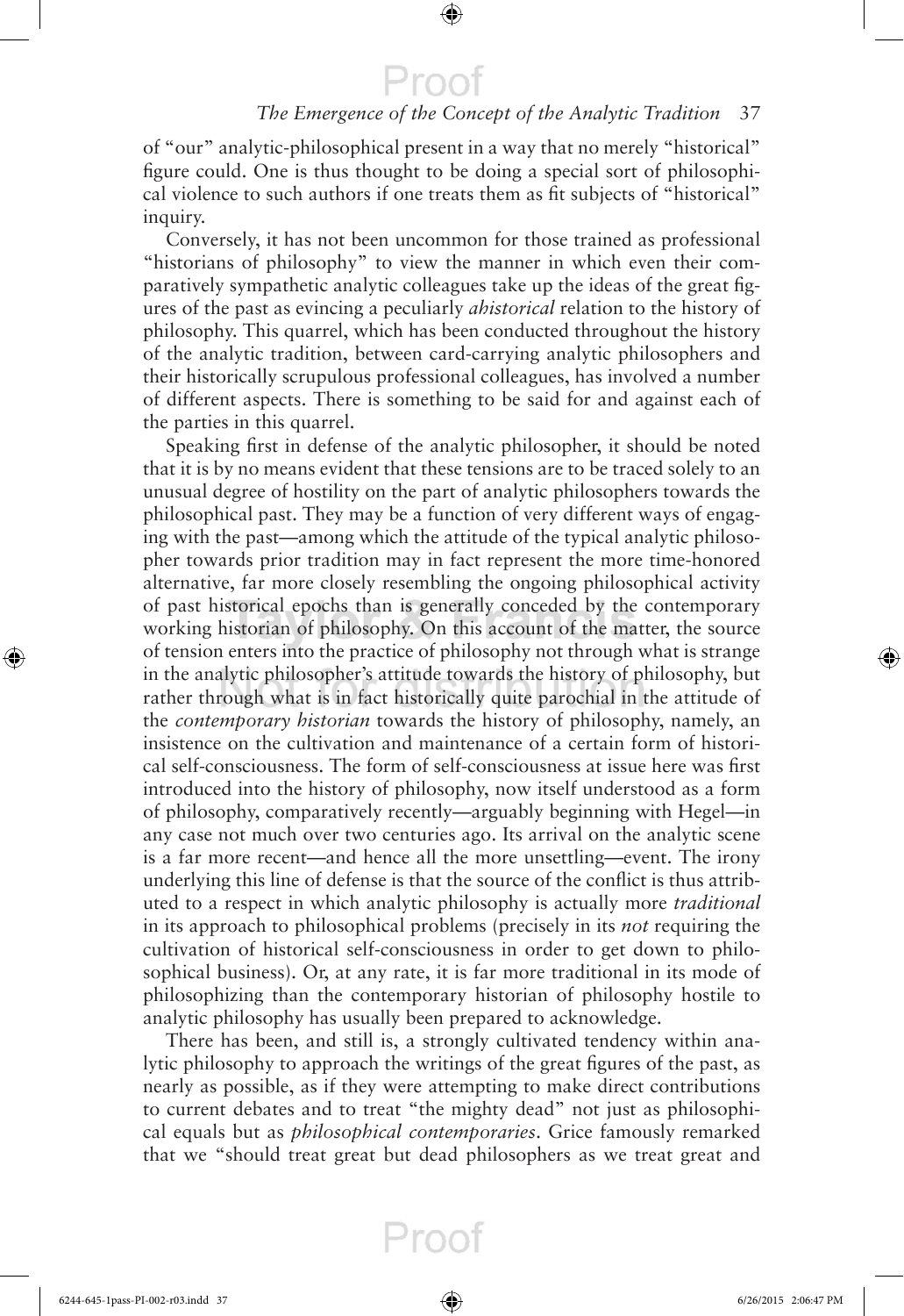of "our" analytic-philosophical present in a way that no merely "historical" figure could. One is thus thought to be doing a special sort of philosophical violence to such authors if one treats them as fit subjects of "historical" inquiry.

Conversely, it has not been uncommon for those trained as professional "historians of philosophy" to view the manner in which even their comparatively sympathetic analytic colleagues take up the ideas of the great figures of the past as evincing a peculiarly *ahistorical* relation to the history of philosophy. This quarrel, which has been conducted throughout the history of the analytic tradition, between card-carrying analytic philosophers and their historically scrupulous professional colleagues, has involved a number of different aspects. There is something to be said for and against each of the parties in this quarrel.

Speaking first in defense of the analytic philosopher, it should be noted that it is by no means evident that these tensions are to be traced solely to an unusual degree of hostility on the part of analytic philosophers towards the philosophical past. They may be a function of very different ways of engaging with the past—among which the attitude of the typical analytic philosopher towards prior tradition may in fact represent the more time-honored alternative, far more closely resembling the ongoing philosophical activity of past historical epochs than is generally conceded by the contemporary working historian of philosophy. On this account of the matter, the source of tension enters into the practice of philosophy not through what is strange in the analytic philosopher's attitude towards the history of philosophy, but rather through what is in fact historically quite parochial in the attitude of the *contemporary historian* towards the history of philosophy, namely, an insistence on the cultivation and maintenance of a certain form of historical self-consciousness. The form of self-consciousness at issue here was first introduced into the history of philosophy, now itself understood as a form of philosophy, comparatively recently—arguably beginning with Hegel—in any case not much over two centuries ago. Its arrival on the analytic scene is a far more recent—and hence all the more unsettling—event. The irony underlying this line of defense is that the source of the conflict is thus attributed to a respect in which analytic philosophy is actually more *traditional* in its approach to philosophical problems (precisely in its *not* requiring the cultivation of historical self-consciousness in order to get down to philosophical business). Or, at any rate, it is far more traditional in its mode of philosophizing than the contemporary historian of philosophy hostile to analytic philosophy has usually been prepared to acknowledge.

There has been, and still is, a strongly cultivated tendency within analytic philosophy to approach the writings of the great figures of the past, as nearly as possible, as if they were attempting to make direct contributions to current debates and to treat "the mighty dead" not just as philosophical equals but as *philosophical contemporaries*. Grice famously remarked that we "should treat great but dead philosophers as we treat great and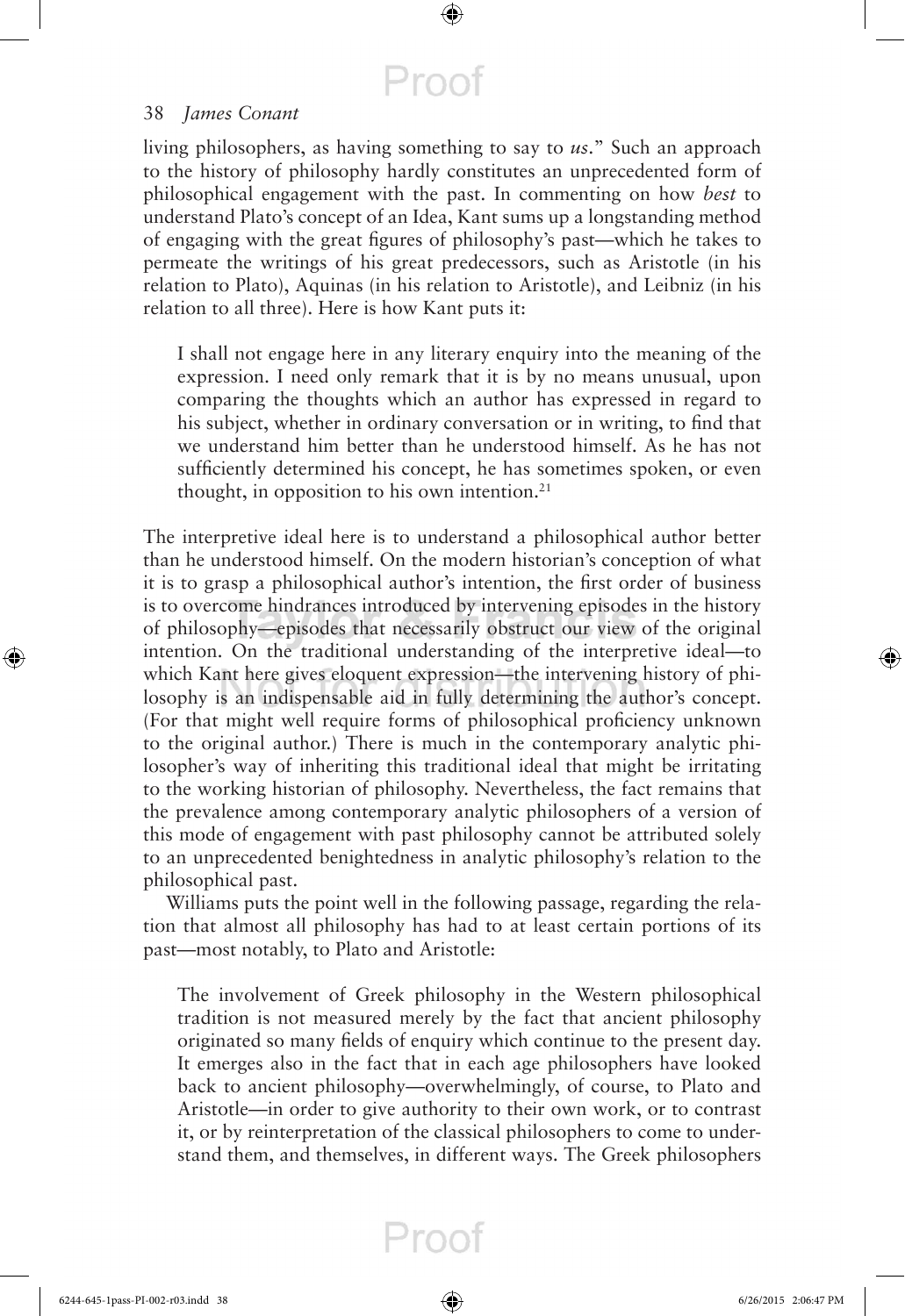living philosophers, as having something to say to *us*." Such an approach to the history of philosophy hardly constitutes an unprecedented form of philosophical engagement with the past. In commenting on how *best* to understand Plato's concept of an Idea, Kant sums up a longstanding method of engaging with the great figures of philosophy's past—which he takes to permeate the writings of his great predecessors, such as Aristotle (in his relation to Plato), Aquinas (in his relation to Aristotle), and Leibniz (in his relation to all three). Here is how Kant puts it:

> I shall not engage here in any literary enquiry into the meaning of the expression. I need only remark that it is by no means unusual, upon comparing the thoughts which an author has expressed in regard to his subject, whether in ordinary conversation or in writing, to find that we understand him better than he understood himself. As he has not sufficiently determined his concept, he has sometimes spoken, or even thought, in opposition to his own intention.[21]

The interpretive ideal here is to understand a philosophical author better than he understood himself. On the modern historian's conception of what it is to grasp a philosophical author's intention, the first order of business is to overcome hindrances introduced by intervening episodes in the history of philosophy—episodes that necessarily obstruct our view of the original intention. On the traditional understanding of the interpretive ideal—to which Kant here gives eloquent expression—the intervening history of philosophy is an indispensable aid in fully determining the author's concept. (For that might well require forms of philosophical proficiency unknown to the original author.) There is much in the contemporary analytic philosopher's way of inheriting this traditional ideal that might be irritating to the working historian of philosophy. Nevertheless, the fact remains that the prevalence among contemporary analytic philosophers of a version of this mode of engagement with past philosophy cannot be attributed solely to an unprecedented benightedness in analytic philosophy's relation to the philosophical past.

Williams puts the point well in the following passage, regarding the relation that almost all philosophy has had to at least certain portions of its past—most notably, to Plato and Aristotle:

> The involvement of Greek philosophy in the Western philosophical tradition is not measured merely by the fact that ancient philosophy originated so many fields of enquiry which continue to the present day. It emerges also in the fact that in each age philosophers have looked back to ancient philosophy—overwhelmingly, of course, to Plato and Aristotle—in order to give authority to their own work, or to contrast it, or by reinterpretation of the classical philosophers to come to understand them, and themselves, in different ways. The Greek philosophers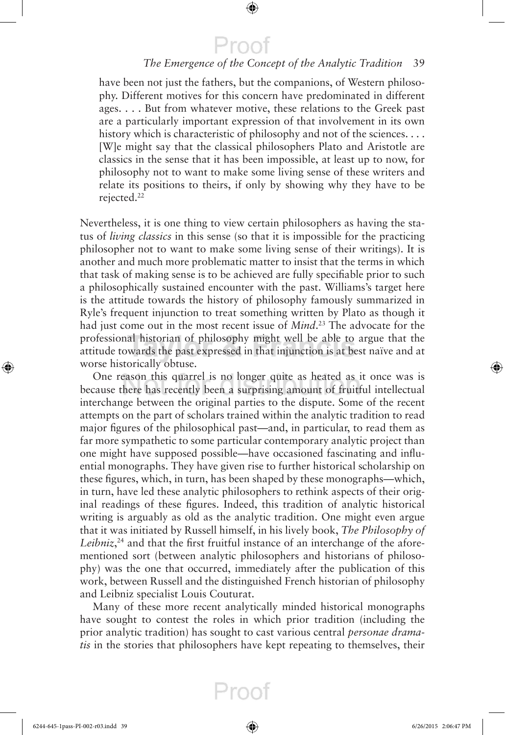> have been not just the fathers, but the companions, of Western philosophy. Different motives for this concern have predominated in different ages. . . . But from whatever motive, these relations to the Greek past are a particularly important expression of that involvement in its own history which is characteristic of philosophy and not of the sciences. . . . [W]e might say that the classical philosophers Plato and Aristotle are classics in the sense that it has been impossible, at least up to now, for philosophy not to want to make some living sense of these writers and relate its positions to theirs, if only by showing why they have to be rejected.[22]

Nevertheless, it is one thing to view certain philosophers as having the status of *living classics* in this sense (so that it is impossible for the practicing philosopher not to want to make some living sense of their writings). It is another and much more problematic matter to insist that the terms in which that task of making sense is to be achieved are fully specifiable prior to such a philosophically sustained encounter with the past. Williams's target here is the attitude towards the history of philosophy famously summarized in Ryle's frequent injunction to treat something written by Plato as though it had just come out in the most recent issue of *Mind*.[23] The advocate for the professional historian of philosophy might well be able to argue that the attitude towards the past expressed in that injunction is at best naïve and at worse historically obtuse.

One reason this quarrel is no longer quite as heated as it once was is because there has recently been a surprising amount of fruitful intellectual interchange between the original parties to the dispute. Some of the recent attempts on the part of scholars trained within the analytic tradition to read major figures of the philosophical past—and, in particular, to read them as far more sympathetic to some particular contemporary analytic project than one might have supposed possible—have occasioned fascinating and influential monographs. They have given rise to further historical scholarship on these figures, which, in turn, has been shaped by these monographs—which, in turn, have led these analytic philosophers to rethink aspects of their original readings of these figures. Indeed, this tradition of analytic historical writing is arguably as old as the analytic tradition. One might even argue that it was initiated by Russell himself, in his lively book, *The Philosophy of Leibniz*,[24] and that the first fruitful instance of an interchange of the aforementioned sort (between analytic philosophers and historians of philosophy) was the one that occurred, immediately after the publication of this work, between Russell and the distinguished French historian of philosophy and Leibniz specialist Louis Couturat.

Many of these more recent analytically minded historical monographs have sought to contest the roles in which prior tradition (including the prior analytic tradition) has sought to cast various central *personae dramatis* in the stories that philosophers have kept repeating to themselves, their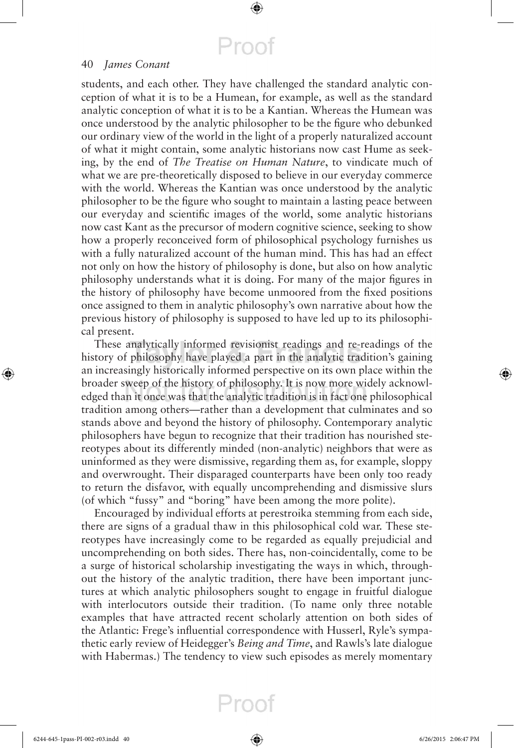students, and each other. They have challenged the standard analytic conception of what it is to be a Humean, for example, as well as the standard analytic conception of what it is to be a Kantian. Whereas the Humean was once understood by the analytic philosopher to be the figure who debunked our ordinary view of the world in the light of a properly naturalized account of what it might contain, some analytic historians now cast Hume as seeking, by the end of *The Treatise on Human Nature*, to vindicate much of what we are pre-theoretically disposed to believe in our everyday commerce with the world. Whereas the Kantian was once understood by the analytic philosopher to be the figure who sought to maintain a lasting peace between our everyday and scientific images of the world, some analytic historians now cast Kant as the precursor of modern cognitive science, seeking to show how a properly reconceived form of philosophical psychology furnishes us with a fully naturalized account of the human mind. This has had an effect not only on how the history of philosophy is done, but also on how analytic philosophy understands what it is doing. For many of the major figures in the history of philosophy have become unmoored from the fixed positions once assigned to them in analytic philosophy's own narrative about how the previous history of philosophy is supposed to have led up to its philosophical present.

These analytically informed revisionist readings and re-readings of the history of philosophy have played a part in the analytic tradition's gaining an increasingly historically informed perspective on its own place within the broader sweep of the history of philosophy. It is now more widely acknowledged than it once was that the analytic tradition is in fact one philosophical tradition among others—rather than a development that culminates and so stands above and beyond the history of philosophy. Contemporary analytic philosophers have begun to recognize that their tradition has nourished stereotypes about its differently minded (non-analytic) neighbors that were as uninformed as they were dismissive, regarding them as, for example, sloppy and overwrought. Their disparaged counterparts have been only too ready to return the disfavor, with equally uncomprehending and dismissive slurs (of which "fussy" and "boring" have been among the more polite).

Encouraged by individual efforts at perestroika stemming from each side, there are signs of a gradual thaw in this philosophical cold war. These stereotypes have increasingly come to be regarded as equally prejudicial and uncomprehending on both sides. There has, non-coincidentally, come to be a surge of historical scholarship investigating the ways in which, throughout the history of the analytic tradition, there have been important junctures at which analytic philosophers sought to engage in fruitful dialogue with interlocutors outside their tradition. (To name only three notable examples that have attracted recent scholarly attention on both sides of the Atlantic: Frege's influential correspondence with Husserl, Ryle's sympathetic early review of Heidegger's *Being and Time*, and Rawls's late dialogue with Habermas.) The tendency to view such episodes as merely momentary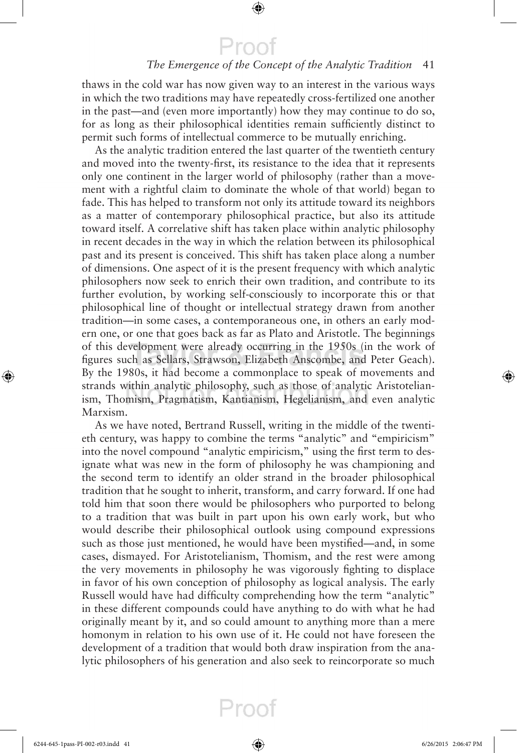thaws in the cold war has now given way to an interest in the various ways in which the two traditions may have repeatedly cross-fertilized one another in the past—and (even more importantly) how they may continue to do so, for as long as their philosophical identities remain sufficiently distinct to permit such forms of intellectual commerce to be mutually enriching.

As the analytic tradition entered the last quarter of the twentieth century and moved into the twenty-first, its resistance to the idea that it represents only one continent in the larger world of philosophy (rather than a movement with a rightful claim to dominate the whole of that world) began to fade. This has helped to transform not only its attitude toward its neighbors as a matter of contemporary philosophical practice, but also its attitude toward itself. A correlative shift has taken place within analytic philosophy in recent decades in the way in which the relation between its philosophical past and its present is conceived. This shift has taken place along a number of dimensions. One aspect of it is the present frequency with which analytic philosophers now seek to enrich their own tradition, and contribute to its further evolution, by working self-consciously to incorporate this or that philosophical line of thought or intellectual strategy drawn from another tradition—in some cases, a contemporaneous one, in others an early modern one, or one that goes back as far as Plato and Aristotle. The beginnings of this development were already occurring in the 1950s (in the work of figures such as Sellars, Strawson, Elizabeth Anscombe, and Peter Geach). By the 1980s, it had become a commonplace to speak of movements and strands within analytic philosophy, such as those of analytic Aristotelianism, Thomism, Pragmatism, Kantianism, Hegelianism, and even analytic Marxism.

As we have noted, Bertrand Russell, writing in the middle of the twentieth century, was happy to combine the terms "analytic" and "empiricism" into the novel compound "analytic empiricism," using the first term to designate what was new in the form of philosophy he was championing and the second term to identify an older strand in the broader philosophical tradition that he sought to inherit, transform, and carry forward. If one had told him that soon there would be philosophers who purported to belong to a tradition that was built in part upon his own early work, but who would describe their philosophical outlook using compound expressions such as those just mentioned, he would have been mystified—and, in some cases, dismayed. For Aristotelianism, Thomism, and the rest were among the very movements in philosophy he was vigorously fighting to displace in favor of his own conception of philosophy as logical analysis. The early Russell would have had difficulty comprehending how the term "analytic" in these different compounds could have anything to do with what he had originally meant by it, and so could amount to anything more than a mere homonym in relation to his own use of it. He could not have foreseen the development of a tradition that would both draw inspiration from the analytic philosophers of his generation and also seek to reincorporate so much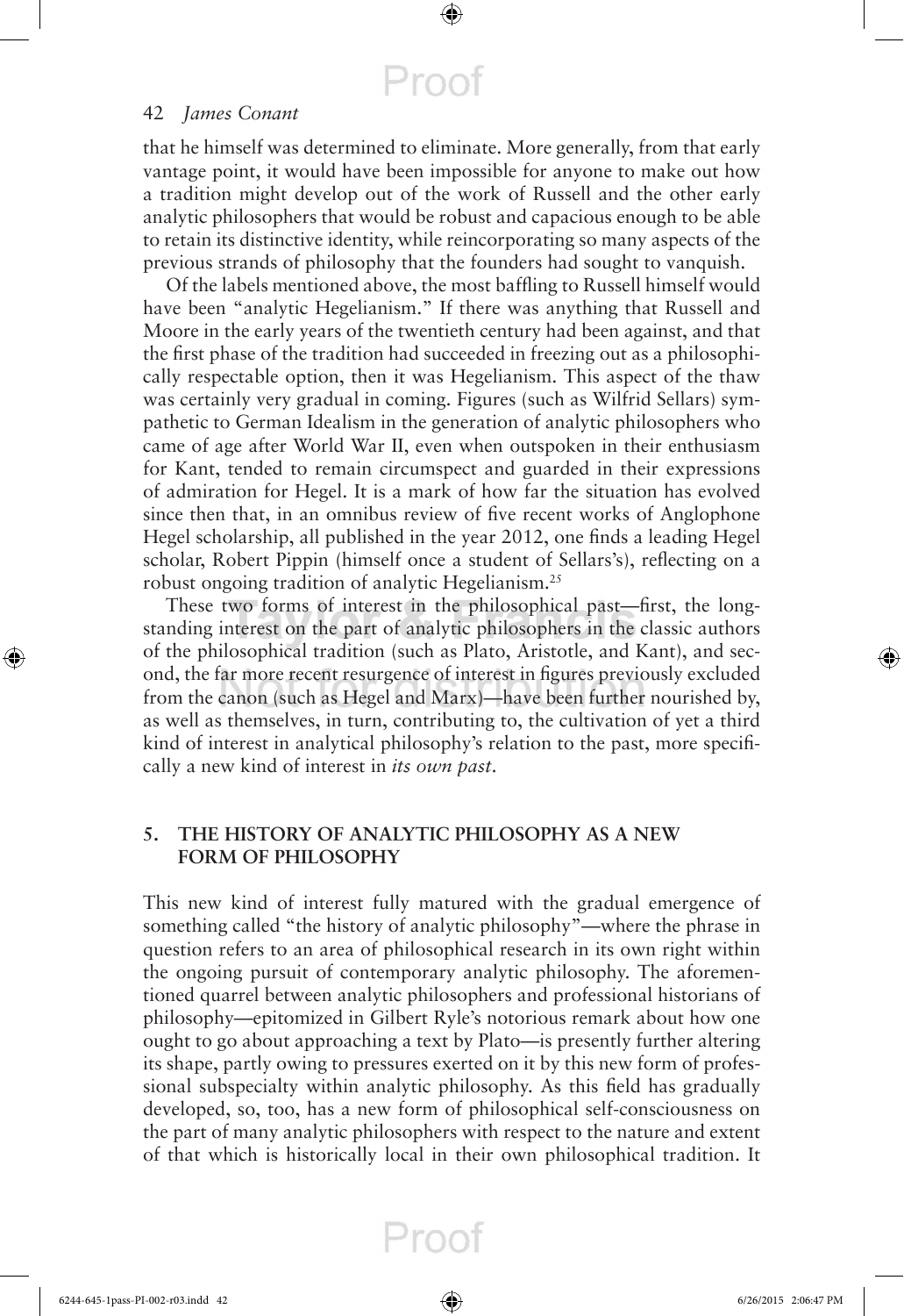that he himself was determined to eliminate. More generally, from that early vantage point, it would have been impossible for anyone to make out how a tradition might develop out of the work of Russell and the other early analytic philosophers that would be robust and capacious enough to be able to retain its distinctive identity, while reincorporating so many aspects of the previous strands of philosophy that the founders had sought to vanquish.

Of the labels mentioned above, the most baffling to Russell himself would have been "analytic Hegelianism." If there was anything that Russell and Moore in the early years of the twentieth century had been against, and that the first phase of the tradition had succeeded in freezing out as a philosophically respectable option, then it was Hegelianism. This aspect of the thaw was certainly very gradual in coming. Figures (such as Wilfrid Sellars) sympathetic to German Idealism in the generation of analytic philosophers who came of age after World War II, even when outspoken in their enthusiasm for Kant, tended to remain circumspect and guarded in their expressions of admiration for Hegel. It is a mark of how far the situation has evolved since then that, in an omnibus review of five recent works of Anglophone Hegel scholarship, all published in the year 2012, one finds a leading Hegel scholar, Robert Pippin (himself once a student of Sellars's), reflecting on a robust ongoing tradition of analytic Hegelianism.[25]

These two forms of interest in the philosophical past—first, the longstanding interest on the part of analytic philosophers in the classic authors of the philosophical tradition (such as Plato, Aristotle, and Kant), and second, the far more recent resurgence of interest in figures previously excluded from the canon (such as Hegel and Marx)—have been further nourished by, as well as themselves, in turn, contributing to, the cultivation of yet a third kind of interest in analytical philosophy's relation to the past, more specifically a new kind of interest in *its own past*.

## 5. THE HISTORY OF ANALYTIC PHILOSOPHY AS A NEW FORM OF PHILOSOPHY

This new kind of interest fully matured with the gradual emergence of something called "the history of analytic philosophy"—where the phrase in question refers to an area of philosophical research in its own right within the ongoing pursuit of contemporary analytic philosophy. The aforementioned quarrel between analytic philosophers and professional historians of philosophy—epitomized in Gilbert Ryle's notorious remark about how one ought to go about approaching a text by Plato—is presently further altering its shape, partly owing to pressures exerted on it by this new form of professional subspecialty within analytic philosophy. As this field has gradually developed, so, too, has a new form of philosophical self-consciousness on the part of many analytic philosophers with respect to the nature and extent of that which is historically local in their own philosophical tradition. It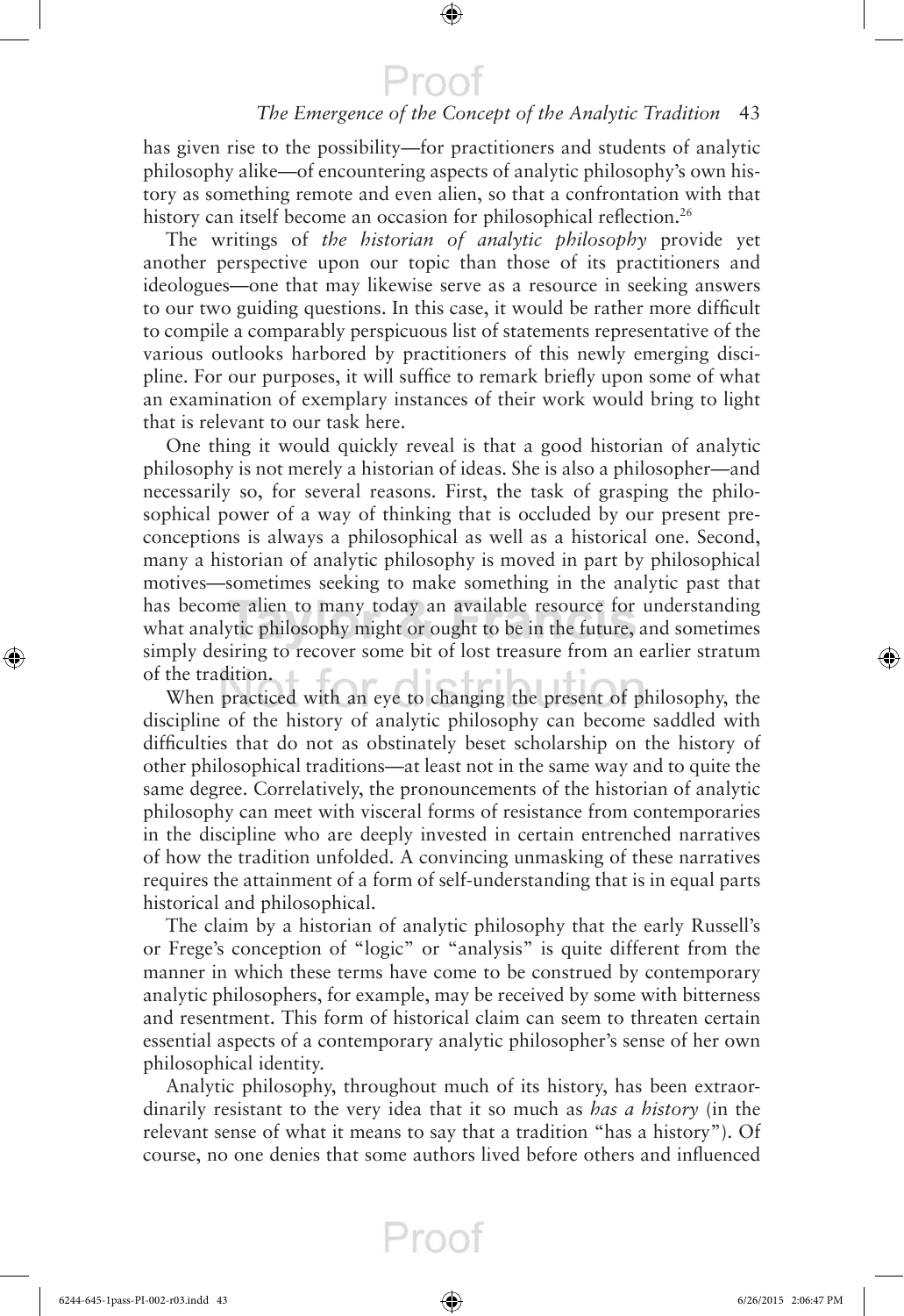has given rise to the possibility—for practitioners and students of analytic philosophy alike—of encountering aspects of analytic philosophy's own history as something remote and even alien, so that a confrontation with that history can itself become an occasion for philosophical reflection.[26]

The writings of *the historian of analytic philosophy* provide yet another perspective upon our topic than those of its practitioners and ideologues—one that may likewise serve as a resource in seeking answers to our two guiding questions. In this case, it would be rather more difficult to compile a comparably perspicuous list of statements representative of the various outlooks harbored by practitioners of this newly emerging discipline. For our purposes, it will suffice to remark briefly upon some of what an examination of exemplary instances of their work would bring to light that is relevant to our task here.

One thing it would quickly reveal is that a good historian of analytic philosophy is not merely a historian of ideas. She is also a philosopher—and necessarily so, for several reasons. First, the task of grasping the philosophical power of a way of thinking that is occluded by our present preconceptions is always a philosophical as well as a historical one. Second, many a historian of analytic philosophy is moved in part by philosophical motives—sometimes seeking to make something in the analytic past that has become alien to many today an available resource for understanding what analytic philosophy might or ought to be in the future, and sometimes simply desiring to recover some bit of lost treasure from an earlier stratum of the tradition.

When practiced with an eye to changing the present of philosophy, the discipline of the history of analytic philosophy can become saddled with difficulties that do not as obstinately beset scholarship on the history of other philosophical traditions—at least not in the same way and to quite the same degree. Correlatively, the pronouncements of the historian of analytic philosophy can meet with visceral forms of resistance from contemporaries in the discipline who are deeply invested in certain entrenched narratives of how the tradition unfolded. A convincing unmasking of these narratives requires the attainment of a form of self-understanding that is in equal parts historical and philosophical.

The claim by a historian of analytic philosophy that the early Russell's or Frege's conception of "logic" or "analysis" is quite different from the manner in which these terms have come to be construed by contemporary analytic philosophers, for example, may be received by some with bitterness and resentment. This form of historical claim can seem to threaten certain essential aspects of a contemporary analytic philosopher's sense of her own philosophical identity.

Analytic philosophy, throughout much of its history, has been extraordinarily resistant to the very idea that it so much as *has a history* (in the relevant sense of what it means to say that a tradition "has a history"). Of course, no one denies that some authors lived before others and influenced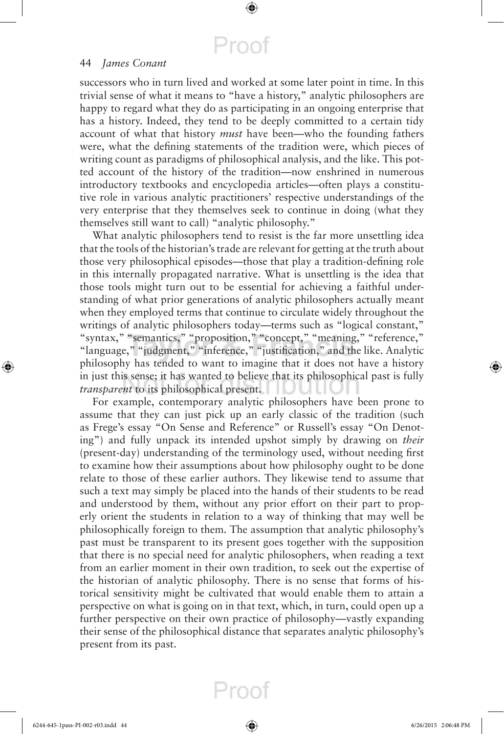successors who in turn lived and worked at some later point in time. In this trivial sense of what it means to "have a history," analytic philosophers are happy to regard what they do as participating in an ongoing enterprise that has a history. Indeed, they tend to be deeply committed to a certain tidy account of what that history *must* have been—who the founding fathers were, what the defining statements of the tradition were, which pieces of writing count as paradigms of philosophical analysis, and the like. This potted account of the history of the tradition—now enshrined in numerous introductory textbooks and encyclopedia articles—often plays a constitutive role in various analytic practitioners' respective understandings of the very enterprise that they themselves seek to continue in doing (what they themselves still want to call) "analytic philosophy."

What analytic philosophers tend to resist is the far more unsettling idea that the tools of the historian's trade are relevant for getting at the truth about those very philosophical episodes—those that play a tradition-defining role in this internally propagated narrative. What is unsettling is the idea that those tools might turn out to be essential for achieving a faithful understanding of what prior generations of analytic philosophers actually meant when they employed terms that continue to circulate widely throughout the writings of analytic philosophers today—terms such as "logical constant," "syntax," "semantics," "proposition," "concept," "meaning," "reference," "language," "judgment," "inference," "justification," and the like. Analytic philosophy has tended to want to imagine that it does not have a history in just this sense; it has wanted to believe that its philosophical past is fully *transparent* to its philosophical present.

For example, contemporary analytic philosophers have been prone to assume that they can just pick up an early classic of the tradition (such as Frege's essay "On Sense and Reference" or Russell's essay "On Denoting") and fully unpack its intended upshot simply by drawing on *their* (present-day) understanding of the terminology used, without needing first to examine how their assumptions about how philosophy ought to be done relate to those of these earlier authors. They likewise tend to assume that such a text may simply be placed into the hands of their students to be read and understood by them, without any prior effort on their part to properly orient the students in relation to a way of thinking that may well be philosophically foreign to them. The assumption that analytic philosophy's past must be transparent to its present goes together with the supposition that there is no special need for analytic philosophers, when reading a text from an earlier moment in their own tradition, to seek out the expertise of the historian of analytic philosophy. There is no sense that forms of historical sensitivity might be cultivated that would enable them to attain a perspective on what is going on in that text, which, in turn, could open up a further perspective on their own practice of philosophy—vastly expanding their sense of the philosophical distance that separates analytic philosophy's present from its past.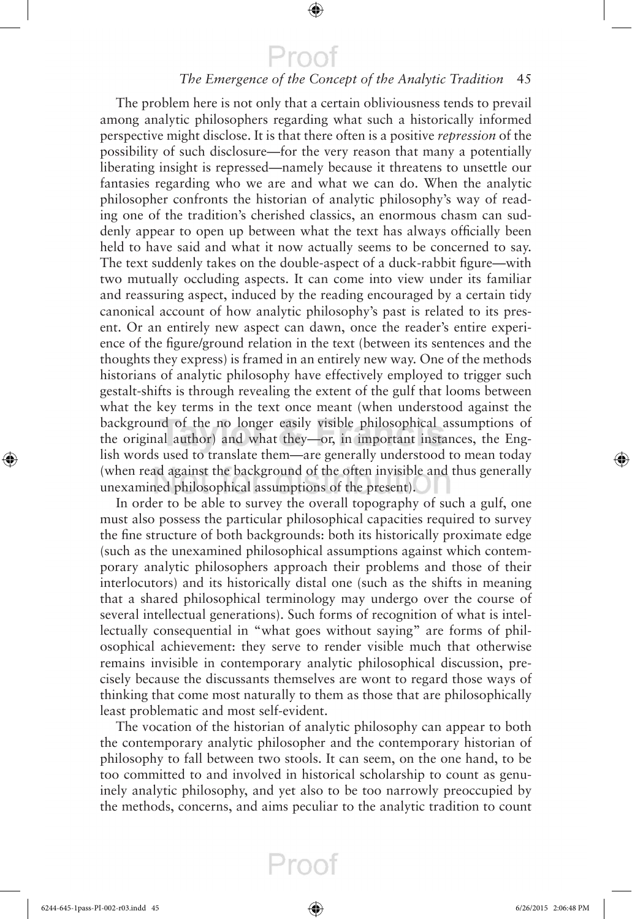The problem here is not only that a certain obliviousness tends to prevail among analytic philosophers regarding what such a historically informed perspective might disclose. It is that there often is a positive *repression* of the possibility of such disclosure—for the very reason that many a potentially liberating insight is repressed—namely because it threatens to unsettle our fantasies regarding who we are and what we can do. When the analytic philosopher confronts the historian of analytic philosophy's way of reading one of the tradition's cherished classics, an enormous chasm can suddenly appear to open up between what the text has always officially been held to have said and what it now actually seems to be concerned to say. The text suddenly takes on the double-aspect of a duck-rabbit figure—with two mutually occluding aspects. It can come into view under its familiar and reassuring aspect, induced by the reading encouraged by a certain tidy canonical account of how analytic philosophy's past is related to its present. Or an entirely new aspect can dawn, once the reader's entire experience of the figure/ground relation in the text (between its sentences and the thoughts they express) is framed in an entirely new way. One of the methods historians of analytic philosophy have effectively employed to trigger such gestalt-shifts is through revealing the extent of the gulf that looms between what the key terms in the text once meant (when understood against the background of the no longer easily visible philosophical assumptions of the original author) and what they—or, in important instances, the English words used to translate them—are generally understood to mean today (when read against the background of the often invisible and thus generally unexamined philosophical assumptions of the present).

In order to be able to survey the overall topography of such a gulf, one must also possess the particular philosophical capacities required to survey the fine structure of both backgrounds: both its historically proximate edge (such as the unexamined philosophical assumptions against which contemporary analytic philosophers approach their problems and those of their interlocutors) and its historically distal one (such as the shifts in meaning that a shared philosophical terminology may undergo over the course of several intellectual generations). Such forms of recognition of what is intellectually consequential in "what goes without saying" are forms of philosophical achievement: they serve to render visible much that otherwise remains invisible in contemporary analytic philosophical discussion, precisely because the discussants themselves are wont to regard those ways of thinking that come most naturally to them as those that are philosophically least problematic and most self-evident.

The vocation of the historian of analytic philosophy can appear to both the contemporary analytic philosopher and the contemporary historian of philosophy to fall between two stools. It can seem, on the one hand, to be too committed to and involved in historical scholarship to count as genuinely analytic philosophy, and yet also to be too narrowly preoccupied by the methods, concerns, and aims peculiar to the analytic tradition to count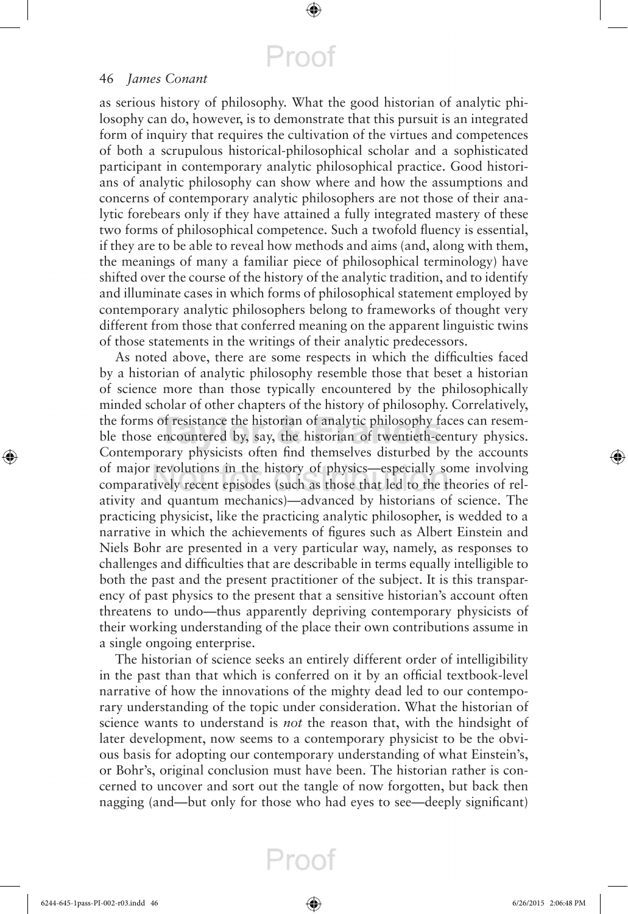as serious history of philosophy. What the good historian of analytic philosophy can do, however, is to demonstrate that this pursuit is an integrated form of inquiry that requires the cultivation of the virtues and competences of both a scrupulous historical-philosophical scholar and a sophisticated participant in contemporary analytic philosophical practice. Good historians of analytic philosophy can show where and how the assumptions and concerns of contemporary analytic philosophers are not those of their analytic forebears only if they have attained a fully integrated mastery of these two forms of philosophical competence. Such a twofold fluency is essential, if they are to be able to reveal how methods and aims (and, along with them, the meanings of many a familiar piece of philosophical terminology) have shifted over the course of the history of the analytic tradition, and to identify and illuminate cases in which forms of philosophical statement employed by contemporary analytic philosophers belong to frameworks of thought very different from those that conferred meaning on the apparent linguistic twins of those statements in the writings of their analytic predecessors.

As noted above, there are some respects in which the difficulties faced by a historian of analytic philosophy resemble those that beset a historian of science more than those typically encountered by the philosophically minded scholar of other chapters of the history of philosophy. Correlatively, the forms of resistance the historian of analytic philosophy faces can resemble those encountered by, say, the historian of twentieth-century physics. Contemporary physicists often find themselves disturbed by the accounts of major revolutions in the history of physics—especially some involving comparatively recent episodes (such as those that led to the theories of relativity and quantum mechanics)—advanced by historians of science. The practicing physicist, like the practicing analytic philosopher, is wedded to a narrative in which the achievements of figures such as Albert Einstein and Niels Bohr are presented in a very particular way, namely, as responses to challenges and difficulties that are describable in terms equally intelligible to both the past and the present practitioner of the subject. It is this transparency of past physics to the present that a sensitive historian's account often threatens to undo—thus apparently depriving contemporary physicists of their working understanding of the place their own contributions assume in a single ongoing enterprise.

The historian of science seeks an entirely different order of intelligibility in the past than that which is conferred on it by an official textbook-level narrative of how the innovations of the mighty dead led to our contemporary understanding of the topic under consideration. What the historian of science wants to understand is *not* the reason that, with the hindsight of later development, now seems to a contemporary physicist to be the obvious basis for adopting our contemporary understanding of what Einstein's, or Bohr's, original conclusion must have been. The historian rather is concerned to uncover and sort out the tangle of now forgotten, but back then nagging (and—but only for those who had eyes to see—deeply significant)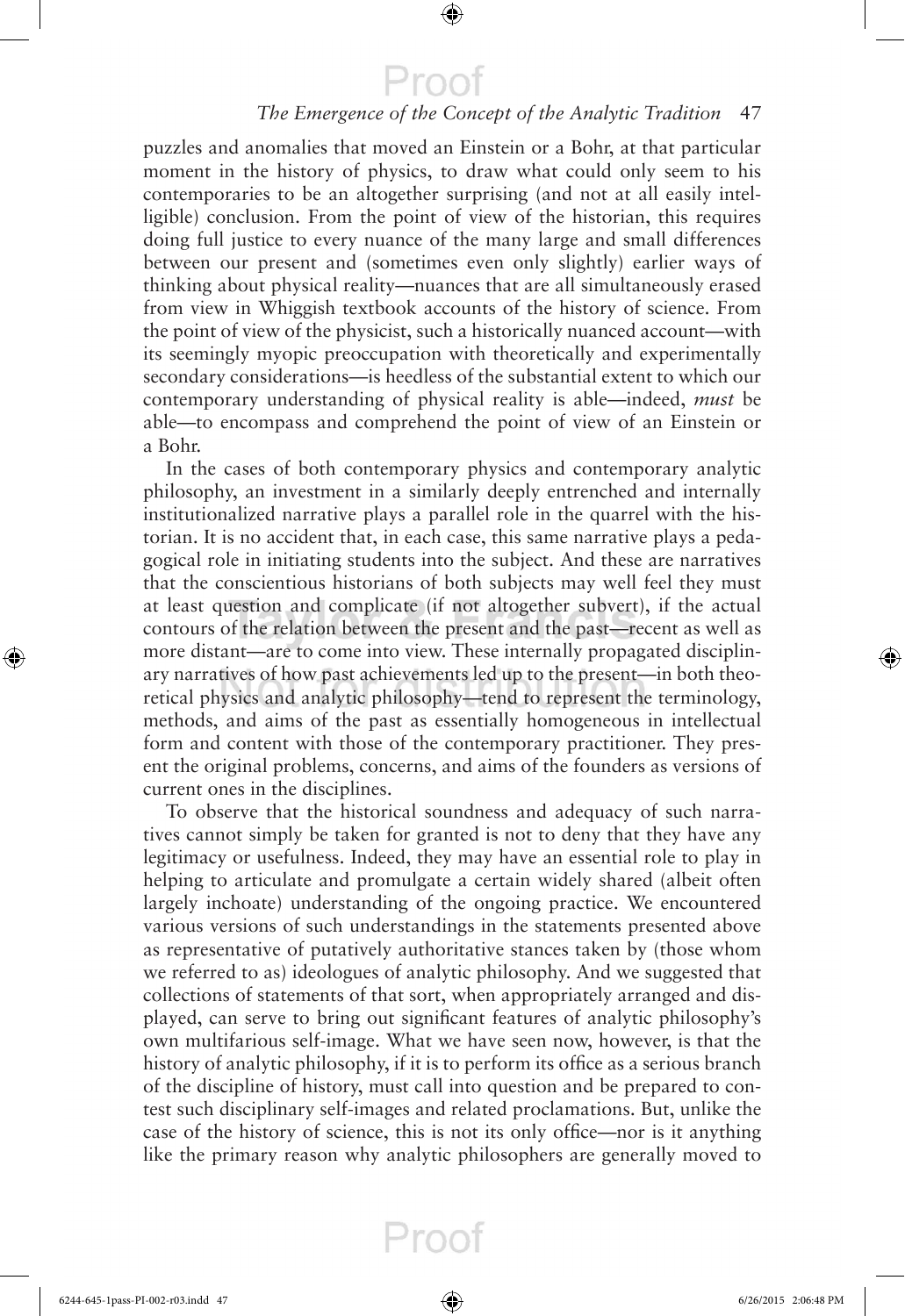puzzles and anomalies that moved an Einstein or a Bohr, at that particular moment in the history of physics, to draw what could only seem to his contemporaries to be an altogether surprising (and not at all easily intelligible) conclusion. From the point of view of the historian, this requires doing full justice to every nuance of the many large and small differences between our present and (sometimes even only slightly) earlier ways of thinking about physical reality—nuances that are all simultaneously erased from view in Whiggish textbook accounts of the history of science. From the point of view of the physicist, such a historically nuanced account—with its seemingly myopic preoccupation with theoretically and experimentally secondary considerations—is heedless of the substantial extent to which our contemporary understanding of physical reality is able—indeed, *must* be able—to encompass and comprehend the point of view of an Einstein or a Bohr.

In the cases of both contemporary physics and contemporary analytic philosophy, an investment in a similarly deeply entrenched and internally institutionalized narrative plays a parallel role in the quarrel with the historian. It is no accident that, in each case, this same narrative plays a pedagogical role in initiating students into the subject. And these are narratives that the conscientious historians of both subjects may well feel they must at least question and complicate (if not altogether subvert), if the actual contours of the relation between the present and the past—recent as well as more distant—are to come into view. These internally propagated disciplinary narratives of how past achievements led up to the present—in both theoretical physics and analytic philosophy—tend to represent the terminology, methods, and aims of the past as essentially homogeneous in intellectual form and content with those of the contemporary practitioner. They present the original problems, concerns, and aims of the founders as versions of current ones in the disciplines.

To observe that the historical soundness and adequacy of such narratives cannot simply be taken for granted is not to deny that they have any legitimacy or usefulness. Indeed, they may have an essential role to play in helping to articulate and promulgate a certain widely shared (albeit often largely inchoate) understanding of the ongoing practice. We encountered various versions of such understandings in the statements presented above as representative of putatively authoritative stances taken by (those whom we referred to as) ideologues of analytic philosophy. And we suggested that collections of statements of that sort, when appropriately arranged and displayed, can serve to bring out significant features of analytic philosophy's own multifarious self-image. What we have seen now, however, is that the history of analytic philosophy, if it is to perform its office as a serious branch of the discipline of history, must call into question and be prepared to contest such disciplinary self-images and related proclamations. But, unlike the case of the history of science, this is not its only office—nor is it anything like the primary reason why analytic philosophers are generally moved to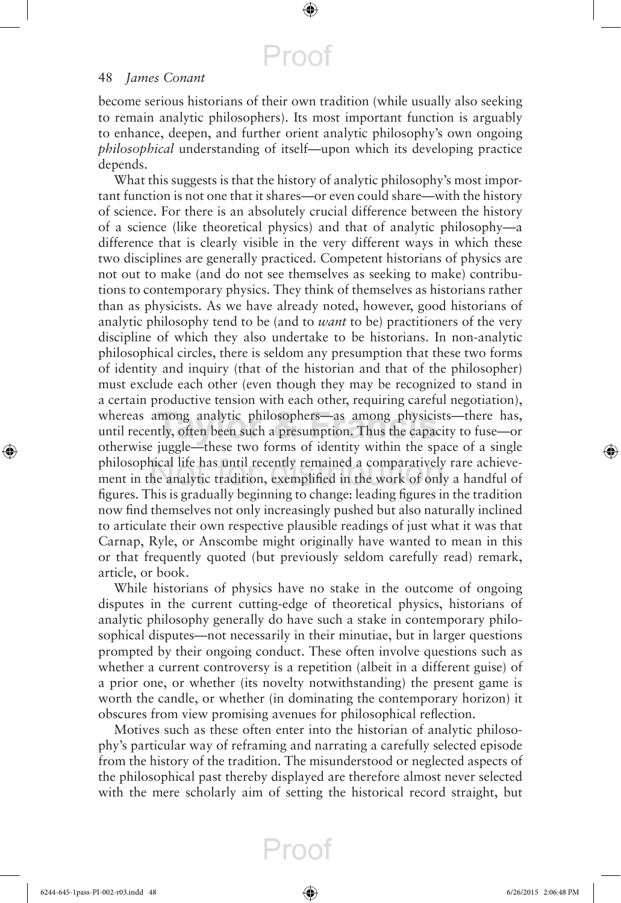become serious historians of their own tradition (while usually also seeking to remain analytic philosophers). Its most important function is arguably to enhance, deepen, and further orient analytic philosophy's own ongoing *philosophical* understanding of itself—upon which its developing practice depends.

What this suggests is that the history of analytic philosophy's most important function is not one that it shares—or even could share—with the history of science. For there is an absolutely crucial difference between the history of a science (like theoretical physics) and that of analytic philosophy—a difference that is clearly visible in the very different ways in which these two disciplines are generally practiced. Competent historians of physics are not out to make (and do not see themselves as seeking to make) contributions to contemporary physics. They think of themselves as historians rather than as physicists. As we have already noted, however, good historians of analytic philosophy tend to be (and to *want* to be) practitioners of the very discipline of which they also undertake to be historians. In non-analytic philosophical circles, there is seldom any presumption that these two forms of identity and inquiry (that of the historian and that of the philosopher) must exclude each other (even though they may be recognized to stand in a certain productive tension with each other, requiring careful negotiation), whereas among analytic philosophers—as among physicists—there has, until recently, often been such a presumption. Thus the capacity to fuse—or otherwise juggle—these two forms of identity within the space of a single philosophical life has until recently remained a comparatively rare achievement in the analytic tradition, exemplified in the work of only a handful of figures. This is gradually beginning to change: leading figures in the tradition now find themselves not only increasingly pushed but also naturally inclined to articulate their own respective plausible readings of just what it was that Carnap, Ryle, or Anscombe might originally have wanted to mean in this or that frequently quoted (but previously seldom carefully read) remark, article, or book.

While historians of physics have no stake in the outcome of ongoing disputes in the current cutting-edge of theoretical physics, historians of analytic philosophy generally do have such a stake in contemporary philosophical disputes—not necessarily in their minutiae, but in larger questions prompted by their ongoing conduct. These often involve questions such as whether a current controversy is a repetition (albeit in a different guise) of a prior one, or whether (its novelty notwithstanding) the present game is worth the candle, or whether (in dominating the contemporary horizon) it obscures from view promising avenues for philosophical reflection.

Motives such as these often enter into the historian of analytic philosophy's particular way of reframing and narrating a carefully selected episode from the history of the tradition. The misunderstood or neglected aspects of the philosophical past thereby displayed are therefore almost never selected with the mere scholarly aim of setting the historical record straight, but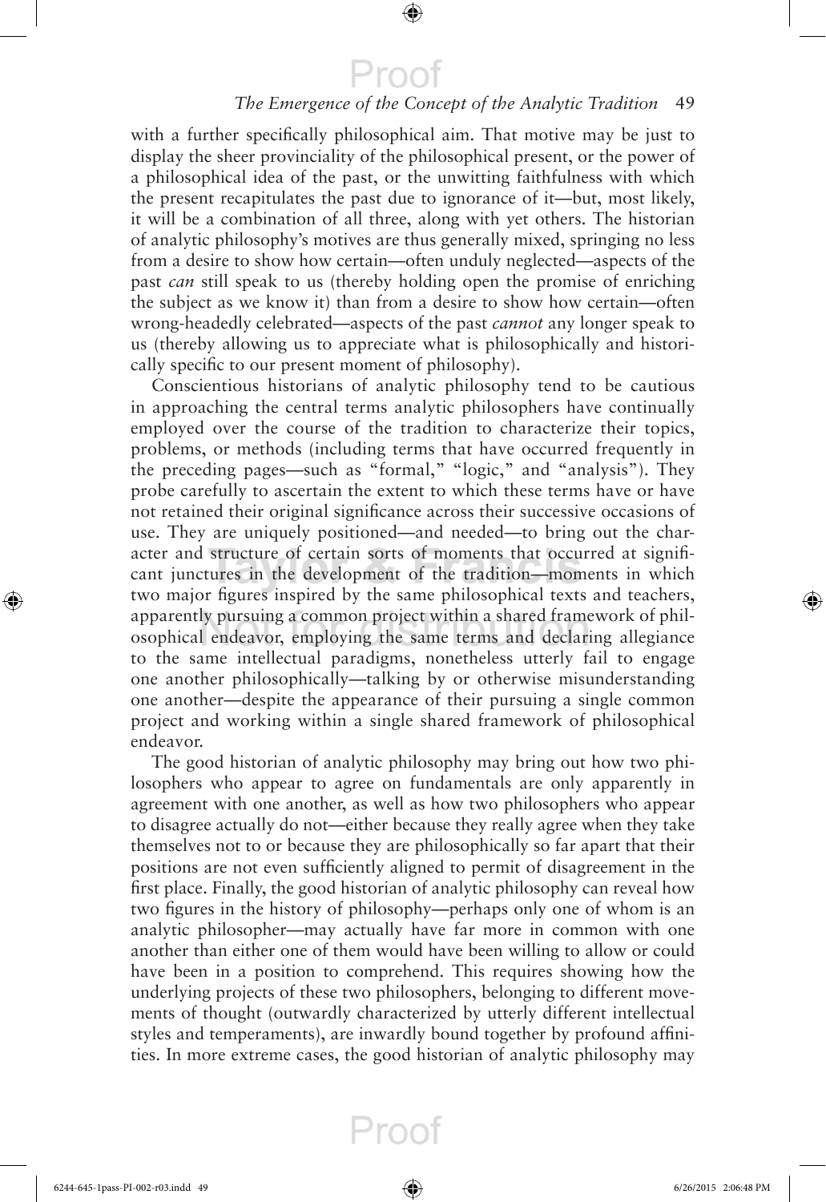with a further specifically philosophical aim. That motive may be just to display the sheer provinciality of the philosophical present, or the power of a philosophical idea of the past, or the unwitting faithfulness with which the present recapitulates the past due to ignorance of it—but, most likely, it will be a combination of all three, along with yet others. The historian of analytic philosophy's motives are thus generally mixed, springing no less from a desire to show how certain—often unduly neglected—aspects of the past *can* still speak to us (thereby holding open the promise of enriching the subject as we know it) than from a desire to show how certain—often wrong-headedly celebrated—aspects of the past *cannot* any longer speak to us (thereby allowing us to appreciate what is philosophically and historically specific to our present moment of philosophy).

Conscientious historians of analytic philosophy tend to be cautious in approaching the central terms analytic philosophers have continually employed over the course of the tradition to characterize their topics, problems, or methods (including terms that have occurred frequently in the preceding pages—such as "formal," "logic," and "analysis"). They probe carefully to ascertain the extent to which these terms have or have not retained their original significance across their successive occasions of use. They are uniquely positioned—and needed—to bring out the character and structure of certain sorts of moments that occurred at significant junctures in the development of the tradition—moments in which two major figures inspired by the same philosophical texts and teachers, apparently pursuing a common project within a shared framework of philosophical endeavor, employing the same terms and declaring allegiance to the same intellectual paradigms, nonetheless utterly fail to engage one another philosophically—talking by or otherwise misunderstanding one another—despite the appearance of their pursuing a single common project and working within a single shared framework of philosophical endeavor.

The good historian of analytic philosophy may bring out how two philosophers who appear to agree on fundamentals are only apparently in agreement with one another, as well as how two philosophers who appear to disagree actually do not—either because they really agree when they take themselves not to or because they are philosophically so far apart that their positions are not even sufficiently aligned to permit of disagreement in the first place. Finally, the good historian of analytic philosophy can reveal how two figures in the history of philosophy—perhaps only one of whom is an analytic philosopher—may actually have far more in common with one another than either one of them would have been willing to allow or could have been in a position to comprehend. This requires showing how the underlying projects of these two philosophers, belonging to different movements of thought (outwardly characterized by utterly different intellectual styles and temperaments), are inwardly bound together by profound affinities. In more extreme cases, the good historian of analytic philosophy may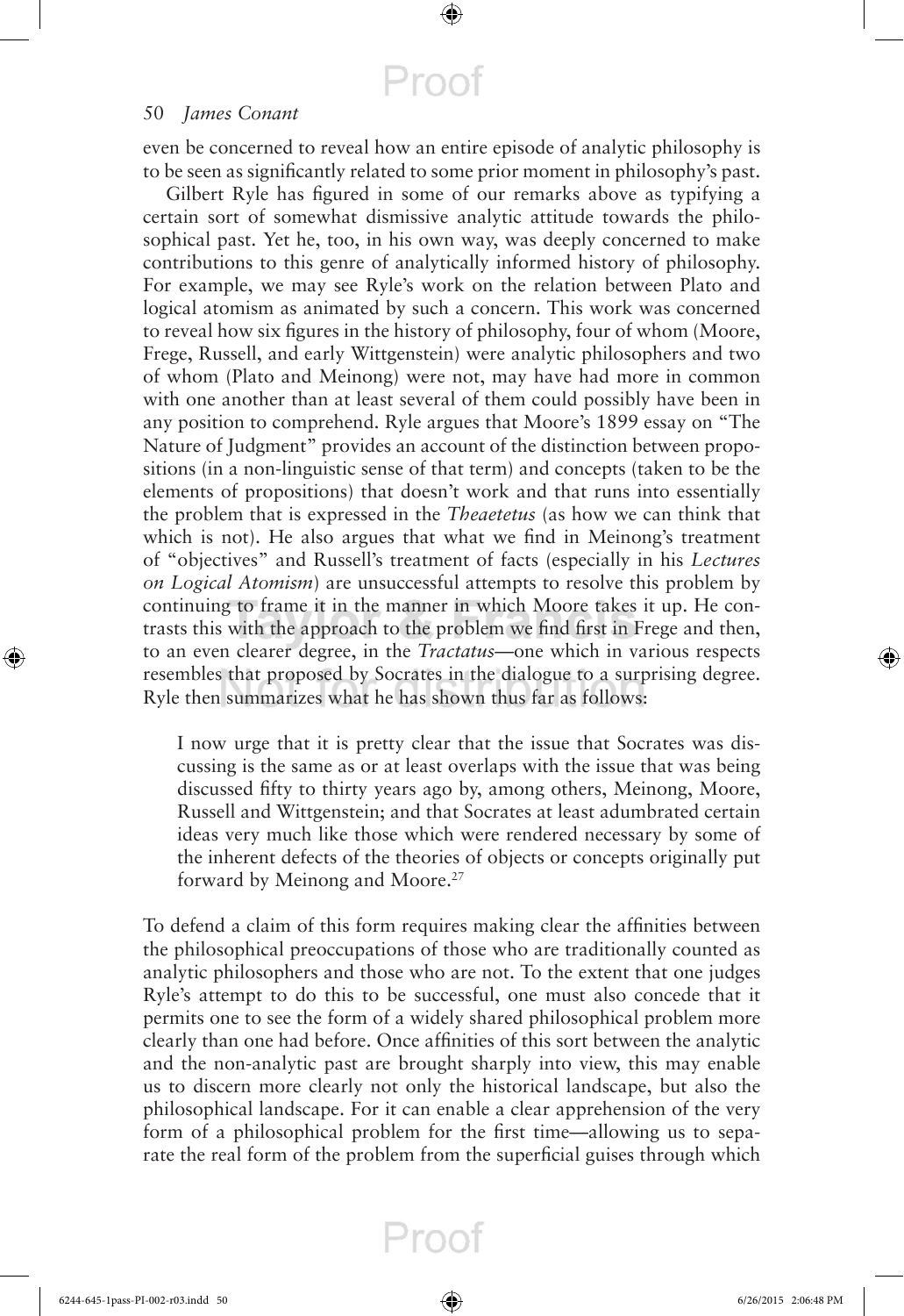even be concerned to reveal how an entire episode of analytic philosophy is to be seen as significantly related to some prior moment in philosophy's past.

Gilbert Ryle has figured in some of our remarks above as typifying a certain sort of somewhat dismissive analytic attitude towards the philosophical past. Yet he, too, in his own way, was deeply concerned to make contributions to this genre of analytically informed history of philosophy. For example, we may see Ryle's work on the relation between Plato and logical atomism as animated by such a concern. This work was concerned to reveal how six figures in the history of philosophy, four of whom (Moore, Frege, Russell, and early Wittgenstein) were analytic philosophers and two of whom (Plato and Meinong) were not, may have had more in common with one another than at least several of them could possibly have been in any position to comprehend. Ryle argues that Moore's 1899 essay on "The Nature of Judgment" provides an account of the distinction between propositions (in a non-linguistic sense of that term) and concepts (taken to be the elements of propositions) that doesn't work and that runs into essentially the problem that is expressed in the *Theaetetus* (as how we can think that which is not). He also argues that what we find in Meinong's treatment of "objectives" and Russell's treatment of facts (especially in his *Lectures on Logical Atomism*) are unsuccessful attempts to resolve this problem by continuing to frame it in the manner in which Moore takes it up. He contrasts this with the approach to the problem we find first in Frege and then, to an even clearer degree, in the *Tractatus*—one which in various respects resembles that proposed by Socrates in the dialogue to a surprising degree. Ryle then summarizes what he has shown thus far as follows:

> I now urge that it is pretty clear that the issue that Socrates was discussing is the same as or at least overlaps with the issue that was being discussed fifty to thirty years ago by, among others, Meinong, Moore, Russell and Wittgenstein; and that Socrates at least adumbrated certain ideas very much like those which were rendered necessary by some of the inherent defects of the theories of objects or concepts originally put forward by Meinong and Moore.[27]

To defend a claim of this form requires making clear the affinities between the philosophical preoccupations of those who are traditionally counted as analytic philosophers and those who are not. To the extent that one judges Ryle's attempt to do this to be successful, one must also concede that it permits one to see the form of a widely shared philosophical problem more clearly than one had before. Once affinities of this sort between the analytic and the non-analytic past are brought sharply into view, this may enable us to discern more clearly not only the historical landscape, but also the philosophical landscape. For it can enable a clear apprehension of the very form of a philosophical problem for the first time—allowing us to separate the real form of the problem from the superficial guises through which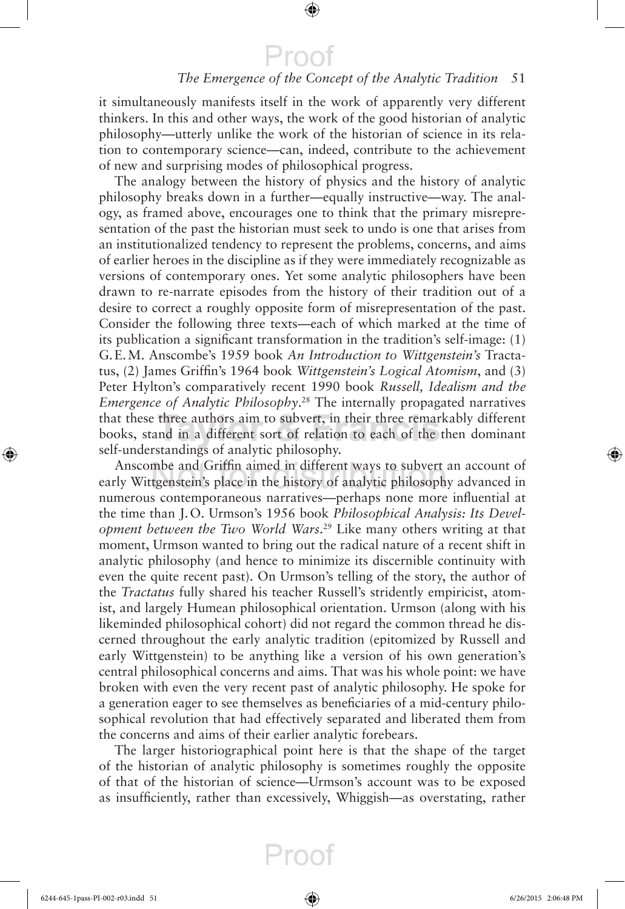it simultaneously manifests itself in the work of apparently very different thinkers. In this and other ways, the work of the good historian of analytic philosophy—utterly unlike the work of the historian of science in its relation to contemporary science—can, indeed, contribute to the achievement of new and surprising modes of philosophical progress.

The analogy between the history of physics and the history of analytic philosophy breaks down in a further—equally instructive—way. The analogy, as framed above, encourages one to think that the primary misrepresentation of the past the historian must seek to undo is one that arises from an institutionalized tendency to represent the problems, concerns, and aims of earlier heroes in the discipline as if they were immediately recognizable as versions of contemporary ones. Yet some analytic philosophers have been drawn to re-narrate episodes from the history of their tradition out of a desire to correct a roughly opposite form of misrepresentation of the past. Consider the following three texts—each of which marked at the time of its publication a significant transformation in the tradition's self-image: (1) G.E.M. Anscombe's 1959 book *An Introduction to Wittgenstein's* Tractatus, (2) James Griffin's 1964 book *Wittgenstein's Logical Atomism*, and (3) Peter Hylton's comparatively recent 1990 book *Russell, Idealism and the Emergence of Analytic Philosophy*.[28] The internally propagated narratives that these three authors aim to subvert, in their three remarkably different books, stand in a different sort of relation to each of the then dominant self-understandings of analytic philosophy.

Anscombe and Griffin aimed in different ways to subvert an account of early Wittgenstein's place in the history of analytic philosophy advanced in numerous contemporaneous narratives—perhaps none more influential at the time than J.O. Urmson's 1956 book *Philosophical Analysis: Its Development between the Two World Wars*.[29] Like many others writing at that moment, Urmson wanted to bring out the radical nature of a recent shift in analytic philosophy (and hence to minimize its discernible continuity with even the quite recent past). On Urmson's telling of the story, the author of the *Tractatus* fully shared his teacher Russell's stridently empiricist, atomist, and largely Humean philosophical orientation. Urmson (along with his likeminded philosophical cohort) did not regard the common thread he discerned throughout the early analytic tradition (epitomized by Russell and early Wittgenstein) to be anything like a version of his own generation's central philosophical concerns and aims. That was his whole point: we have broken with even the very recent past of analytic philosophy. He spoke for a generation eager to see themselves as beneficiaries of a mid-century philosophical revolution that had effectively separated and liberated them from the concerns and aims of their earlier analytic forebears.

The larger historiographical point here is that the shape of the target of the historian of analytic philosophy is sometimes roughly the opposite of that of the historian of science—Urmson's account was to be exposed as insufficiently, rather than excessively, Whiggish—as overstating, rather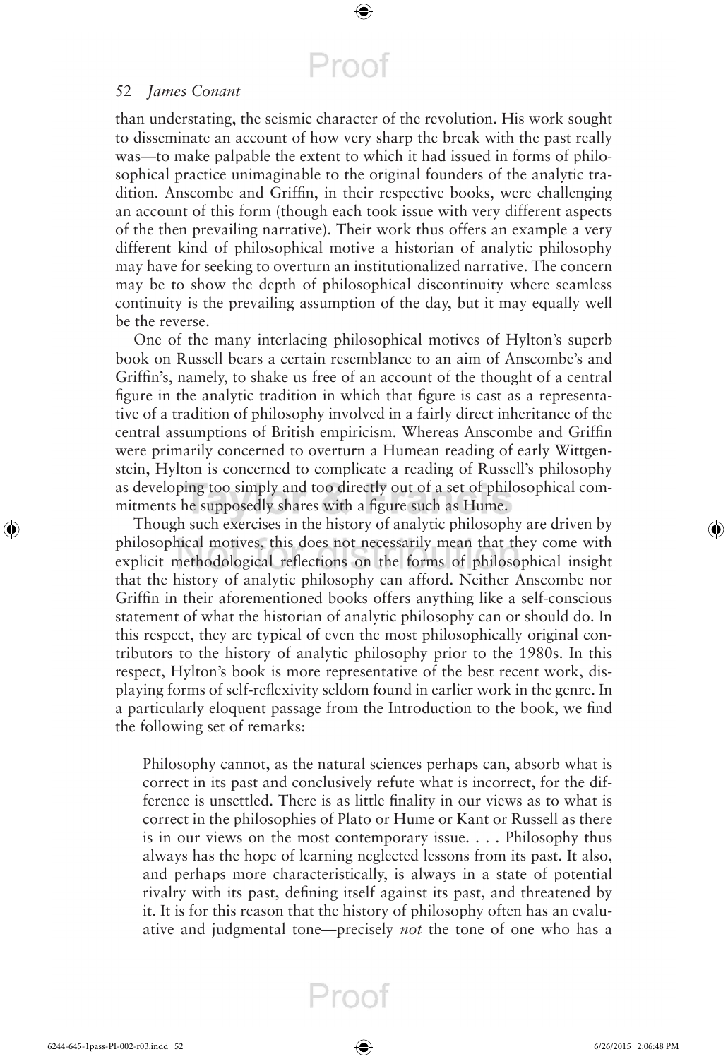than understating, the seismic character of the revolution. His work sought to disseminate an account of how very sharp the break with the past really was—to make palpable the extent to which it had issued in forms of philosophical practice unimaginable to the original founders of the analytic tradition. Anscombe and Griffin, in their respective books, were challenging an account of this form (though each took issue with very different aspects of the then prevailing narrative). Their work thus offers an example a very different kind of philosophical motive a historian of analytic philosophy may have for seeking to overturn an institutionalized narrative. The concern may be to show the depth of philosophical discontinuity where seamless continuity is the prevailing assumption of the day, but it may equally well be the reverse.

One of the many interlacing philosophical motives of Hylton's superb book on Russell bears a certain resemblance to an aim of Anscombe's and Griffin's, namely, to shake us free of an account of the thought of a central figure in the analytic tradition in which that figure is cast as a representative of a tradition of philosophy involved in a fairly direct inheritance of the central assumptions of British empiricism. Whereas Anscombe and Griffin were primarily concerned to overturn a Humean reading of early Wittgenstein, Hylton is concerned to complicate a reading of Russell's philosophy as developing too simply and too directly out of a set of philosophical commitments he supposedly shares with a figure such as Hume.

Though such exercises in the history of analytic philosophy are driven by philosophical motives, this does not necessarily mean that they come with explicit methodological reflections on the forms of philosophical insight that the history of analytic philosophy can afford. Neither Anscombe nor Griffin in their aforementioned books offers anything like a self-conscious statement of what the historian of analytic philosophy can or should do. In this respect, they are typical of even the most philosophically original contributors to the history of analytic philosophy prior to the 1980s. In this respect, Hylton's book is more representative of the best recent work, displaying forms of self-reflexivity seldom found in earlier work in the genre. In a particularly eloquent passage from the Introduction to the book, we find the following set of remarks:

> Philosophy cannot, as the natural sciences perhaps can, absorb what is correct in its past and conclusively refute what is incorrect, for the difference is unsettled. There is as little finality in our views as to what is correct in the philosophies of Plato or Hume or Kant or Russell as there is in our views on the most contemporary issue. . . . Philosophy thus always has the hope of learning neglected lessons from its past. It also, and perhaps more characteristically, is always in a state of potential rivalry with its past, defining itself against its past, and threatened by it. It is for this reason that the history of philosophy often has an evaluative and judgmental tone—precisely *not* the tone of one who has a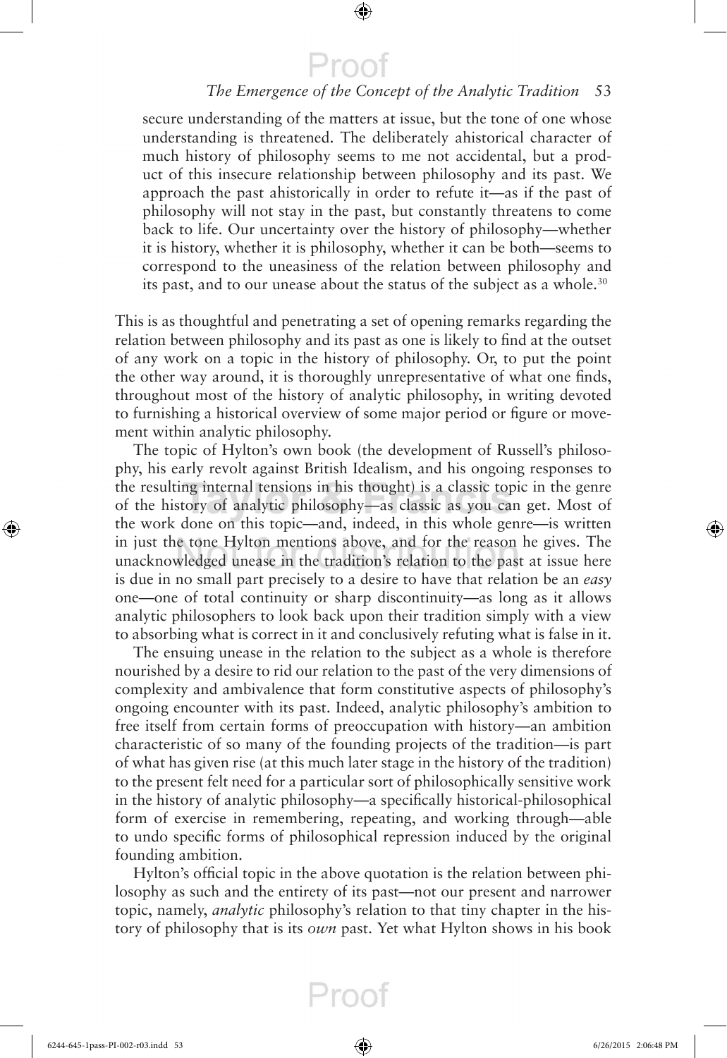> secure understanding of the matters at issue, but the tone of one whose understanding is threatened. The deliberately ahistorical character of much history of philosophy seems to me not accidental, but a product of this insecure relationship between philosophy and its past. We approach the past ahistorically in order to refute it—as if the past of philosophy will not stay in the past, but constantly threatens to come back to life. Our uncertainty over the history of philosophy—whether it is history, whether it is philosophy, whether it can be both—seems to correspond to the uneasiness of the relation between philosophy and its past, and to our unease about the status of the subject as a whole.[30]

This is as thoughtful and penetrating a set of opening remarks regarding the relation between philosophy and its past as one is likely to find at the outset of any work on a topic in the history of philosophy. Or, to put the point the other way around, it is thoroughly unrepresentative of what one finds, throughout most of the history of analytic philosophy, in writing devoted to furnishing a historical overview of some major period or figure or movement within analytic philosophy.

The topic of Hylton's own book (the development of Russell's philosophy, his early revolt against British Idealism, and his ongoing responses to the resulting internal tensions in his thought) is a classic topic in the genre of the history of analytic philosophy—as classic as you can get. Most of the work done on this topic—and, indeed, in this whole genre—is written in just the tone Hylton mentions above, and for the reason he gives. The unacknowledged unease in the tradition's relation to the past at issue here is due in no small part precisely to a desire to have that relation be an *easy* one—one of total continuity or sharp discontinuity—as long as it allows analytic philosophers to look back upon their tradition simply with a view to absorbing what is correct in it and conclusively refuting what is false in it.

The ensuing unease in the relation to the subject as a whole is therefore nourished by a desire to rid our relation to the past of the very dimensions of complexity and ambivalence that form constitutive aspects of philosophy's ongoing encounter with its past. Indeed, analytic philosophy's ambition to free itself from certain forms of preoccupation with history—an ambition characteristic of so many of the founding projects of the tradition—is part of what has given rise (at this much later stage in the history of the tradition) to the present felt need for a particular sort of philosophically sensitive work in the history of analytic philosophy—a specifically historical-philosophical form of exercise in remembering, repeating, and working through—able to undo specific forms of philosophical repression induced by the original founding ambition.

Hylton's official topic in the above quotation is the relation between philosophy as such and the entirety of its past—not our present and narrower topic, namely, *analytic* philosophy's relation to that tiny chapter in the history of philosophy that is its *own* past. Yet what Hylton shows in his book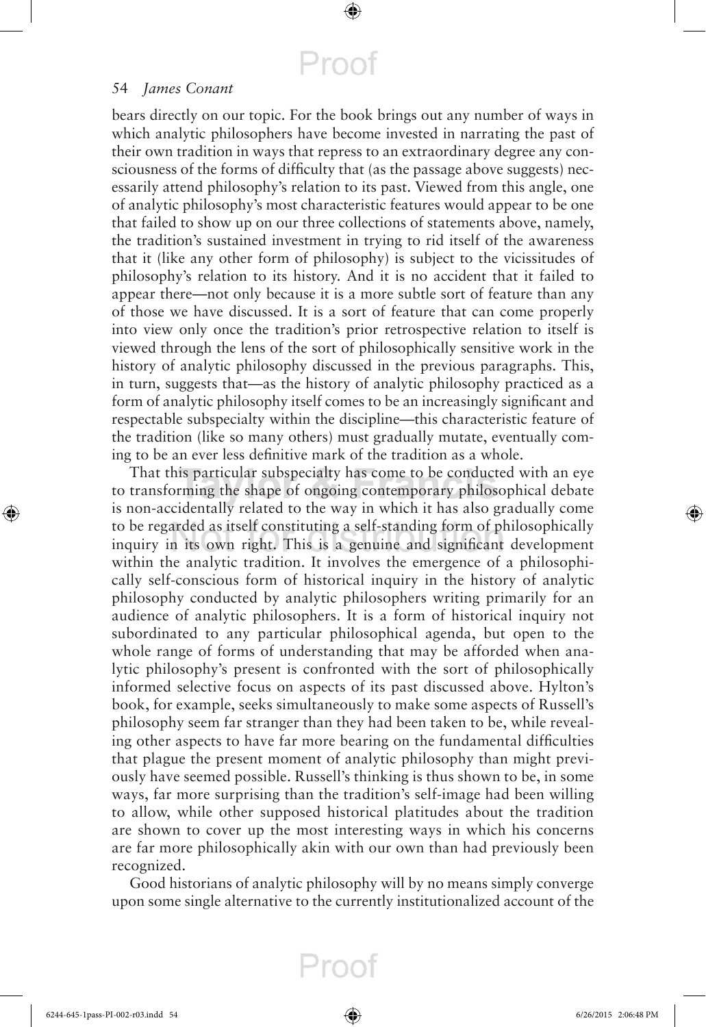bears directly on our topic. For the book brings out any number of ways in which analytic philosophers have become invested in narrating the past of their own tradition in ways that repress to an extraordinary degree any consciousness of the forms of difficulty that (as the passage above suggests) necessarily attend philosophy's relation to its past. Viewed from this angle, one of analytic philosophy's most characteristic features would appear to be one that failed to show up on our three collections of statements above, namely, the tradition's sustained investment in trying to rid itself of the awareness that it (like any other form of philosophy) is subject to the vicissitudes of philosophy's relation to its history. And it is no accident that it failed to appear there—not only because it is a more subtle sort of feature than any of those we have discussed. It is a sort of feature that can come properly into view only once the tradition's prior retrospective relation to itself is viewed through the lens of the sort of philosophically sensitive work in the history of analytic philosophy discussed in the previous paragraphs. This, in turn, suggests that—as the history of analytic philosophy practiced as a form of analytic philosophy itself comes to be an increasingly significant and respectable subspecialty within the discipline—this characteristic feature of the tradition (like so many others) must gradually mutate, eventually coming to be an ever less definitive mark of the tradition as a whole.

That this particular subspecialty has come to be conducted with an eye to transforming the shape of ongoing contemporary philosophical debate is non-accidentally related to the way in which it has also gradually come to be regarded as itself constituting a self-standing form of philosophically inquiry in its own right. This is a genuine and significant development within the analytic tradition. It involves the emergence of a philosophically self-conscious form of historical inquiry in the history of analytic philosophy conducted by analytic philosophers writing primarily for an audience of analytic philosophers. It is a form of historical inquiry not subordinated to any particular philosophical agenda, but open to the whole range of forms of understanding that may be afforded when analytic philosophy's present is confronted with the sort of philosophically informed selective focus on aspects of its past discussed above. Hylton's book, for example, seeks simultaneously to make some aspects of Russell's philosophy seem far stranger than they had been taken to be, while revealing other aspects to have far more bearing on the fundamental difficulties that plague the present moment of analytic philosophy than might previously have seemed possible. Russell's thinking is thus shown to be, in some ways, far more surprising than the tradition's self-image had been willing to allow, while other supposed historical platitudes about the tradition are shown to cover up the most interesting ways in which his concerns are far more philosophically akin with our own than had previously been recognized.

Good historians of analytic philosophy will by no means simply converge upon some single alternative to the currently institutionalized account of the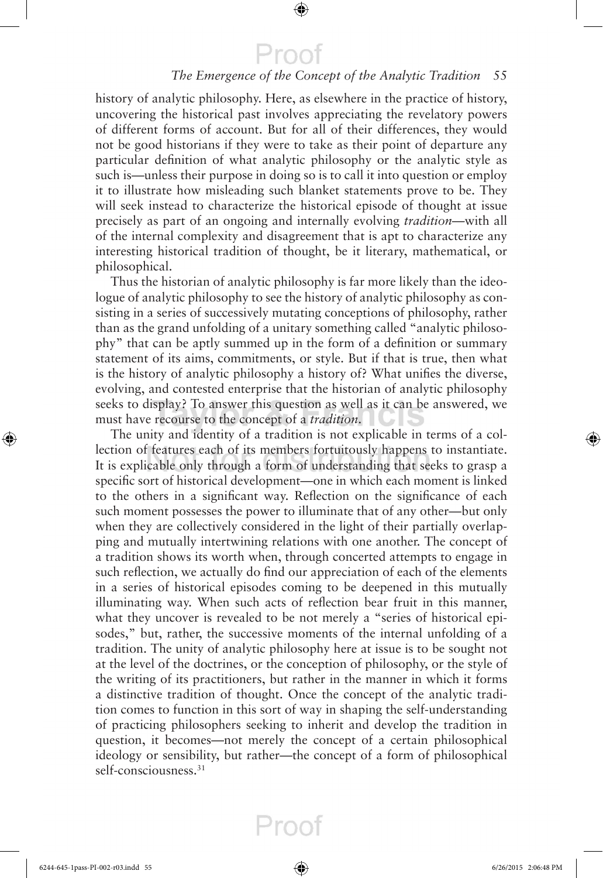history of analytic philosophy. Here, as elsewhere in the practice of history, uncovering the historical past involves appreciating the revelatory powers of different forms of account. But for all of their differences, they would not be good historians if they were to take as their point of departure any particular definition of what analytic philosophy or the analytic style as such is—unless their purpose in doing so is to call it into question or employ it to illustrate how misleading such blanket statements prove to be. They will seek instead to characterize the historical episode of thought at issue precisely as part of an ongoing and internally evolving *tradition*—with all of the internal complexity and disagreement that is apt to characterize any interesting historical tradition of thought, be it literary, mathematical, or philosophical.

Thus the historian of analytic philosophy is far more likely than the ideologue of analytic philosophy to see the history of analytic philosophy as consisting in a series of successively mutating conceptions of philosophy, rather than as the grand unfolding of a unitary something called "analytic philosophy" that can be aptly summed up in the form of a definition or summary statement of its aims, commitments, or style. But if that is true, then what is the history of analytic philosophy a history of? What unifies the diverse, evolving, and contested enterprise that the historian of analytic philosophy seeks to display? To answer this question as well as it can be answered, we must have recourse to the concept of a *tradition*.

The unity and identity of a tradition is not explicable in terms of a collection of features each of its members fortuitously happens to instantiate. It is explicable only through a form of understanding that seeks to grasp a specific sort of historical development—one in which each moment is linked to the others in a significant way. Reflection on the significance of each such moment possesses the power to illuminate that of any other—but only when they are collectively considered in the light of their partially overlapping and mutually intertwining relations with one another. The concept of a tradition shows its worth when, through concerted attempts to engage in such reflection, we actually do find our appreciation of each of the elements in a series of historical episodes coming to be deepened in this mutually illuminating way. When such acts of reflection bear fruit in this manner, what they uncover is revealed to be not merely a "series of historical episodes," but, rather, the successive moments of the internal unfolding of a tradition. The unity of analytic philosophy here at issue is to be sought not at the level of the doctrines, or the conception of philosophy, or the style of the writing of its practitioners, but rather in the manner in which it forms a distinctive tradition of thought. Once the concept of the analytic tradition comes to function in this sort of way in shaping the self-understanding of practicing philosophers seeking to inherit and develop the tradition in question, it becomes—not merely the concept of a certain philosophical ideology or sensibility, but rather—the concept of a form of philosophical self-consciousness.[31]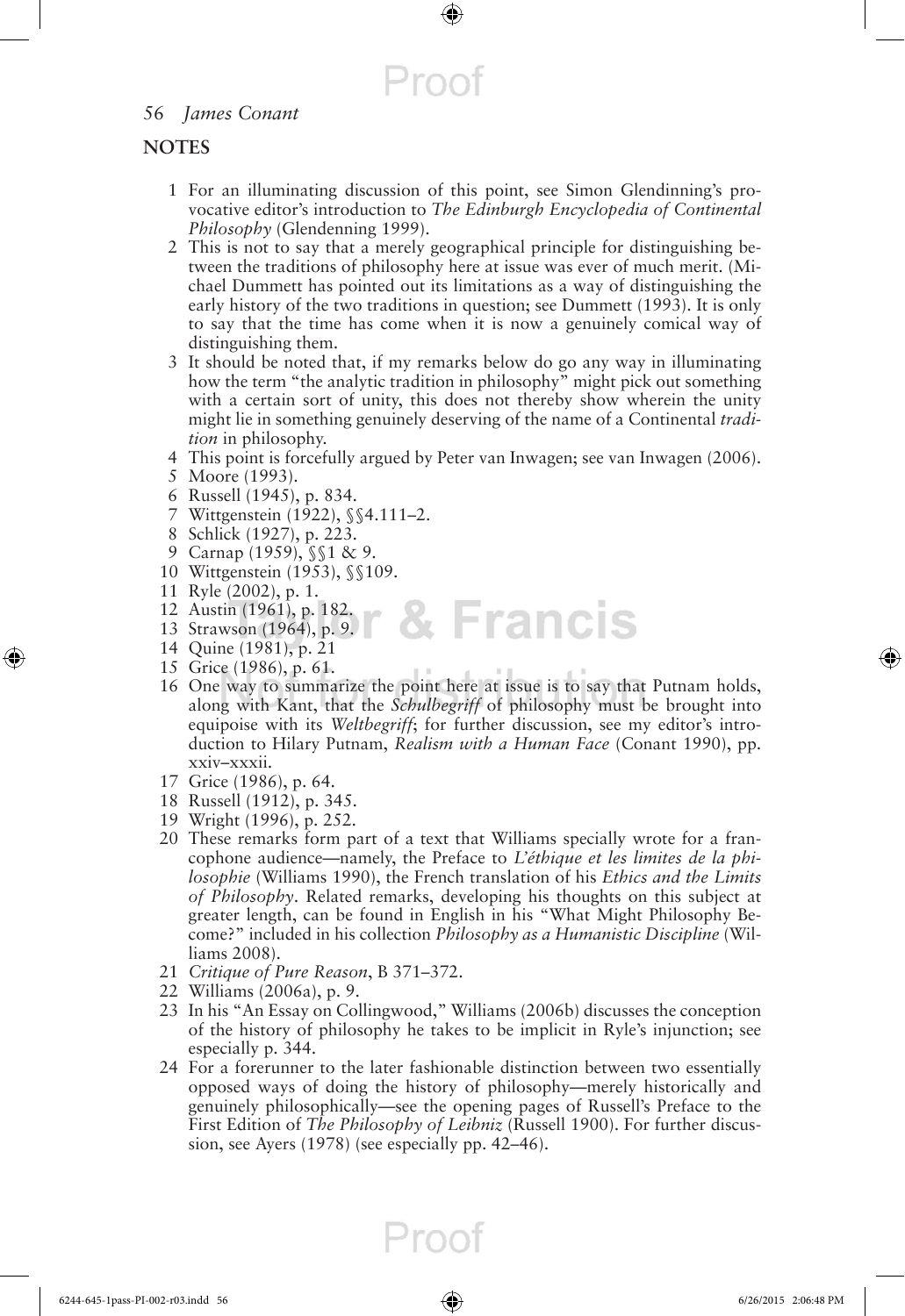## NOTES

1. For an illuminating discussion of this point, see Simon Glendinning's provocative editor's introduction to *The Edinburgh Encyclopedia of Continental Philosophy* (Glendenning 1999).
2. This is not to say that a merely geographical principle for distinguishing between the traditions of philosophy here at issue was ever of much merit. (Michael Dummett has pointed out its limitations as a way of distinguishing the early history of the two traditions in question; see Dummett (1993). It is only to say that the time has come when it is now a genuinely comical way of distinguishing them.
3. It should be noted that, if my remarks below do go any way in illuminating how the term "the analytic tradition in philosophy" might pick out something with a certain sort of unity, this does not thereby show wherein the unity might lie in something genuinely deserving of the name of a Continental *tradition* in philosophy.
4. This point is forcefully argued by Peter van Inwagen; see van Inwagen (2006).
5. Moore (1993).
6. Russell (1945), p. 834.
7. Wittgenstein (1922), §§4.111–2.
8. Schlick (1927), p. 223.
9. Carnap (1959), §§1 & 9.
10. Wittgenstein (1953), §§109.
11. Ryle (2002), p. 1.
12. Austin (1961), p. 182.
13. Strawson (1964), p. 9.
14. Quine (1981), p. 21
15. Grice (1986), p. 61.
16. One way to summarize the point here at issue is to say that Putnam holds, along with Kant, that the *Schulbegriff* of philosophy must be brought into equipoise with its *Weltbegriff*; for further discussion, see my editor's introduction to Hilary Putnam, *Realism with a Human Face* (Conant 1990), pp. xxiv–xxxii.
17. Grice (1986), p. 64.
18. Russell (1912), p. 345.
19. Wright (1996), p. 252.
20. These remarks form part of a text that Williams specially wrote for a francophone audience—namely, the Preface to *L'éthique et les limites de la philosophie* (Williams 1990), the French translation of his *Ethics and the Limits of Philosophy*. Related remarks, developing his thoughts on this subject at greater length, can be found in English in his "What Might Philosophy Become?" included in his collection *Philosophy as a Humanistic Discipline* (Williams 2008).
21. *Critique of Pure Reason*, B 371–372.
22. Williams (2006a), p. 9.
23. In his "An Essay on Collingwood," Williams (2006b) discusses the conception of the history of philosophy he takes to be implicit in Ryle's injunction; see especially p. 344.
24. For a forerunner to the later fashionable distinction between two essentially opposed ways of doing the history of philosophy—merely historically and genuinely philosophically—see the opening pages of Russell's Preface to the First Edition of *The Philosophy of Leibniz* (Russell 1900). For further discussion, see Ayers (1978) (see especially pp. 42–46).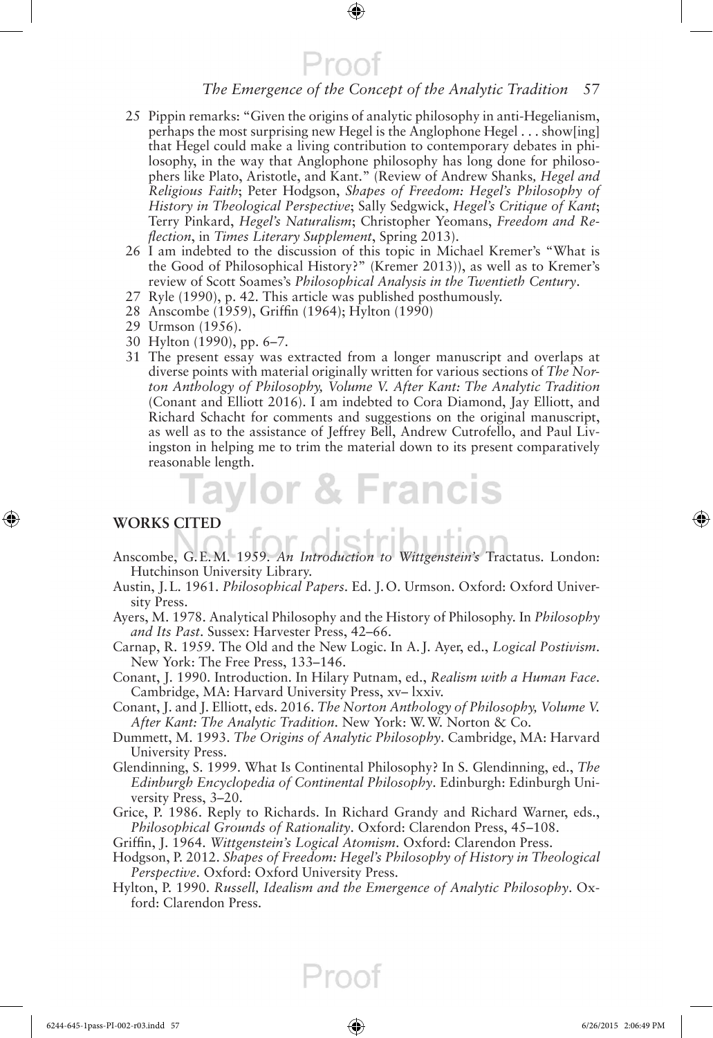25 Pippin remarks: "Given the origins of analytic philosophy in anti-Hegelianism, perhaps the most surprising new Hegel is the Anglophone Hegel . . . show[ing] that Hegel could make a living contribution to contemporary debates in philosophy, in the way that Anglophone philosophy has long done for philosophers like Plato, Aristotle, and Kant." (Review of Andrew Shanks, *Hegel and Religious Faith*; Peter Hodgson, *Shapes of Freedom: Hegel's Philosophy of History in Theological Perspective*; Sally Sedgwick, *Hegel's Critique of Kant*; Terry Pinkard, *Hegel's Naturalism*; Christopher Yeomans, *Freedom and Reflection*, in *Times Literary Supplement*, Spring 2013).

26 I am indebted to the discussion of this topic in Michael Kremer's "What is the Good of Philosophical History?" (Kremer 2013)), as well as to Kremer's review of Scott Soames's *Philosophical Analysis in the Twentieth Century*.

27 Ryle (1990), p. 42. This article was published posthumously.

28 Anscombe (1959), Griffin (1964); Hylton (1990)

29 Urmson (1956).

30 Hylton (1990), pp. 6–7.

31 The present essay was extracted from a longer manuscript and overlaps at diverse points with material originally written for various sections of *The Norton Anthology of Philosophy, Volume V. After Kant: The Analytic Tradition* (Conant and Elliott 2016). I am indebted to Cora Diamond, Jay Elliott, and Richard Schacht for comments and suggestions on the original manuscript, as well as to the assistance of Jeffrey Bell, Andrew Cutrofello, and Paul Livingston in helping me to trim the material down to its present comparatively reasonable length.

## WORKS CITED

Anscombe, G.E.M. 1959. *An Introduction to Wittgenstein's* Tractatus. London: Hutchinson University Library.

Austin, J.L. 1961. *Philosophical Papers*. Ed. J.O. Urmson. Oxford: Oxford University Press.

Ayers, M. 1978. Analytical Philosophy and the History of Philosophy. In *Philosophy and Its Past*. Sussex: Harvester Press, 42–66.

Carnap, R. 1959. The Old and the New Logic. In A.J. Ayer, ed., *Logical Postivism*. New York: The Free Press, 133–146.

Conant, J. 1990. Introduction. In Hilary Putnam, ed., *Realism with a Human Face*. Cambridge, MA: Harvard University Press, xv– lxxiv.

Conant, J. and J. Elliott, eds. 2016. *The Norton Anthology of Philosophy, Volume V. After Kant: The Analytic Tradition*. New York: W.W. Norton & Co.

Dummett, M. 1993. *The Origins of Analytic Philosophy*. Cambridge, MA: Harvard University Press.

Glendinning, S. 1999. What Is Continental Philosophy? In S. Glendinning, ed., *The Edinburgh Encyclopedia of Continental Philosophy*. Edinburgh: Edinburgh University Press, 3–20.

Grice, P. 1986. Reply to Richards. In Richard Grandy and Richard Warner, eds., *Philosophical Grounds of Rationality*. Oxford: Clarendon Press, 45–108.

Griffin, J. 1964. *Wittgenstein's Logical Atomism*. Oxford: Clarendon Press.

Hodgson, P. 2012. *Shapes of Freedom: Hegel's Philosophy of History in Theological Perspective*. Oxford: Oxford University Press.

Hylton, P. 1990. *Russell, Idealism and the Emergence of Analytic Philosophy*. Oxford: Clarendon Press.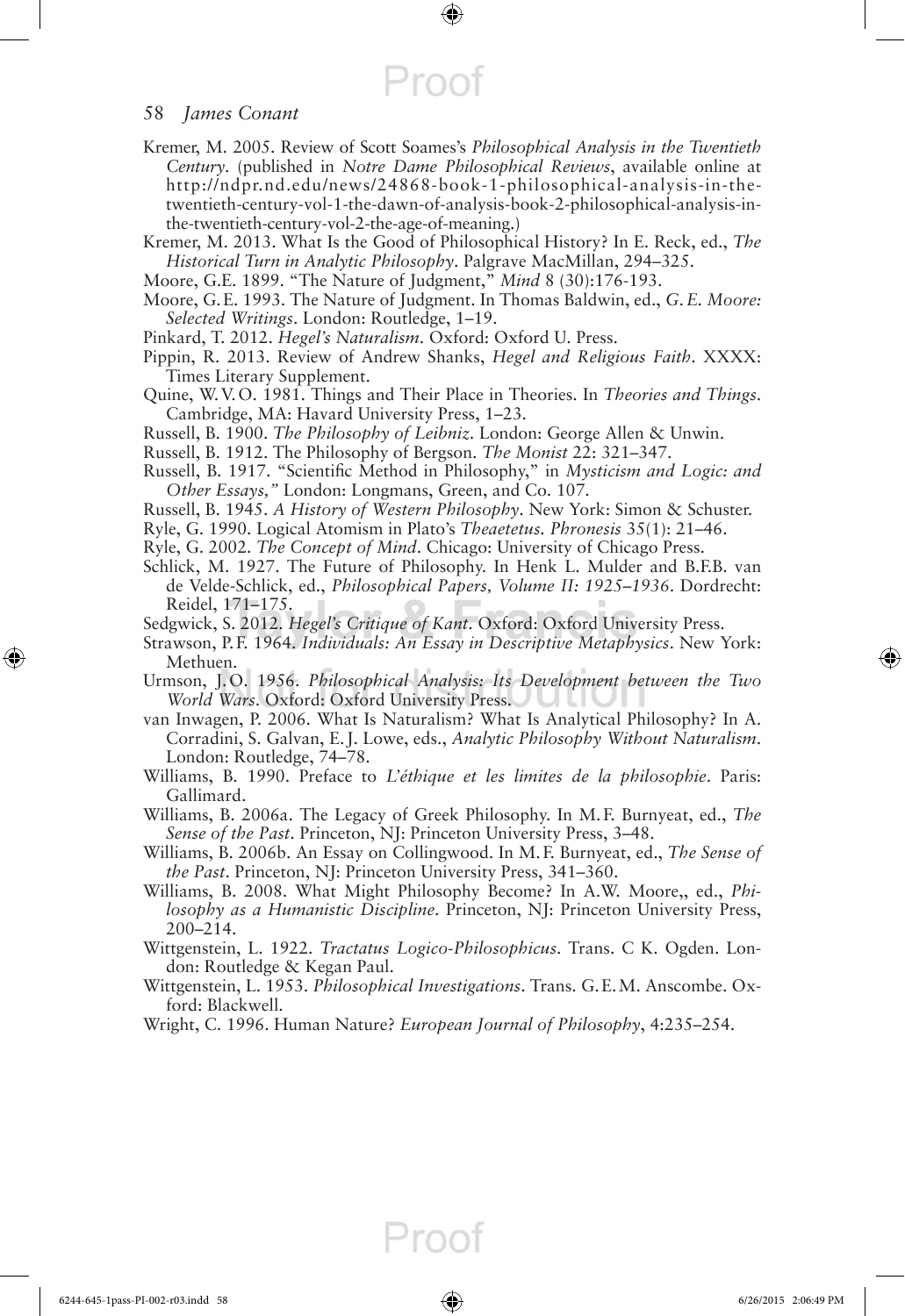Kremer, M. 2005. Review of Scott Soames's *Philosophical Analysis in the Twentieth Century*. (published in *Notre Dame Philosophical Reviews*, available online at http://ndpr.nd.edu/news/24868-book-1-philosophical-analysis-in-the-twentieth-century-vol-1-the-dawn-of-analysis-book-2-philosophical-analysis-in-the-twentieth-century-vol-2-the-age-of-meaning.)

Kremer, M. 2013. What Is the Good of Philosophical History? In E. Reck, ed., *The Historical Turn in Analytic Philosophy*. Palgrave MacMillan, 294–325.

Moore, G.E. 1899. "The Nature of Judgment," *Mind* 8 (30):176-193.

Moore, G.E. 1993. The Nature of Judgment. In Thomas Baldwin, ed., *G.E. Moore: Selected Writings*. London: Routledge, 1–19.

Pinkard, T. 2012. *Hegel's Naturalism*. Oxford: Oxford U. Press.

Pippin, R. 2013. Review of Andrew Shanks, *Hegel and Religious Faith*. XXXX: Times Literary Supplement.

Quine, W.V.O. 1981. Things and Their Place in Theories. In *Theories and Things*. Cambridge, MA: Havard University Press, 1–23.

Russell, B. 1900. *The Philosophy of Leibniz*. London: George Allen & Unwin.

Russell, B. 1912. The Philosophy of Bergson. *The Monist* 22: 321–347.

Russell, B. 1917. "Scientific Method in Philosophy," in *Mysticism and Logic: and Other Essays,"* London: Longmans, Green, and Co. 107.

Russell, B. 1945. *A History of Western Philosophy*. New York: Simon & Schuster.

Ryle, G. 1990. Logical Atomism in Plato's *Theaetetus*. *Phronesis* 35(1): 21–46.

Ryle, G. 2002. *The Concept of Mind*. Chicago: University of Chicago Press.

Schlick, M. 1927. The Future of Philosophy. In Henk L. Mulder and B.F.B. van de Velde-Schlick, ed., *Philosophical Papers, Volume II: 1925–1936*. Dordrecht: Reidel, 171–175.

Sedgwick, S. 2012. *Hegel's Critique of Kant*. Oxford: Oxford University Press.

Strawson, P.F. 1964. *Individuals: An Essay in Descriptive Metaphysics*. New York: Methuen.

Urmson, J.O. 1956. *Philosophical Analysis: Its Development between the Two World Wars*. Oxford: Oxford University Press.

van Inwagen, P. 2006. What Is Naturalism? What Is Analytical Philosophy? In A. Corradini, S. Galvan, E.J. Lowe, eds., *Analytic Philosophy Without Naturalism*. London: Routledge, 74–78.

Williams, B. 1990. Preface to *L'éthique et les limites de la philosophie*. Paris: Gallimard.

Williams, B. 2006a. The Legacy of Greek Philosophy. In M.F. Burnyeat, ed., *The Sense of the Past*. Princeton, NJ: Princeton University Press, 3–48.

Williams, B. 2006b. An Essay on Collingwood. In M.F. Burnyeat, ed., *The Sense of the Past*. Princeton, NJ: Princeton University Press, 341–360.

Williams, B. 2008. What Might Philosophy Become? In A.W. Moore,, ed., *Philosophy as a Humanistic Discipline*. Princeton, NJ: Princeton University Press, 200–214.

Wittgenstein, L. 1922. *Tractatus Logico-Philosophicus*. Trans. C K. Ogden. London: Routledge & Kegan Paul.

Wittgenstein, L. 1953. *Philosophical Investigations*. Trans. G.E.M. Anscombe. Oxford: Blackwell.

Wright, C. 1996. Human Nature? *European Journal of Philosophy*, 4:235–254.